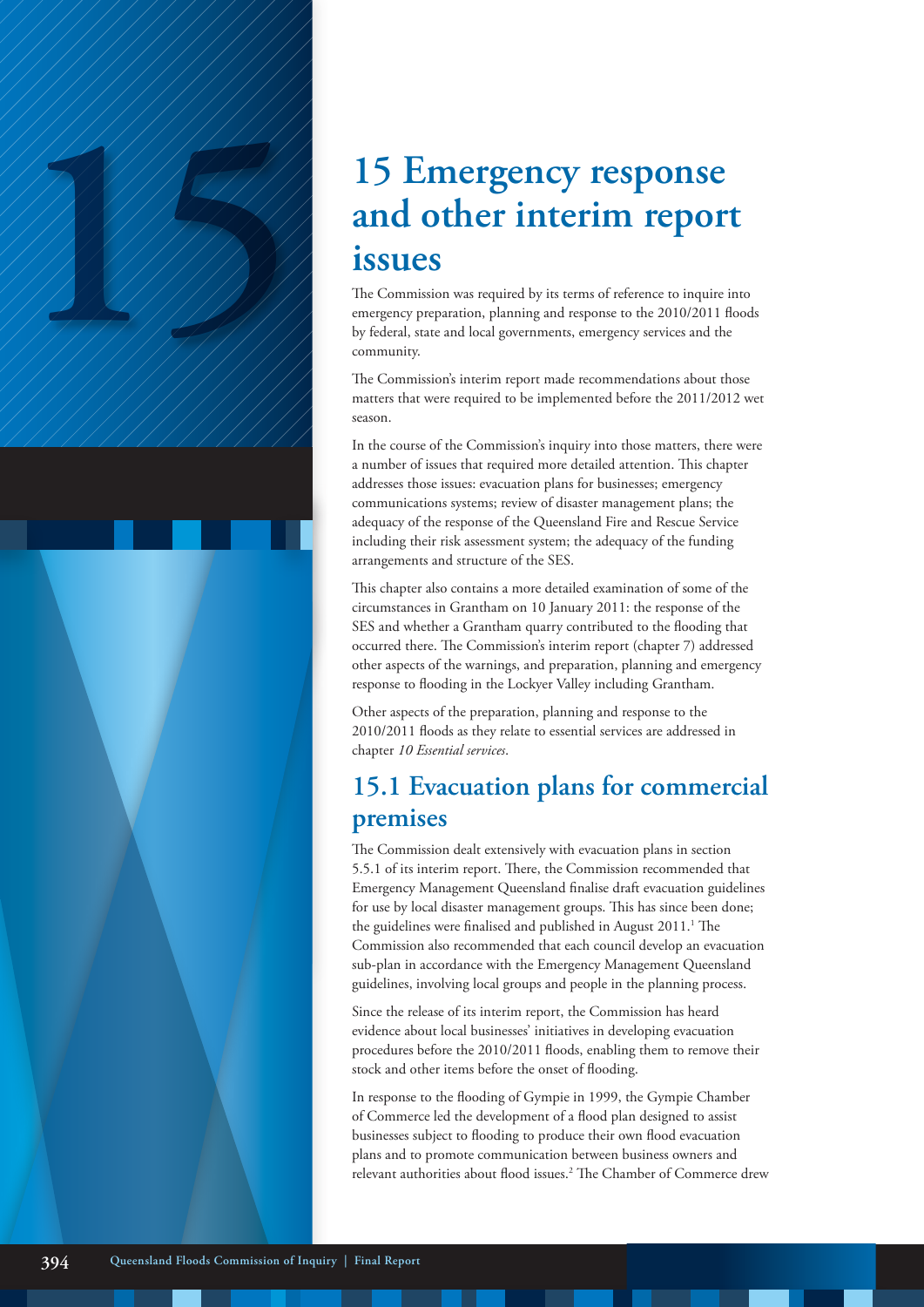# 15 Emergency response and other interim report issues

The Commission was required by its terms of reference to inquire into emergency preparation, planning and response to the 2010/2011 floods by federal, state and local governments, emergency services and the community.

The Commission's interim report made recommendations about those matters that were required to be implemented before the 2011/2012 wet season.

In the course of the Commission's inquiry into those matters, there were a number of issues that required more detailed attention. This chapter addresses those issues: evacuation plans for businesses; emergency communications systems; review of disaster management plans; the adequacy of the response of the Queensland Fire and Rescue Service including their risk assessment system; the adequacy of the funding arrangements and structure of the SES.

This chapter also contains a more detailed examination of some of the circumstances in Grantham on 10 January 2011: the response of the SES and whether a Grantham quarry contributed to the flooding that occurred there. The Commission's interim report (chapter 7) addressed other aspects of the warnings, and preparation, planning and emergency response to flooding in the Lockyer Valley including Grantham.

Other aspects of the preparation, planning and response to the 2010/2011 floods as they relate to essential services are addressed in chapter *10 Essential services*.

## 15.1 Evacuation plans for commercial premises

The Commission dealt extensively with evacuation plans in section 5.5.1 of its interim report. There, the Commission recommended that Emergency Management Queensland finalise draft evacuation guidelines for use by local disaster management groups. This has since been done; the guidelines were finalised and published in August 2011.[1] The Commission also recommended that each council develop an evacuation sub-plan in accordance with the Emergency Management Queensland guidelines, involving local groups and people in the planning process.

Since the release of its interim report, the Commission has heard evidence about local businesses' initiatives in developing evacuation procedures before the 2010/2011 floods, enabling them to remove their stock and other items before the onset of flooding.

In response to the flooding of Gympie in 1999, the Gympie Chamber of Commerce led the development of a flood plan designed to assist businesses subject to flooding to produce their own flood evacuation plans and to promote communication between business owners and relevant authorities about flood issues.[2] The Chamber of Commerce drew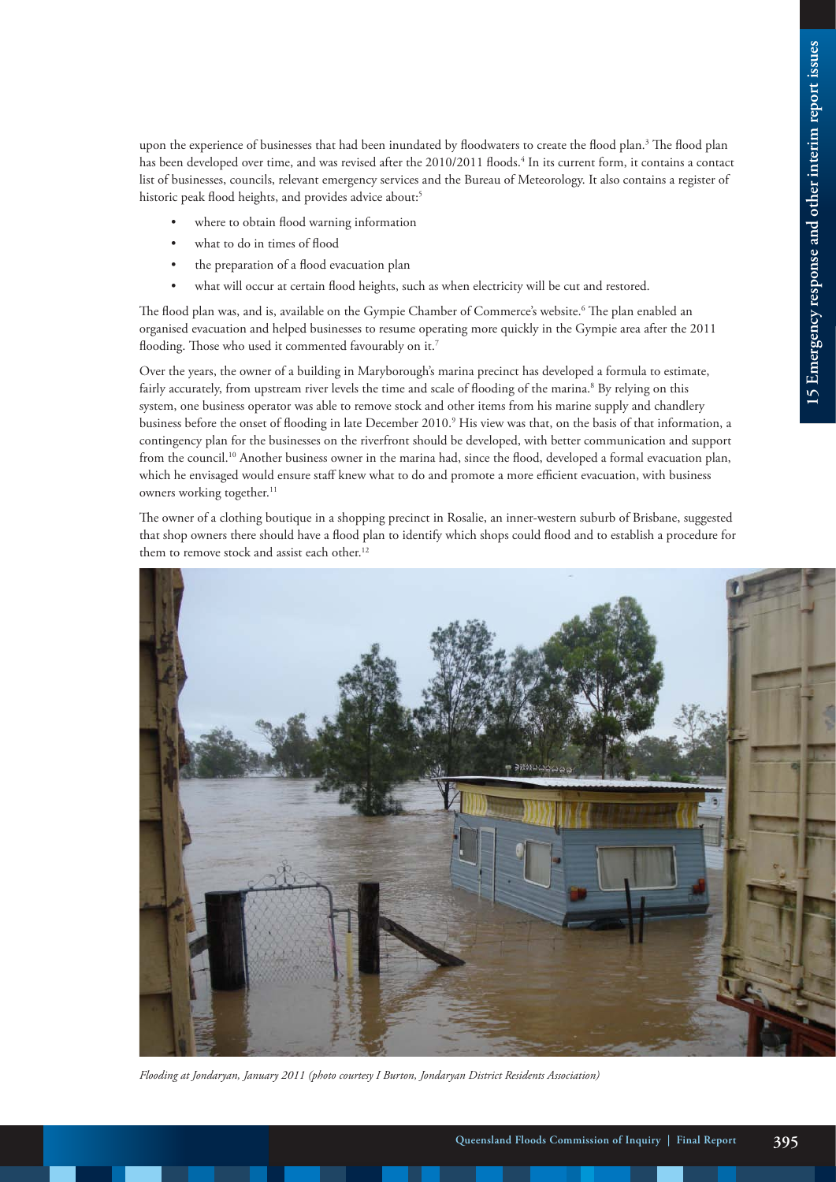upon the experience of businesses that had been inundated by floodwaters to create the flood plan.[3] The flood plan has been developed over time, and was revised after the 2010/2011 floods.[4] In its current form, it contains a contact list of businesses, councils, relevant emergency services and the Bureau of Meteorology. It also contains a register of historic peak flood heights, and provides advice about:[5]

- where to obtain flood warning information
- what to do in times of flood
- the preparation of a flood evacuation plan
- what will occur at certain flood heights, such as when electricity will be cut and restored.

The flood plan was, and is, available on the Gympie Chamber of Commerce's website.[6] The plan enabled an organised evacuation and helped businesses to resume operating more quickly in the Gympie area after the 2011 flooding. Those who used it commented favourably on it.[7]

Over the years, the owner of a building in Maryborough's marina precinct has developed a formula to estimate, fairly accurately, from upstream river levels the time and scale of flooding of the marina.[8] By relying on this system, one business operator was able to remove stock and other items from his marine supply and chandlery business before the onset of flooding in late December 2010.[9] His view was that, on the basis of that information, a contingency plan for the businesses on the riverfront should be developed, with better communication and support from the council.[10] Another business owner in the marina had, since the flood, developed a formal evacuation plan, which he envisaged would ensure staff knew what to do and promote a more efficient evacuation, with business owners working together.[11]

The owner of a clothing boutique in a shopping precinct in Rosalie, an inner-western suburb of Brisbane, suggested that shop owners there should have a flood plan to identify which shops could flood and to establish a procedure for them to remove stock and assist each other.[12]

*Flooding at Jondaryan, January 2011 (photo courtesy I Burton, Jondaryan District Residents Association)*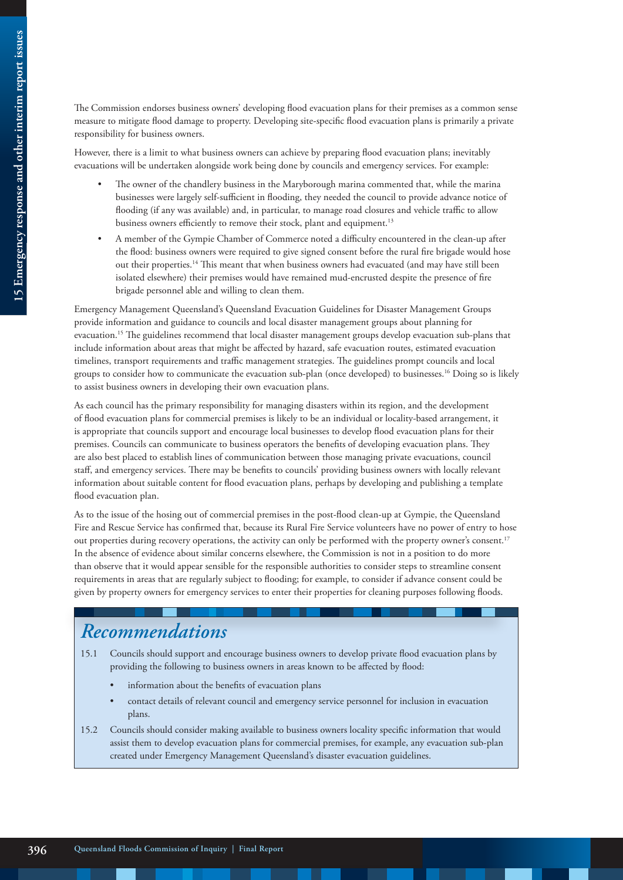The Commission endorses business owners' developing flood evacuation plans for their premises as a common sense measure to mitigate flood damage to property. Developing site-specific flood evacuation plans is primarily a private responsibility for business owners.

However, there is a limit to what business owners can achieve by preparing flood evacuation plans; inevitably evacuations will be undertaken alongside work being done by councils and emergency services. For example:

- The owner of the chandlery business in the Maryborough marina commented that, while the marina businesses were largely self-sufficient in flooding, they needed the council to provide advance notice of flooding (if any was available) and, in particular, to manage road closures and vehicle traffic to allow business owners efficiently to remove their stock, plant and equipment.[13]
- A member of the Gympie Chamber of Commerce noted a difficulty encountered in the clean-up after the flood: business owners were required to give signed consent before the rural fire brigade would hose out their properties.[14] This meant that when business owners had evacuated (and may have still been isolated elsewhere) their premises would have remained mud-encrusted despite the presence of fire brigade personnel able and willing to clean them.

Emergency Management Queensland's Queensland Evacuation Guidelines for Disaster Management Groups provide information and guidance to councils and local disaster management groups about planning for evacuation.[15] The guidelines recommend that local disaster management groups develop evacuation sub-plans that include information about areas that might be affected by hazard, safe evacuation routes, estimated evacuation timelines, transport requirements and traffic management strategies. The guidelines prompt councils and local groups to consider how to communicate the evacuation sub-plan (once developed) to businesses.[16] Doing so is likely to assist business owners in developing their own evacuation plans.

As each council has the primary responsibility for managing disasters within its region, and the development of flood evacuation plans for commercial premises is likely to be an individual or locality-based arrangement, it is appropriate that councils support and encourage local businesses to develop flood evacuation plans for their premises. Councils can communicate to business operators the benefits of developing evacuation plans. They are also best placed to establish lines of communication between those managing private evacuations, council staff, and emergency services. There may be benefits to councils' providing business owners with locally relevant information about suitable content for flood evacuation plans, perhaps by developing and publishing a template flood evacuation plan.

As to the issue of the hosing out of commercial premises in the post-flood clean-up at Gympie, the Queensland Fire and Rescue Service has confirmed that, because its Rural Fire Service volunteers have no power of entry to hose out properties during recovery operations, the activity can only be performed with the property owner's consent.[17] In the absence of evidence about similar concerns elsewhere, the Commission is not in a position to do more than observe that it would appear sensible for the responsible authorities to consider steps to streamline consent requirements in areas that are regularly subject to flooding; for example, to consider if advance consent could be given by property owners for emergency services to enter their properties for cleaning purposes following floods.

## *Recommendations*

15.1 Councils should support and encourage business owners to develop private flood evacuation plans by providing the following to business owners in areas known to be affected by flood:

- information about the benefits of evacuation plans
- contact details of relevant council and emergency service personnel for inclusion in evacuation plans.

15.2 Councils should consider making available to business owners locality specific information that would assist them to develop evacuation plans for commercial premises, for example, any evacuation sub-plan created under Emergency Management Queensland's disaster evacuation guidelines.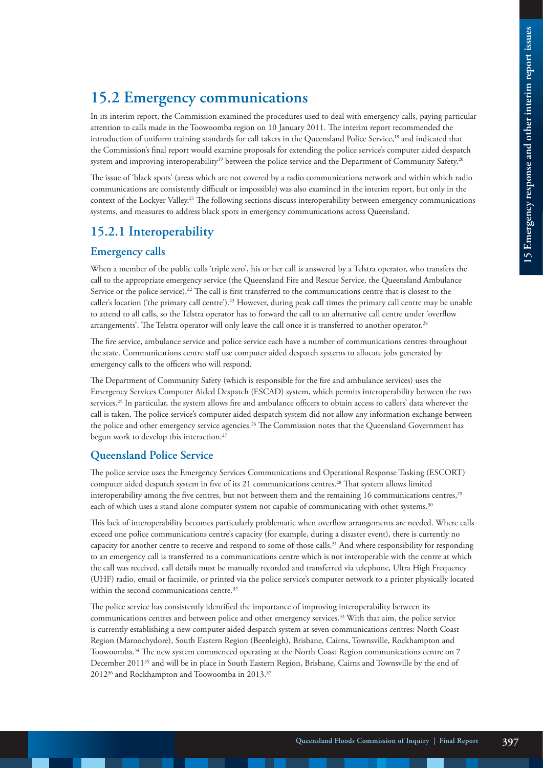## 15.2 Emergency communications

In its interim report, the Commission examined the procedures used to deal with emergency calls, paying particular attention to calls made in the Toowoomba region on 10 January 2011. The interim report recommended the introduction of uniform training standards for call takers in the Queensland Police Service,[18] and indicated that the Commission's final report would examine proposals for extending the police service's computer aided despatch system and improving interoperability[19] between the police service and the Department of Community Safety.[20]

The issue of 'black spots' (areas which are not covered by a radio communications network and within which radio communications are consistently difficult or impossible) was also examined in the interim report, but only in the context of the Lockyer Valley.[21] The following sections discuss interoperability between emergency communications systems, and measures to address black spots in emergency communications across Queensland.

### 15.2.1 Interoperability

#### Emergency calls

When a member of the public calls 'triple zero', his or her call is answered by a Telstra operator, who transfers the call to the appropriate emergency service (the Queensland Fire and Rescue Service, the Queensland Ambulance Service or the police service).[22] The call is first transferred to the communications centre that is closest to the caller's location ('the primary call centre').[23] However, during peak call times the primary call centre may be unable to attend to all calls, so the Telstra operator has to forward the call to an alternative call centre under 'overflow arrangements'. The Telstra operator will only leave the call once it is transferred to another operator.[24]

The fire service, ambulance service and police service each have a number of communications centres throughout the state. Communications centre staff use computer aided despatch systems to allocate jobs generated by emergency calls to the officers who will respond.

The Department of Community Safety (which is responsible for the fire and ambulance services) uses the Emergency Services Computer Aided Despatch (ESCAD) system, which permits interoperability between the two services.[25] In particular, the system allows fire and ambulance officers to obtain access to callers' data wherever the call is taken. The police service's computer aided despatch system did not allow any information exchange between the police and other emergency service agencies.[26] The Commission notes that the Queensland Government has begun work to develop this interaction.[27]

#### Queensland Police Service

The police service uses the Emergency Services Communications and Operational Response Tasking (ESCORT) computer aided despatch system in five of its 21 communications centres.[28] That system allows limited interoperability among the five centres, but not between them and the remaining 16 communications centres,[29] each of which uses a stand alone computer system not capable of communicating with other systems.[30]

This lack of interoperability becomes particularly problematic when overflow arrangements are needed. Where calls exceed one police communications centre's capacity (for example, during a disaster event), there is currently no capacity for another centre to receive and respond to some of those calls.[31] And where responsibility for responding to an emergency call is transferred to a communications centre which is not interoperable with the centre at which the call was received, call details must be manually recorded and transferred via telephone, Ultra High Frequency (UHF) radio, email or facsimile, or printed via the police service's computer network to a printer physically located within the second communications centre.[32]

The police service has consistently identified the importance of improving interoperability between its communications centres and between police and other emergency services.[33] With that aim, the police service is currently establishing a new computer aided despatch system at seven communications centres: North Coast Region (Maroochydore), South Eastern Region (Beenleigh), Brisbane, Cairns, Townsville, Rockhampton and Toowoomba.[34] The new system commenced operating at the North Coast Region communications centre on 7 December 2011[35] and will be in place in South Eastern Region, Brisbane, Cairns and Townsville by the end of 2012[36] and Rockhampton and Toowoomba in 2013.[37]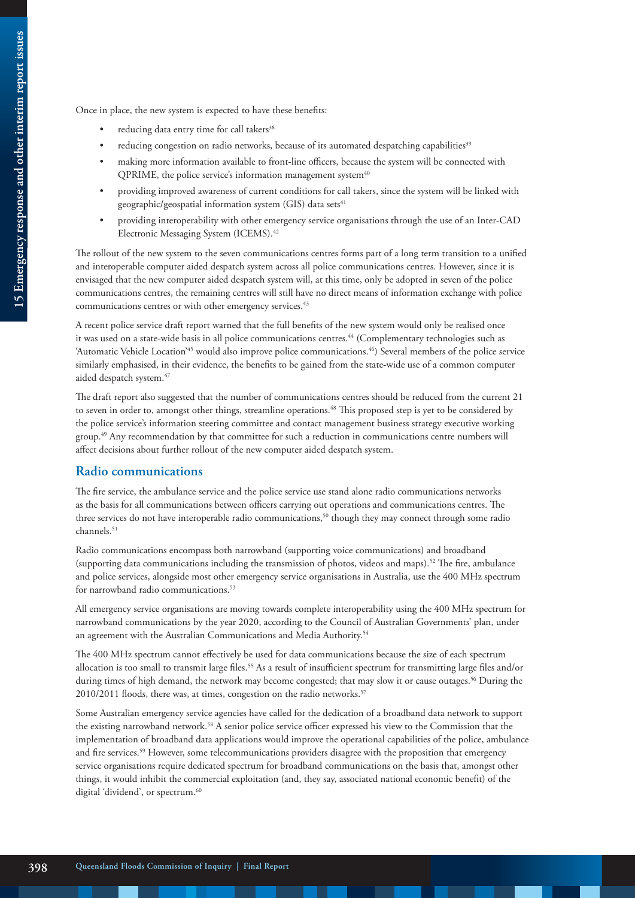Once in place, the new system is expected to have these benefits:

- reducing data entry time for call takers[38]
- reducing congestion on radio networks, because of its automated despatching capabilities[39]
- making more information available to front-line officers, because the system will be connected with QPRIME, the police service's information management system[40]
- providing improved awareness of current conditions for call takers, since the system will be linked with geographic/geospatial information system (GIS) data sets[41]
- providing interoperability with other emergency service organisations through the use of an Inter-CAD Electronic Messaging System (ICEMS).[42]

The rollout of the new system to the seven communications centres forms part of a long term transition to a unified and interoperable computer aided despatch system across all police communications centres. However, since it is envisaged that the new computer aided despatch system will, at this time, only be adopted in seven of the police communications centres, the remaining centres will still have no direct means of information exchange with police communications centres or with other emergency services.[43]

A recent police service draft report warned that the full benefits of the new system would only be realised once it was used on a state-wide basis in all police communications centres.[44] (Complementary technologies such as 'Automatic Vehicle Location'[45] would also improve police communications.[46]) Several members of the police service similarly emphasised, in their evidence, the benefits to be gained from the state-wide use of a common computer aided despatch system.[47]

The draft report also suggested that the number of communications centres should be reduced from the current 21 to seven in order to, amongst other things, streamline operations.[48] This proposed step is yet to be considered by the police service's information steering committee and contact management business strategy executive working group.[49] Any recommendation by that committee for such a reduction in communications centre numbers will affect decisions about further rollout of the new computer aided despatch system.

## Radio communications

The fire service, the ambulance service and the police service use stand alone radio communications networks as the basis for all communications between officers carrying out operations and communications centres. The three services do not have interoperable radio communications,[50] though they may connect through some radio channels.[51]

Radio communications encompass both narrowband (supporting voice communications) and broadband (supporting data communications including the transmission of photos, videos and maps).[52] The fire, ambulance and police services, alongside most other emergency service organisations in Australia, use the 400 MHz spectrum for narrowband radio communications.[53]

All emergency service organisations are moving towards complete interoperability using the 400 MHz spectrum for narrowband communications by the year 2020, according to the Council of Australian Governments' plan, under an agreement with the Australian Communications and Media Authority.[54]

The 400 MHz spectrum cannot effectively be used for data communications because the size of each spectrum allocation is too small to transmit large files.[55] As a result of insufficient spectrum for transmitting large files and/or during times of high demand, the network may become congested; that may slow it or cause outages.[56] During the 2010/2011 floods, there was, at times, congestion on the radio networks.[57]

Some Australian emergency service agencies have called for the dedication of a broadband data network to support the existing narrowband network.[58] A senior police service officer expressed his view to the Commission that the implementation of broadband data applications would improve the operational capabilities of the police, ambulance and fire services.[59] However, some telecommunications providers disagree with the proposition that emergency service organisations require dedicated spectrum for broadband communications on the basis that, amongst other things, it would inhibit the commercial exploitation (and, they say, associated national economic benefit) of the digital 'dividend', or spectrum.[60]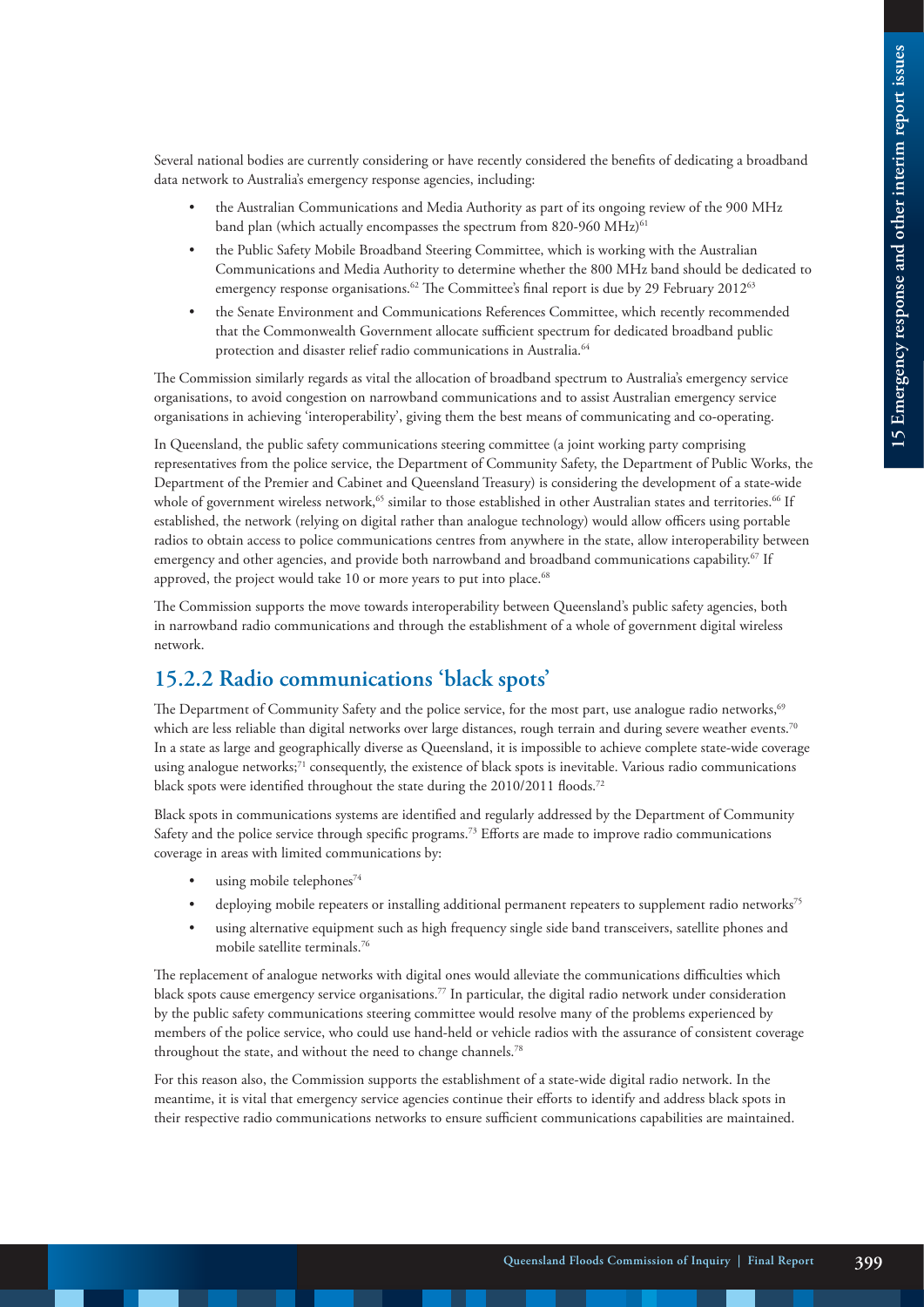Several national bodies are currently considering or have recently considered the benefits of dedicating a broadband data network to Australia's emergency response agencies, including:

- the Australian Communications and Media Authority as part of its ongoing review of the 900 MHz band plan (which actually encompasses the spectrum from 820-960 MHz)[61]
- the Public Safety Mobile Broadband Steering Committee, which is working with the Australian Communications and Media Authority to determine whether the 800 MHz band should be dedicated to emergency response organisations.[62] The Committee's final report is due by 29 February 2012[63]
- the Senate Environment and Communications References Committee, which recently recommended that the Commonwealth Government allocate sufficient spectrum for dedicated broadband public protection and disaster relief radio communications in Australia.[64]

The Commission similarly regards as vital the allocation of broadband spectrum to Australia's emergency service organisations, to avoid congestion on narrowband communications and to assist Australian emergency service organisations in achieving 'interoperability', giving them the best means of communicating and co-operating.

In Queensland, the public safety communications steering committee (a joint working party comprising representatives from the police service, the Department of Community Safety, the Department of Public Works, the Department of the Premier and Cabinet and Queensland Treasury) is considering the development of a state-wide whole of government wireless network,[65] similar to those established in other Australian states and territories.[66] If established, the network (relying on digital rather than analogue technology) would allow officers using portable radios to obtain access to police communications centres from anywhere in the state, allow interoperability between emergency and other agencies, and provide both narrowband and broadband communications capability.[67] If approved, the project would take 10 or more years to put into place.[68]

The Commission supports the move towards interoperability between Queensland's public safety agencies, both in narrowband radio communications and through the establishment of a whole of government digital wireless network.

## 15.2.2 Radio communications 'black spots'

The Department of Community Safety and the police service, for the most part, use analogue radio networks,[69] which are less reliable than digital networks over large distances, rough terrain and during severe weather events.[70] In a state as large and geographically diverse as Queensland, it is impossible to achieve complete state-wide coverage using analogue networks;[71] consequently, the existence of black spots is inevitable. Various radio communications black spots were identified throughout the state during the 2010/2011 floods.[72]

Black spots in communications systems are identified and regularly addressed by the Department of Community Safety and the police service through specific programs.[73] Efforts are made to improve radio communications coverage in areas with limited communications by:

- using mobile telephones[74]
- deploying mobile repeaters or installing additional permanent repeaters to supplement radio networks[75]
- using alternative equipment such as high frequency single side band transceivers, satellite phones and mobile satellite terminals.[76]

The replacement of analogue networks with digital ones would alleviate the communications difficulties which black spots cause emergency service organisations.[77] In particular, the digital radio network under consideration by the public safety communications steering committee would resolve many of the problems experienced by members of the police service, who could use hand-held or vehicle radios with the assurance of consistent coverage throughout the state, and without the need to change channels.[78]

For this reason also, the Commission supports the establishment of a state-wide digital radio network. In the meantime, it is vital that emergency service agencies continue their efforts to identify and address black spots in their respective radio communications networks to ensure sufficient communications capabilities are maintained.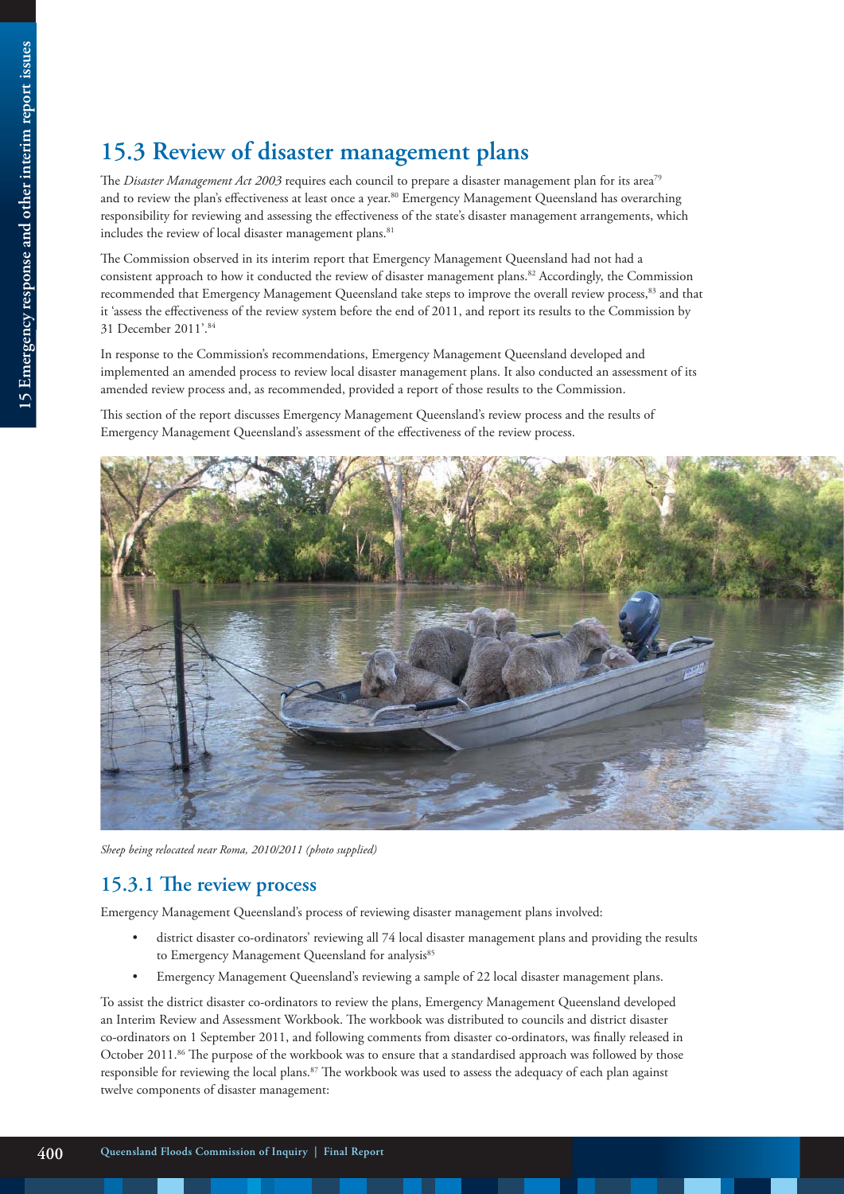## 15.3 Review of disaster management plans

The *Disaster Management Act 2003* requires each council to prepare a disaster management plan for its area[79] and to review the plan's effectiveness at least once a year.[80] Emergency Management Queensland has overarching responsibility for reviewing and assessing the effectiveness of the state's disaster management arrangements, which includes the review of local disaster management plans.[81]

The Commission observed in its interim report that Emergency Management Queensland had not had a consistent approach to how it conducted the review of disaster management plans.[82] Accordingly, the Commission recommended that Emergency Management Queensland take steps to improve the overall review process,[83] and that it 'assess the effectiveness of the review system before the end of 2011, and report its results to the Commission by 31 December 2011'.[84]

In response to the Commission's recommendations, Emergency Management Queensland developed and implemented an amended process to review local disaster management plans. It also conducted an assessment of its amended review process and, as recommended, provided a report of those results to the Commission.

This section of the report discusses Emergency Management Queensland's review process and the results of Emergency Management Queensland's assessment of the effectiveness of the review process.

*Sheep being relocated near Roma, 2010/2011 (photo supplied)*

### 15.3.1 The review process

Emergency Management Queensland's process of reviewing disaster management plans involved:

- district disaster co-ordinators' reviewing all 74 local disaster management plans and providing the results to Emergency Management Queensland for analysis[85]
- Emergency Management Queensland's reviewing a sample of 22 local disaster management plans.

To assist the district disaster co-ordinators to review the plans, Emergency Management Queensland developed an Interim Review and Assessment Workbook. The workbook was distributed to councils and district disaster co-ordinators on 1 September 2011, and following comments from disaster co-ordinators, was finally released in October 2011.[86] The purpose of the workbook was to ensure that a standardised approach was followed by those responsible for reviewing the local plans.[87] The workbook was used to assess the adequacy of each plan against twelve components of disaster management: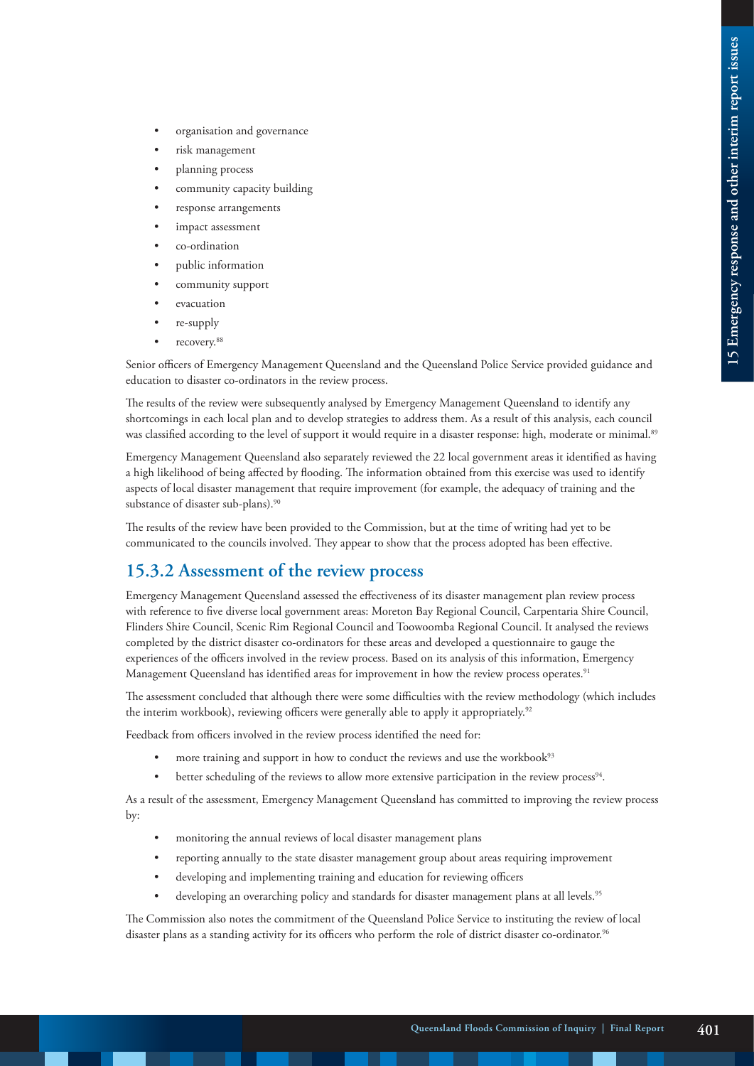- organisation and governance
- risk management
- planning process
- community capacity building
- response arrangements
- impact assessment
- co-ordination
- public information
- community support
- evacuation
- re-supply
- recovery.[88]

Senior officers of Emergency Management Queensland and the Queensland Police Service provided guidance and education to disaster co-ordinators in the review process.

The results of the review were subsequently analysed by Emergency Management Queensland to identify any shortcomings in each local plan and to develop strategies to address them. As a result of this analysis, each council was classified according to the level of support it would require in a disaster response: high, moderate or minimal.[89]

Emergency Management Queensland also separately reviewed the 22 local government areas it identified as having a high likelihood of being affected by flooding. The information obtained from this exercise was used to identify aspects of local disaster management that require improvement (for example, the adequacy of training and the substance of disaster sub-plans).[90]

The results of the review have been provided to the Commission, but at the time of writing had yet to be communicated to the councils involved. They appear to show that the process adopted has been effective.

### 15.3.2 Assessment of the review process

Emergency Management Queensland assessed the effectiveness of its disaster management plan review process with reference to five diverse local government areas: Moreton Bay Regional Council, Carpentaria Shire Council, Flinders Shire Council, Scenic Rim Regional Council and Toowoomba Regional Council. It analysed the reviews completed by the district disaster co-ordinators for these areas and developed a questionnaire to gauge the experiences of the officers involved in the review process. Based on its analysis of this information, Emergency Management Queensland has identified areas for improvement in how the review process operates.[91]

The assessment concluded that although there were some difficulties with the review methodology (which includes the interim workbook), reviewing officers were generally able to apply it appropriately.[92]

Feedback from officers involved in the review process identified the need for:

- more training and support in how to conduct the reviews and use the workbook[93]
- better scheduling of the reviews to allow more extensive participation in the review process[94].

As a result of the assessment, Emergency Management Queensland has committed to improving the review process by:

- monitoring the annual reviews of local disaster management plans
- reporting annually to the state disaster management group about areas requiring improvement
- developing and implementing training and education for reviewing officers
- developing an overarching policy and standards for disaster management plans at all levels.[95]

The Commission also notes the commitment of the Queensland Police Service to instituting the review of local disaster plans as a standing activity for its officers who perform the role of district disaster co-ordinator.[96]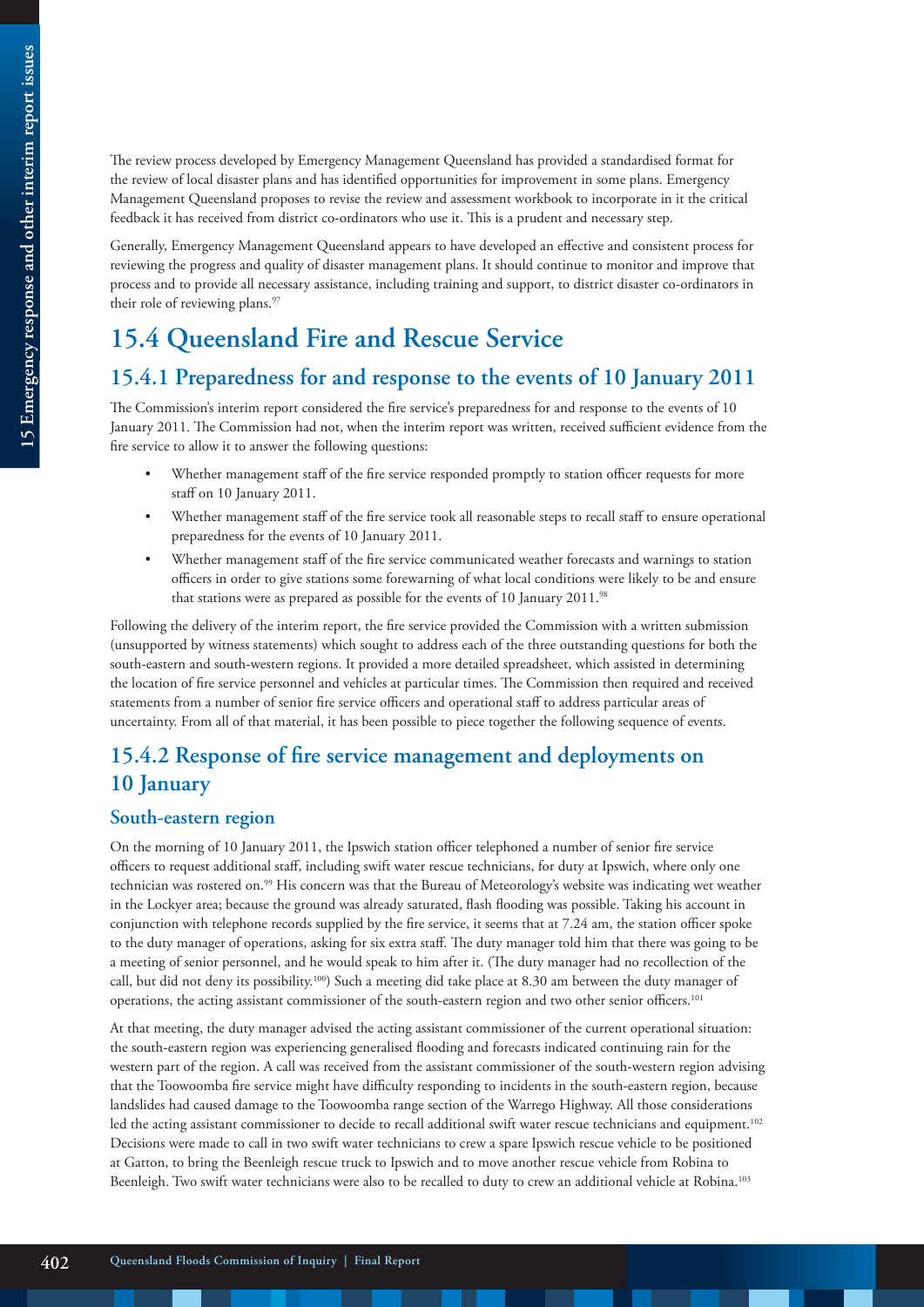The review process developed by Emergency Management Queensland has provided a standardised format for the review of local disaster plans and has identified opportunities for improvement in some plans. Emergency Management Queensland proposes to revise the review and assessment workbook to incorporate in it the critical feedback it has received from district co-ordinators who use it. This is a prudent and necessary step.

Generally, Emergency Management Queensland appears to have developed an effective and consistent process for reviewing the progress and quality of disaster management plans. It should continue to monitor and improve that process and to provide all necessary assistance, including training and support, to district disaster co-ordinators in their role of reviewing plans.[97]

# 15.4 Queensland Fire and Rescue Service

## 15.4.1 Preparedness for and response to the events of 10 January 2011

The Commission's interim report considered the fire service's preparedness for and response to the events of 10 January 2011. The Commission had not, when the interim report was written, received sufficient evidence from the fire service to allow it to answer the following questions:

- Whether management staff of the fire service responded promptly to station officer requests for more staff on 10 January 2011.
- Whether management staff of the fire service took all reasonable steps to recall staff to ensure operational preparedness for the events of 10 January 2011.
- Whether management staff of the fire service communicated weather forecasts and warnings to station officers in order to give stations some forewarning of what local conditions were likely to be and ensure that stations were as prepared as possible for the events of 10 January 2011.[98]

Following the delivery of the interim report, the fire service provided the Commission with a written submission (unsupported by witness statements) which sought to address each of the three outstanding questions for both the south-eastern and south-western regions. It provided a more detailed spreadsheet, which assisted in determining the location of fire service personnel and vehicles at particular times. The Commission then required and received statements from a number of senior fire service officers and operational staff to address particular areas of uncertainty. From all of that material, it has been possible to piece together the following sequence of events.

## 15.4.2 Response of fire service management and deployments on 10 January

### South-eastern region

On the morning of 10 January 2011, the Ipswich station officer telephoned a number of senior fire service officers to request additional staff, including swift water rescue technicians, for duty at Ipswich, where only one technician was rostered on.[99] His concern was that the Bureau of Meteorology's website was indicating wet weather in the Lockyer area; because the ground was already saturated, flash flooding was possible. Taking his account in conjunction with telephone records supplied by the fire service, it seems that at 7.24 am, the station officer spoke to the duty manager of operations, asking for six extra staff. The duty manager told him that there was going to be a meeting of senior personnel, and he would speak to him after it. (The duty manager had no recollection of the call, but did not deny its possibility.[100]) Such a meeting did take place at 8.30 am between the duty manager of operations, the acting assistant commissioner of the south-eastern region and two other senior officers.[101]

At that meeting, the duty manager advised the acting assistant commissioner of the current operational situation: the south-eastern region was experiencing generalised flooding and forecasts indicated continuing rain for the western part of the region. A call was received from the assistant commissioner of the south-western region advising that the Toowoomba fire service might have difficulty responding to incidents in the south-eastern region, because landslides had caused damage to the Toowoomba range section of the Warrego Highway. All those considerations led the acting assistant commissioner to decide to recall additional swift water rescue technicians and equipment.[102] Decisions were made to call in two swift water technicians to crew a spare Ipswich rescue vehicle to be positioned at Gatton, to bring the Beenleigh rescue truck to Ipswich and to move another rescue vehicle from Robina to Beenleigh. Two swift water technicians were also to be recalled to duty to crew an additional vehicle at Robina.[103]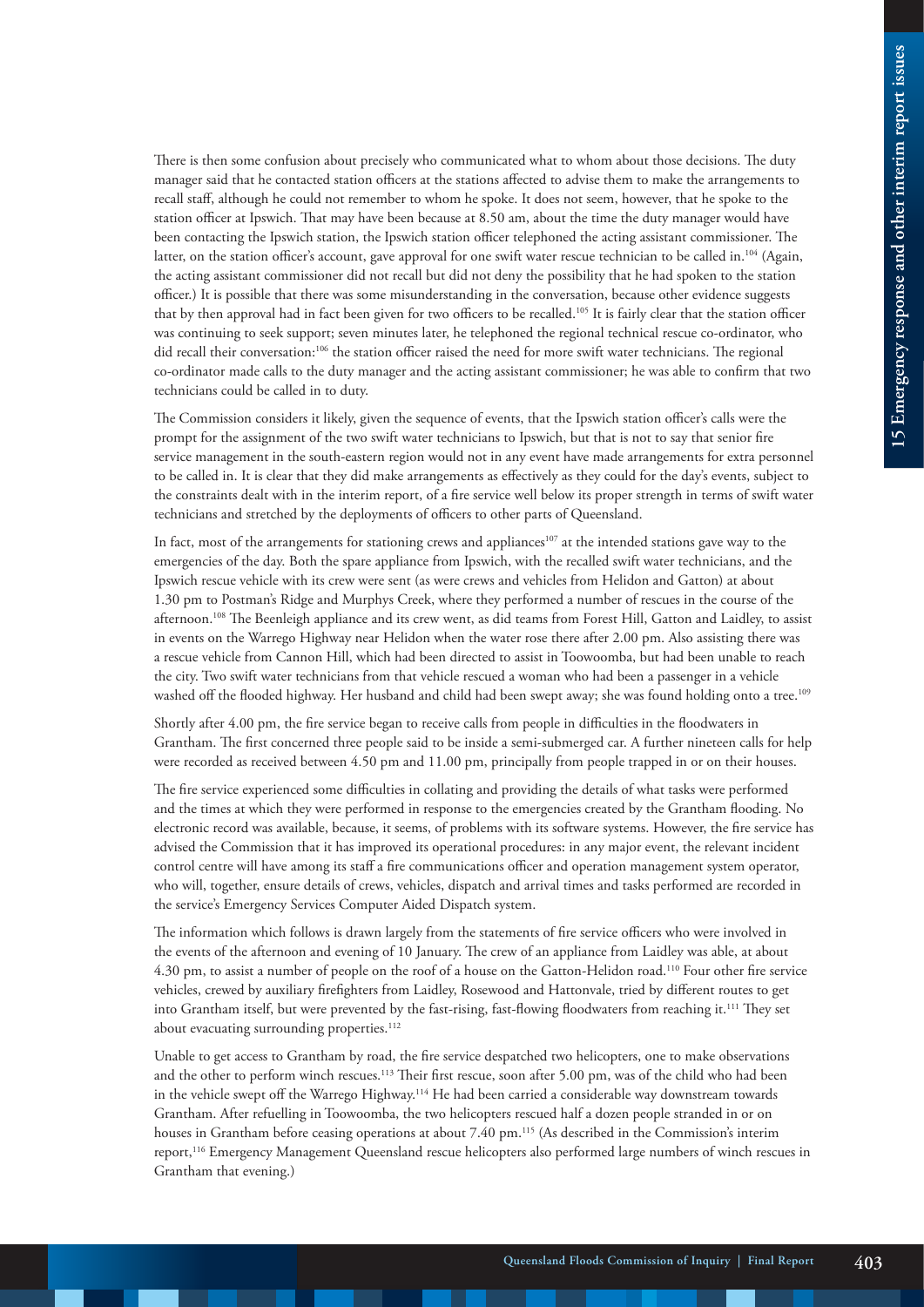There is then some confusion about precisely who communicated what to whom about those decisions. The duty manager said that he contacted station officers at the stations affected to advise them to make the arrangements to recall staff, although he could not remember to whom he spoke. It does not seem, however, that he spoke to the station officer at Ipswich. That may have been because at 8.50 am, about the time the duty manager would have been contacting the Ipswich station, the Ipswich station officer telephoned the acting assistant commissioner. The latter, on the station officer's account, gave approval for one swift water rescue technician to be called in.[104] (Again, the acting assistant commissioner did not recall but did not deny the possibility that he had spoken to the station officer.) It is possible that there was some misunderstanding in the conversation, because other evidence suggests that by then approval had in fact been given for two officers to be recalled.[105] It is fairly clear that the station officer was continuing to seek support; seven minutes later, he telephoned the regional technical rescue co-ordinator, who did recall their conversation:[106] the station officer raised the need for more swift water technicians. The regional co-ordinator made calls to the duty manager and the acting assistant commissioner; he was able to confirm that two technicians could be called in to duty.

The Commission considers it likely, given the sequence of events, that the Ipswich station officer's calls were the prompt for the assignment of the two swift water technicians to Ipswich, but that is not to say that senior fire service management in the south-eastern region would not in any event have made arrangements for extra personnel to be called in. It is clear that they did make arrangements as effectively as they could for the day's events, subject to the constraints dealt with in the interim report, of a fire service well below its proper strength in terms of swift water technicians and stretched by the deployments of officers to other parts of Queensland.

In fact, most of the arrangements for stationing crews and appliances[107] at the intended stations gave way to the emergencies of the day. Both the spare appliance from Ipswich, with the recalled swift water technicians, and the Ipswich rescue vehicle with its crew were sent (as were crews and vehicles from Helidon and Gatton) at about 1.30 pm to Postman's Ridge and Murphys Creek, where they performed a number of rescues in the course of the afternoon.[108] The Beenleigh appliance and its crew went, as did teams from Forest Hill, Gatton and Laidley, to assist in events on the Warrego Highway near Helidon when the water rose there after 2.00 pm. Also assisting there was a rescue vehicle from Cannon Hill, which had been directed to assist in Toowoomba, but had been unable to reach the city. Two swift water technicians from that vehicle rescued a woman who had been a passenger in a vehicle washed off the flooded highway. Her husband and child had been swept away; she was found holding onto a tree.[109]

Shortly after 4.00 pm, the fire service began to receive calls from people in difficulties in the floodwaters in Grantham. The first concerned three people said to be inside a semi-submerged car. A further nineteen calls for help were recorded as received between 4.50 pm and 11.00 pm, principally from people trapped in or on their houses.

The fire service experienced some difficulties in collating and providing the details of what tasks were performed and the times at which they were performed in response to the emergencies created by the Grantham flooding. No electronic record was available, because, it seems, of problems with its software systems. However, the fire service has advised the Commission that it has improved its operational procedures: in any major event, the relevant incident control centre will have among its staff a fire communications officer and operation management system operator, who will, together, ensure details of crews, vehicles, dispatch and arrival times and tasks performed are recorded in the service's Emergency Services Computer Aided Dispatch system.

The information which follows is drawn largely from the statements of fire service officers who were involved in the events of the afternoon and evening of 10 January. The crew of an appliance from Laidley was able, at about 4.30 pm, to assist a number of people on the roof of a house on the Gatton-Helidon road.[110] Four other fire service vehicles, crewed by auxiliary firefighters from Laidley, Rosewood and Hattonvale, tried by different routes to get into Grantham itself, but were prevented by the fast-rising, fast-flowing floodwaters from reaching it.[111] They set about evacuating surrounding properties.[112]

Unable to get access to Grantham by road, the fire service despatched two helicopters, one to make observations and the other to perform winch rescues.[113] Their first rescue, soon after 5.00 pm, was of the child who had been in the vehicle swept off the Warrego Highway.[114] He had been carried a considerable way downstream towards Grantham. After refuelling in Toowoomba, the two helicopters rescued half a dozen people stranded in or on houses in Grantham before ceasing operations at about 7.40 pm.[115] (As described in the Commission's interim report,[116] Emergency Management Queensland rescue helicopters also performed large numbers of winch rescues in Grantham that evening.)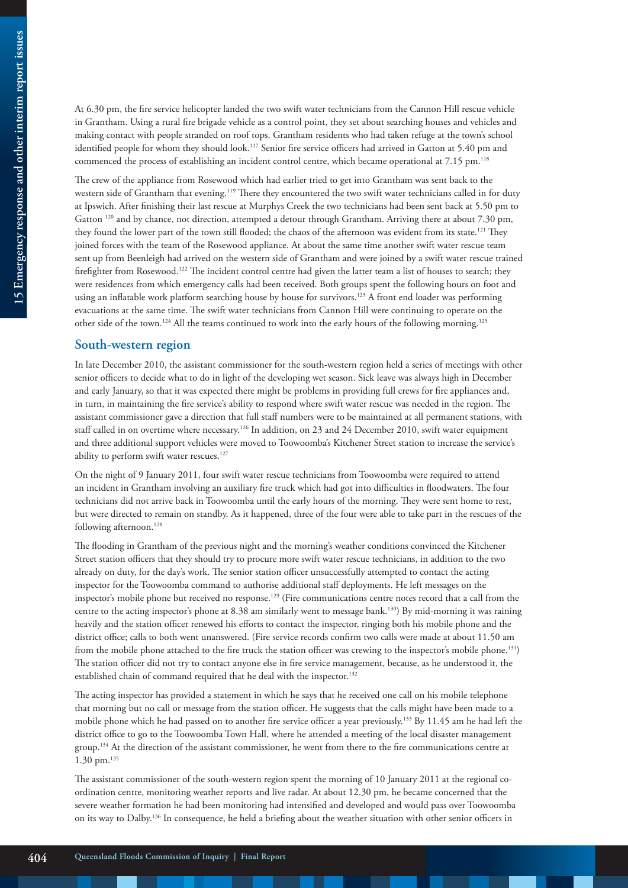At 6.30 pm, the fire service helicopter landed the two swift water technicians from the Cannon Hill rescue vehicle in Grantham. Using a rural fire brigade vehicle as a control point, they set about searching houses and vehicles and making contact with people stranded on roof tops. Grantham residents who had taken refuge at the town's school identified people for whom they should look.[117] Senior fire service officers had arrived in Gatton at 5.40 pm and commenced the process of establishing an incident control centre, which became operational at 7.15 pm.[118]

The crew of the appliance from Rosewood which had earlier tried to get into Grantham was sent back to the western side of Grantham that evening.[119] There they encountered the two swift water technicians called in for duty at Ipswich. After finishing their last rescue at Murphys Creek the two technicians had been sent back at 5.50 pm to Gatton [120] and by chance, not direction, attempted a detour through Grantham. Arriving there at about 7.30 pm, they found the lower part of the town still flooded; the chaos of the afternoon was evident from its state.[121] They joined forces with the team of the Rosewood appliance. At about the same time another swift water rescue team sent up from Beenleigh had arrived on the western side of Grantham and were joined by a swift water rescue trained firefighter from Rosewood.[122] The incident control centre had given the latter team a list of houses to search; they were residences from which emergency calls had been received. Both groups spent the following hours on foot and using an inflatable work platform searching house by house for survivors.[123] A front end loader was performing evacuations at the same time. The swift water technicians from Cannon Hill were continuing to operate on the other side of the town.[124] All the teams continued to work into the early hours of the following morning.[125]

## South-western region

In late December 2010, the assistant commissioner for the south-western region held a series of meetings with other senior officers to decide what to do in light of the developing wet season. Sick leave was always high in December and early January, so that it was expected there might be problems in providing full crews for fire appliances and, in turn, in maintaining the fire service's ability to respond where swift water rescue was needed in the region. The assistant commissioner gave a direction that full staff numbers were to be maintained at all permanent stations, with staff called in on overtime where necessary.[126] In addition, on 23 and 24 December 2010, swift water equipment and three additional support vehicles were moved to Toowoomba's Kitchener Street station to increase the service's ability to perform swift water rescues.[127]

On the night of 9 January 2011, four swift water rescue technicians from Toowoomba were required to attend an incident in Grantham involving an auxiliary fire truck which had got into difficulties in floodwaters. The four technicians did not arrive back in Toowoomba until the early hours of the morning. They were sent home to rest, but were directed to remain on standby. As it happened, three of the four were able to take part in the rescues of the following afternoon.[128]

The flooding in Grantham of the previous night and the morning's weather conditions convinced the Kitchener Street station officers that they should try to procure more swift water rescue technicians, in addition to the two already on duty, for the day's work. The senior station officer unsuccessfully attempted to contact the acting inspector for the Toowoomba command to authorise additional staff deployments. He left messages on the inspector's mobile phone but received no response.[129] (Fire communications centre notes record that a call from the centre to the acting inspector's phone at 8.38 am similarly went to message bank.[130]) By mid-morning it was raining heavily and the station officer renewed his efforts to contact the inspector, ringing both his mobile phone and the district office; calls to both went unanswered. (Fire service records confirm two calls were made at about 11.50 am from the mobile phone attached to the fire truck the station officer was crewing to the inspector's mobile phone.[131]) The station officer did not try to contact anyone else in fire service management, because, as he understood it, the established chain of command required that he deal with the inspector.[132]

The acting inspector has provided a statement in which he says that he received one call on his mobile telephone that morning but no call or message from the station officer. He suggests that the calls might have been made to a mobile phone which he had passed on to another fire service officer a year previously.[133] By 11.45 am he had left the district office to go to the Toowoomba Town Hall, where he attended a meeting of the local disaster management group.[134] At the direction of the assistant commissioner, he went from there to the fire communications centre at 1.30 pm.[135]

The assistant commissioner of the south-western region spent the morning of 10 January 2011 at the regional co-ordination centre, monitoring weather reports and live radar. At about 12.30 pm, he became concerned that the severe weather formation he had been monitoring had intensified and developed and would pass over Toowoomba on its way to Dalby.[136] In consequence, he held a briefing about the weather situation with other senior officers in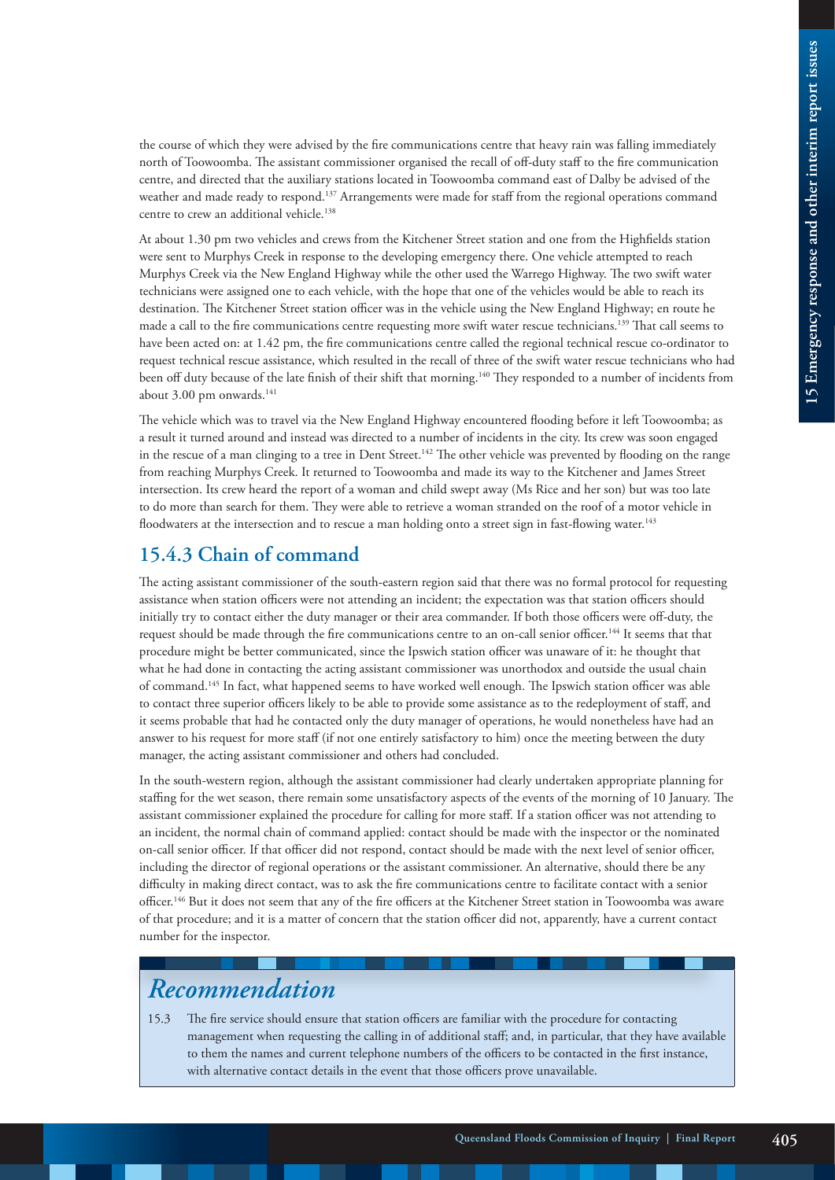the course of which they were advised by the fire communications centre that heavy rain was falling immediately north of Toowoomba. The assistant commissioner organised the recall of off-duty staff to the fire communication centre, and directed that the auxiliary stations located in Toowoomba command east of Dalby be advised of the weather and made ready to respond.[137] Arrangements were made for staff from the regional operations command centre to crew an additional vehicle.[138]

At about 1.30 pm two vehicles and crews from the Kitchener Street station and one from the Highfields station were sent to Murphys Creek in response to the developing emergency there. One vehicle attempted to reach Murphys Creek via the New England Highway while the other used the Warrego Highway. The two swift water technicians were assigned one to each vehicle, with the hope that one of the vehicles would be able to reach its destination. The Kitchener Street station officer was in the vehicle using the New England Highway; en route he made a call to the fire communications centre requesting more swift water rescue technicians.[139] That call seems to have been acted on: at 1.42 pm, the fire communications centre called the regional technical rescue co-ordinator to request technical rescue assistance, which resulted in the recall of three of the swift water rescue technicians who had been off duty because of the late finish of their shift that morning.[140] They responded to a number of incidents from about 3.00 pm onwards.[141]

The vehicle which was to travel via the New England Highway encountered flooding before it left Toowoomba; as a result it turned around and instead was directed to a number of incidents in the city. Its crew was soon engaged in the rescue of a man clinging to a tree in Dent Street.[142] The other vehicle was prevented by flooding on the range from reaching Murphys Creek. It returned to Toowoomba and made its way to the Kitchener and James Street intersection. Its crew heard the report of a woman and child swept away (Ms Rice and her son) but was too late to do more than search for them. They were able to retrieve a woman stranded on the roof of a motor vehicle in floodwaters at the intersection and to rescue a man holding onto a street sign in fast-flowing water.[143]

### 15.4.3 Chain of command

The acting assistant commissioner of the south-eastern region said that there was no formal protocol for requesting assistance when station officers were not attending an incident; the expectation was that station officers should initially try to contact either the duty manager or their area commander. If both those officers were off-duty, the request should be made through the fire communications centre to an on-call senior officer.[144] It seems that that procedure might be better communicated, since the Ipswich station officer was unaware of it: he thought that what he had done in contacting the acting assistant commissioner was unorthodox and outside the usual chain of command.[145] In fact, what happened seems to have worked well enough. The Ipswich station officer was able to contact three superior officers likely to be able to provide some assistance as to the redeployment of staff, and it seems probable that had he contacted only the duty manager of operations, he would nonetheless have had an answer to his request for more staff (if not one entirely satisfactory to him) once the meeting between the duty manager, the acting assistant commissioner and others had concluded.

In the south-western region, although the assistant commissioner had clearly undertaken appropriate planning for staffing for the wet season, there remain some unsatisfactory aspects of the events of the morning of 10 January. The assistant commissioner explained the procedure for calling for more staff. If a station officer was not attending to an incident, the normal chain of command applied: contact should be made with the inspector or the nominated on-call senior officer. If that officer did not respond, contact should be made with the next level of senior officer, including the director of regional operations or the assistant commissioner. An alternative, should there be any difficulty in making direct contact, was to ask the fire communications centre to facilitate contact with a senior officer.[146] But it does not seem that any of the fire officers at the Kitchener Street station in Toowoomba was aware of that procedure; and it is a matter of concern that the station officer did not, apparently, have a current contact number for the inspector.

## *Recommendation*

15.3 The fire service should ensure that station officers are familiar with the procedure for contacting management when requesting the calling in of additional staff; and, in particular, that they have available to them the names and current telephone numbers of the officers to be contacted in the first instance, with alternative contact details in the event that those officers prove unavailable.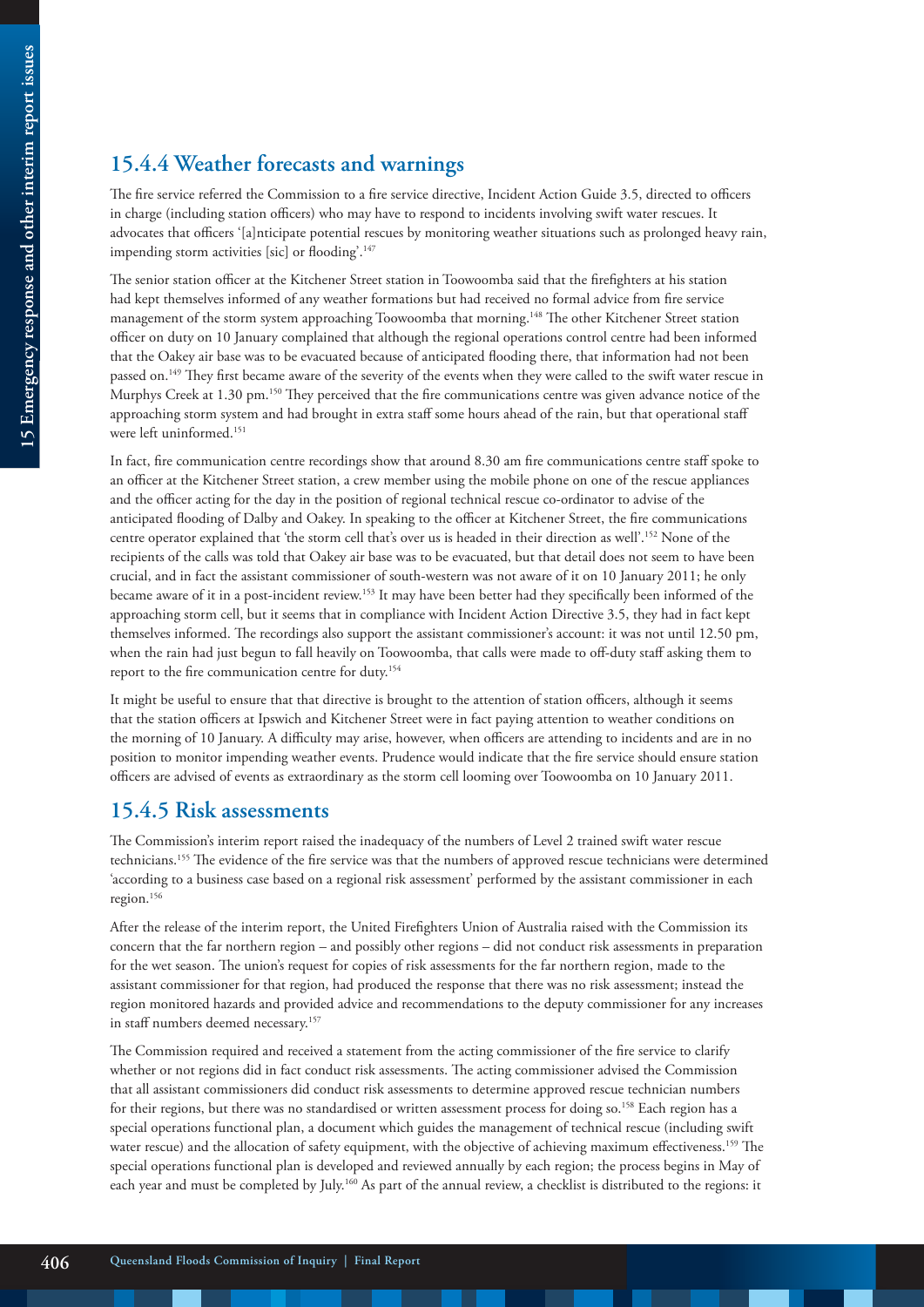### 15.4.4 Weather forecasts and warnings

The fire service referred the Commission to a fire service directive, Incident Action Guide 3.5, directed to officers in charge (including station officers) who may have to respond to incidents involving swift water rescues. It advocates that officers '[a]nticipate potential rescues by monitoring weather situations such as prolonged heavy rain, impending storm activities [sic] or flooding'.[147]

The senior station officer at the Kitchener Street station in Toowoomba said that the firefighters at his station had kept themselves informed of any weather formations but had received no formal advice from fire service management of the storm system approaching Toowoomba that morning.[148] The other Kitchener Street station officer on duty on 10 January complained that although the regional operations control centre had been informed that the Oakey air base was to be evacuated because of anticipated flooding there, that information had not been passed on.[149] They first became aware of the severity of the events when they were called to the swift water rescue in Murphys Creek at 1.30 pm.[150] They perceived that the fire communications centre was given advance notice of the approaching storm system and had brought in extra staff some hours ahead of the rain, but that operational staff were left uninformed.[151]

In fact, fire communication centre recordings show that around 8.30 am fire communications centre staff spoke to an officer at the Kitchener Street station, a crew member using the mobile phone on one of the rescue appliances and the officer acting for the day in the position of regional technical rescue co-ordinator to advise of the anticipated flooding of Dalby and Oakey. In speaking to the officer at Kitchener Street, the fire communications centre operator explained that 'the storm cell that's over us is headed in their direction as well'.[152] None of the recipients of the calls was told that Oakey air base was to be evacuated, but that detail does not seem to have been crucial, and in fact the assistant commissioner of south-western was not aware of it on 10 January 2011; he only became aware of it in a post-incident review.[153] It may have been better had they specifically been informed of the approaching storm cell, but it seems that in compliance with Incident Action Directive 3.5, they had in fact kept themselves informed. The recordings also support the assistant commissioner's account: it was not until 12.50 pm, when the rain had just begun to fall heavily on Toowoomba, that calls were made to off-duty staff asking them to report to the fire communication centre for duty.[154]

It might be useful to ensure that that directive is brought to the attention of station officers, although it seems that the station officers at Ipswich and Kitchener Street were in fact paying attention to weather conditions on the morning of 10 January. A difficulty may arise, however, when officers are attending to incidents and are in no position to monitor impending weather events. Prudence would indicate that the fire service should ensure station officers are advised of events as extraordinary as the storm cell looming over Toowoomba on 10 January 2011.

### 15.4.5 Risk assessments

The Commission's interim report raised the inadequacy of the numbers of Level 2 trained swift water rescue technicians.[155] The evidence of the fire service was that the numbers of approved rescue technicians were determined 'according to a business case based on a regional risk assessment' performed by the assistant commissioner in each region.[156]

After the release of the interim report, the United Firefighters Union of Australia raised with the Commission its concern that the far northern region – and possibly other regions – did not conduct risk assessments in preparation for the wet season. The union's request for copies of risk assessments for the far northern region, made to the assistant commissioner for that region, had produced the response that there was no risk assessment; instead the region monitored hazards and provided advice and recommendations to the deputy commissioner for any increases in staff numbers deemed necessary.[157]

The Commission required and received a statement from the acting commissioner of the fire service to clarify whether or not regions did in fact conduct risk assessments. The acting commissioner advised the Commission that all assistant commissioners did conduct risk assessments to determine approved rescue technician numbers for their regions, but there was no standardised or written assessment process for doing so.[158] Each region has a special operations functional plan, a document which guides the management of technical rescue (including swift water rescue) and the allocation of safety equipment, with the objective of achieving maximum effectiveness.[159] The special operations functional plan is developed and reviewed annually by each region; the process begins in May of each year and must be completed by July.[160] As part of the annual review, a checklist is distributed to the regions: it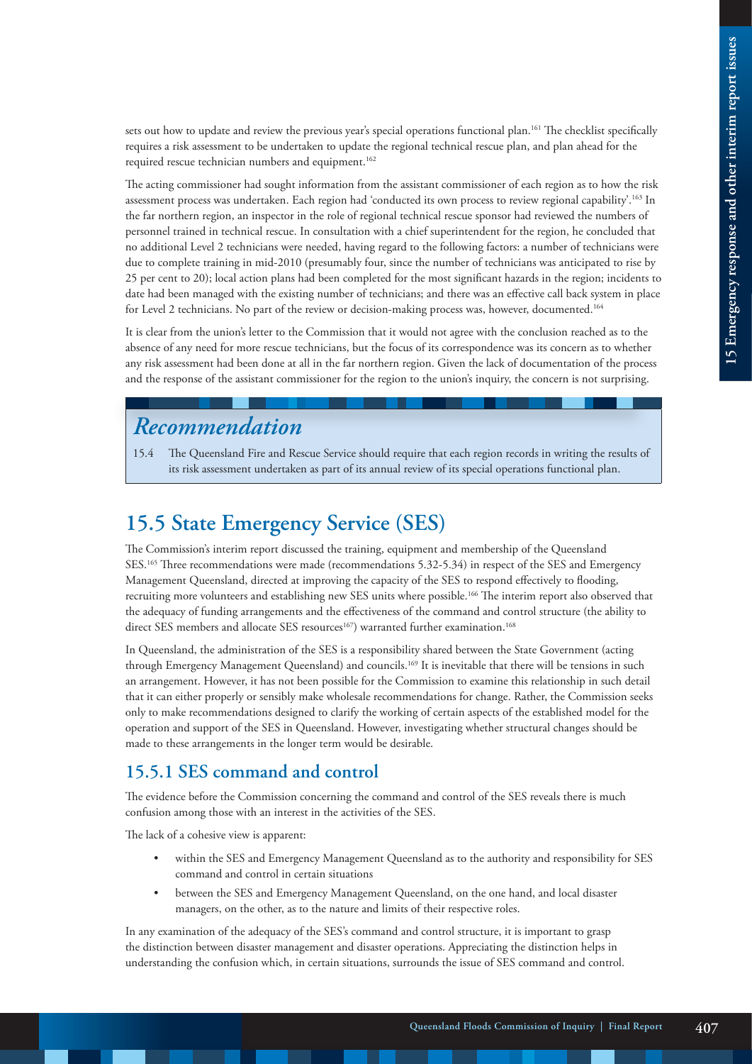sets out how to update and review the previous year's special operations functional plan.[161] The checklist specifically requires a risk assessment to be undertaken to update the regional technical rescue plan, and plan ahead for the required rescue technician numbers and equipment.[162]

The acting commissioner had sought information from the assistant commissioner of each region as to how the risk assessment process was undertaken. Each region had 'conducted its own process to review regional capability'.[163] In the far northern region, an inspector in the role of regional technical rescue sponsor had reviewed the numbers of personnel trained in technical rescue. In consultation with a chief superintendent for the region, he concluded that no additional Level 2 technicians were needed, having regard to the following factors: a number of technicians were due to complete training in mid-2010 (presumably four, since the number of technicians was anticipated to rise by 25 per cent to 20); local action plans had been completed for the most significant hazards in the region; incidents to date had been managed with the existing number of technicians; and there was an effective call back system in place for Level 2 technicians. No part of the review or decision-making process was, however, documented.[164]

It is clear from the union's letter to the Commission that it would not agree with the conclusion reached as to the absence of any need for more rescue technicians, but the focus of its correspondence was its concern as to whether any risk assessment had been done at all in the far northern region. Given the lack of documentation of the process and the response of the assistant commissioner for the region to the union's inquiry, the concern is not surprising.

> ### *Recommendation*
>
> 15.4 The Queensland Fire and Rescue Service should require that each region records in writing the results of its risk assessment undertaken as part of its annual review of its special operations functional plan.

## 15.5 State Emergency Service (SES)

The Commission's interim report discussed the training, equipment and membership of the Queensland SES.[165] Three recommendations were made (recommendations 5.32-5.34) in respect of the SES and Emergency Management Queensland, directed at improving the capacity of the SES to respond effectively to flooding, recruiting more volunteers and establishing new SES units where possible.[166] The interim report also observed that the adequacy of funding arrangements and the effectiveness of the command and control structure (the ability to direct SES members and allocate SES resources[167]) warranted further examination.[168]

In Queensland, the administration of the SES is a responsibility shared between the State Government (acting through Emergency Management Queensland) and councils.[169] It is inevitable that there will be tensions in such an arrangement. However, it has not been possible for the Commission to examine this relationship in such detail that it can either properly or sensibly make wholesale recommendations for change. Rather, the Commission seeks only to make recommendations designed to clarify the working of certain aspects of the established model for the operation and support of the SES in Queensland. However, investigating whether structural changes should be made to these arrangements in the longer term would be desirable.

### 15.5.1 SES command and control

The evidence before the Commission concerning the command and control of the SES reveals there is much confusion among those with an interest in the activities of the SES.

The lack of a cohesive view is apparent:

- within the SES and Emergency Management Queensland as to the authority and responsibility for SES command and control in certain situations
- between the SES and Emergency Management Queensland, on the one hand, and local disaster managers, on the other, as to the nature and limits of their respective roles.

In any examination of the adequacy of the SES's command and control structure, it is important to grasp the distinction between disaster management and disaster operations. Appreciating the distinction helps in understanding the confusion which, in certain situations, surrounds the issue of SES command and control.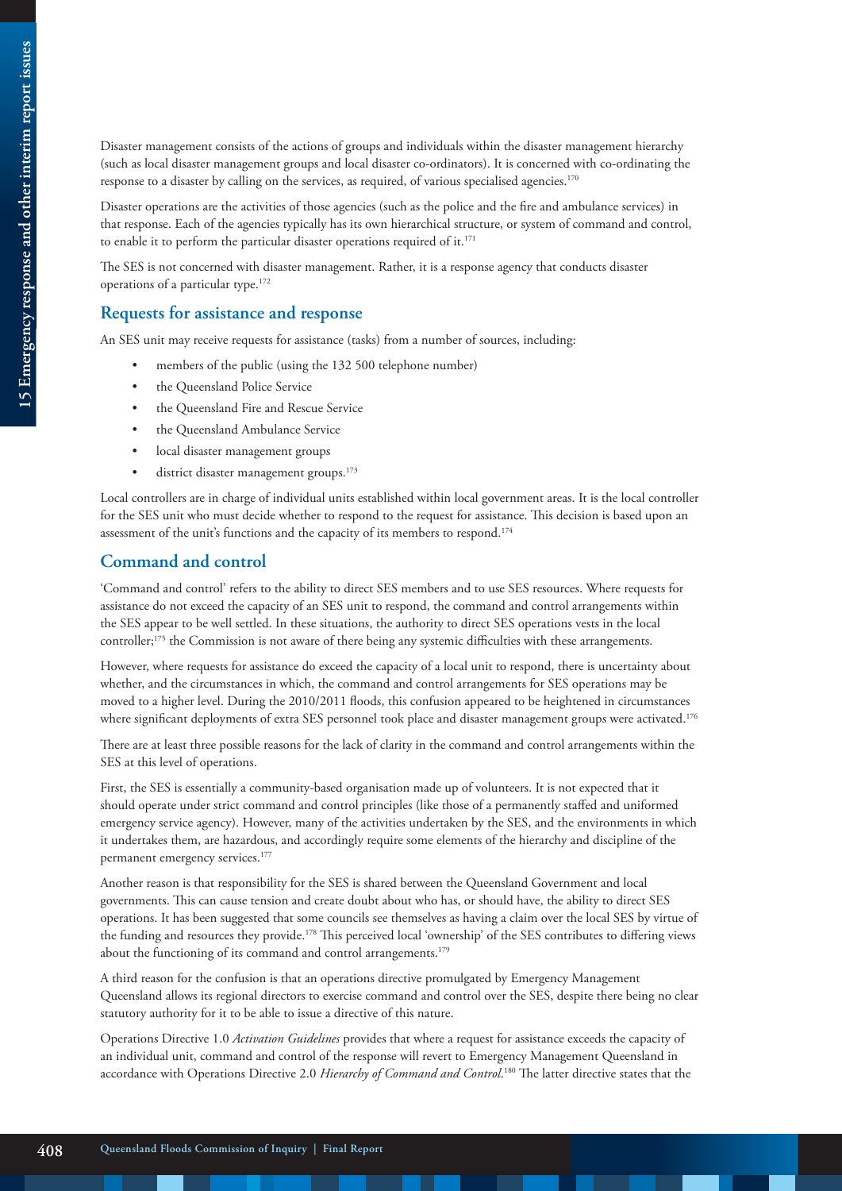Disaster management consists of the actions of groups and individuals within the disaster management hierarchy (such as local disaster management groups and local disaster co-ordinators). It is concerned with co-ordinating the response to a disaster by calling on the services, as required, of various specialised agencies.[170]

Disaster operations are the activities of those agencies (such as the police and the fire and ambulance services) in that response. Each of the agencies typically has its own hierarchical structure, or system of command and control, to enable it to perform the particular disaster operations required of it.[171]

The SES is not concerned with disaster management. Rather, it is a response agency that conducts disaster operations of a particular type.[172]

## Requests for assistance and response

An SES unit may receive requests for assistance (tasks) from a number of sources, including:

- members of the public (using the 132 500 telephone number)
- the Queensland Police Service
- the Queensland Fire and Rescue Service
- the Queensland Ambulance Service
- local disaster management groups
- district disaster management groups.[173]

Local controllers are in charge of individual units established within local government areas. It is the local controller for the SES unit who must decide whether to respond to the request for assistance. This decision is based upon an assessment of the unit's functions and the capacity of its members to respond.[174]

## Command and control

'Command and control' refers to the ability to direct SES members and to use SES resources. Where requests for assistance do not exceed the capacity of an SES unit to respond, the command and control arrangements within the SES appear to be well settled. In these situations, the authority to direct SES operations vests in the local controller;[175] the Commission is not aware of there being any systemic difficulties with these arrangements.

However, where requests for assistance do exceed the capacity of a local unit to respond, there is uncertainty about whether, and the circumstances in which, the command and control arrangements for SES operations may be moved to a higher level. During the 2010/2011 floods, this confusion appeared to be heightened in circumstances where significant deployments of extra SES personnel took place and disaster management groups were activated.[176]

There are at least three possible reasons for the lack of clarity in the command and control arrangements within the SES at this level of operations.

First, the SES is essentially a community-based organisation made up of volunteers. It is not expected that it should operate under strict command and control principles (like those of a permanently staffed and uniformed emergency service agency). However, many of the activities undertaken by the SES, and the environments in which it undertakes them, are hazardous, and accordingly require some elements of the hierarchy and discipline of the permanent emergency services.[177]

Another reason is that responsibility for the SES is shared between the Queensland Government and local governments. This can cause tension and create doubt about who has, or should have, the ability to direct SES operations. It has been suggested that some councils see themselves as having a claim over the local SES by virtue of the funding and resources they provide.[178] This perceived local 'ownership' of the SES contributes to differing views about the functioning of its command and control arrangements.[179]

A third reason for the confusion is that an operations directive promulgated by Emergency Management Queensland allows its regional directors to exercise command and control over the SES, despite there being no clear statutory authority for it to be able to issue a directive of this nature.

Operations Directive 1.0 *Activation Guidelines* provides that where a request for assistance exceeds the capacity of an individual unit, command and control of the response will revert to Emergency Management Queensland in accordance with Operations Directive 2.0 *Hierarchy of Command and Control*.[180] The latter directive states that the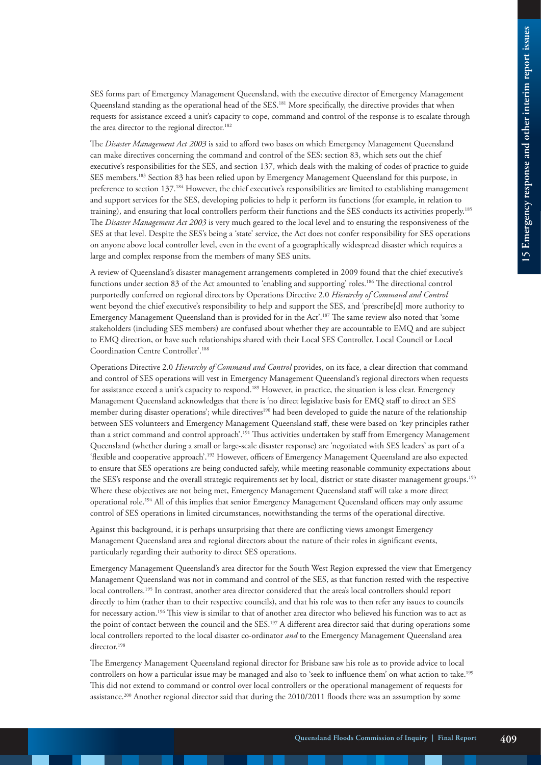SES forms part of Emergency Management Queensland, with the executive director of Emergency Management Queensland standing as the operational head of the SES.[181] More specifically, the directive provides that when requests for assistance exceed a unit's capacity to cope, command and control of the response is to escalate through the area director to the regional director.[182]

The *Disaster Management Act 2003* is said to afford two bases on which Emergency Management Queensland can make directives concerning the command and control of the SES: section 83, which sets out the chief executive's responsibilities for the SES, and section 137, which deals with the making of codes of practice to guide SES members.[183] Section 83 has been relied upon by Emergency Management Queensland for this purpose, in preference to section 137.[184] However, the chief executive's responsibilities are limited to establishing management and support services for the SES, developing policies to help it perform its functions (for example, in relation to training), and ensuring that local controllers perform their functions and the SES conducts its activities properly.[185] The *Disaster Management Act 2003* is very much geared to the local level and to ensuring the responsiveness of the SES at that level. Despite the SES's being a 'state' service, the Act does not confer responsibility for SES operations on anyone above local controller level, even in the event of a geographically widespread disaster which requires a large and complex response from the members of many SES units.

A review of Queensland's disaster management arrangements completed in 2009 found that the chief executive's functions under section 83 of the Act amounted to 'enabling and supporting' roles.[186] The directional control purportedly conferred on regional directors by Operations Directive 2.0 *Hierarchy of Command and Control* went beyond the chief executive's responsibility to help and support the SES, and 'prescribe[d] more authority to Emergency Management Queensland than is provided for in the Act'.[187] The same review also noted that 'some stakeholders (including SES members) are confused about whether they are accountable to EMQ and are subject to EMQ direction, or have such relationships shared with their Local SES Controller, Local Council or Local Coordination Centre Controller'.[188]

Operations Directive 2.0 *Hierarchy of Command and Control* provides, on its face, a clear direction that command and control of SES operations will vest in Emergency Management Queensland's regional directors when requests for assistance exceed a unit's capacity to respond.[189] However, in practice, the situation is less clear. Emergency Management Queensland acknowledges that there is 'no direct legislative basis for EMQ staff to direct an SES member during disaster operations'; while directives[190] had been developed to guide the nature of the relationship between SES volunteers and Emergency Management Queensland staff, these were based on 'key principles rather than a strict command and control approach'.[191] Thus activities undertaken by staff from Emergency Management Queensland (whether during a small or large-scale disaster response) are 'negotiated with SES leaders' as part of a 'flexible and cooperative approach'.[192] However, officers of Emergency Management Queensland are also expected to ensure that SES operations are being conducted safely, while meeting reasonable community expectations about the SES's response and the overall strategic requirements set by local, district or state disaster management groups.[193] Where these objectives are not being met, Emergency Management Queensland staff will take a more direct operational role.[194] All of this implies that senior Emergency Management Queensland officers may only assume control of SES operations in limited circumstances, notwithstanding the terms of the operational directive.

Against this background, it is perhaps unsurprising that there are conflicting views amongst Emergency Management Queensland area and regional directors about the nature of their roles in significant events, particularly regarding their authority to direct SES operations.

Emergency Management Queensland's area director for the South West Region expressed the view that Emergency Management Queensland was not in command and control of the SES, as that function rested with the respective local controllers.[195] In contrast, another area director considered that the area's local controllers should report directly to him (rather than to their respective councils), and that his role was to then refer any issues to councils for necessary action.[196] This view is similar to that of another area director who believed his function was to act as the point of contact between the council and the SES.[197] A different area director said that during operations some local controllers reported to the local disaster co-ordinator *and* to the Emergency Management Queensland area director.[198]

The Emergency Management Queensland regional director for Brisbane saw his role as to provide advice to local controllers on how a particular issue may be managed and also to 'seek to influence them' on what action to take.[199] This did not extend to command or control over local controllers or the operational management of requests for assistance.[200] Another regional director said that during the 2010/2011 floods there was an assumption by some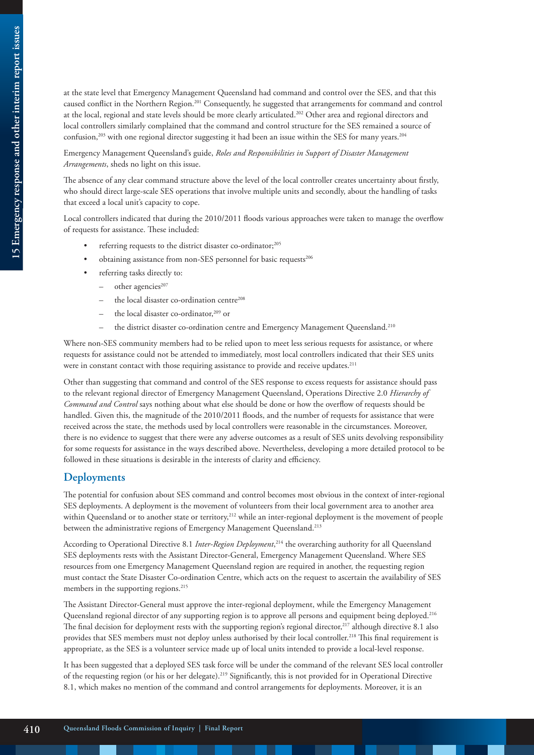at the state level that Emergency Management Queensland had command and control over the SES, and that this caused conflict in the Northern Region.[201] Consequently, he suggested that arrangements for command and control at the local, regional and state levels should be more clearly articulated.[202] Other area and regional directors and local controllers similarly complained that the command and control structure for the SES remained a source of confusion,[203] with one regional director suggesting it had been an issue within the SES for many years.[204]

Emergency Management Queensland's guide, *Roles and Responsibilities in Support of Disaster Management Arrangements*, sheds no light on this issue.

The absence of any clear command structure above the level of the local controller creates uncertainty about firstly, who should direct large-scale SES operations that involve multiple units and secondly, about the handling of tasks that exceed a local unit's capacity to cope.

Local controllers indicated that during the 2010/2011 floods various approaches were taken to manage the overflow of requests for assistance. These included:

- referring requests to the district disaster co-ordinator;[205]
- obtaining assistance from non-SES personnel for basic requests[206]
- referring tasks directly to:
  - other agencies[207]
  - the local disaster co-ordination centre[208]
  - the local disaster co-ordinator,[209] or
  - the district disaster co-ordination centre and Emergency Management Queensland.[210]

Where non-SES community members had to be relied upon to meet less serious requests for assistance, or where requests for assistance could not be attended to immediately, most local controllers indicated that their SES units were in constant contact with those requiring assistance to provide and receive updates.[211]

Other than suggesting that command and control of the SES response to excess requests for assistance should pass to the relevant regional director of Emergency Management Queensland, Operations Directive 2.0 *Hierarchy of Command and Control* says nothing about what else should be done or how the overflow of requests should be handled. Given this, the magnitude of the 2010/2011 floods, and the number of requests for assistance that were received across the state, the methods used by local controllers were reasonable in the circumstances. Moreover, there is no evidence to suggest that there were any adverse outcomes as a result of SES units devolving responsibility for some requests for assistance in the ways described above. Nevertheless, developing a more detailed protocol to be followed in these situations is desirable in the interests of clarity and efficiency.

## Deployments

The potential for confusion about SES command and control becomes most obvious in the context of inter-regional SES deployments. A deployment is the movement of volunteers from their local government area to another area within Queensland or to another state or territory,[212] while an inter-regional deployment is the movement of people between the administrative regions of Emergency Management Queensland.[213]

According to Operational Directive 8.1 *Inter-Region Deployment*,[214] the overarching authority for all Queensland SES deployments rests with the Assistant Director-General, Emergency Management Queensland. Where SES resources from one Emergency Management Queensland region are required in another, the requesting region must contact the State Disaster Co-ordination Centre, which acts on the request to ascertain the availability of SES members in the supporting regions.[215]

The Assistant Director-General must approve the inter-regional deployment, while the Emergency Management Queensland regional director of any supporting region is to approve all persons and equipment being deployed.[216] The final decision for deployment rests with the supporting region's regional director,[217] although directive 8.1 also provides that SES members must not deploy unless authorised by their local controller.[218] This final requirement is appropriate, as the SES is a volunteer service made up of local units intended to provide a local-level response.

It has been suggested that a deployed SES task force will be under the command of the relevant SES local controller of the requesting region (or his or her delegate).[219] Significantly, this is not provided for in Operational Directive 8.1, which makes no mention of the command and control arrangements for deployments. Moreover, it is an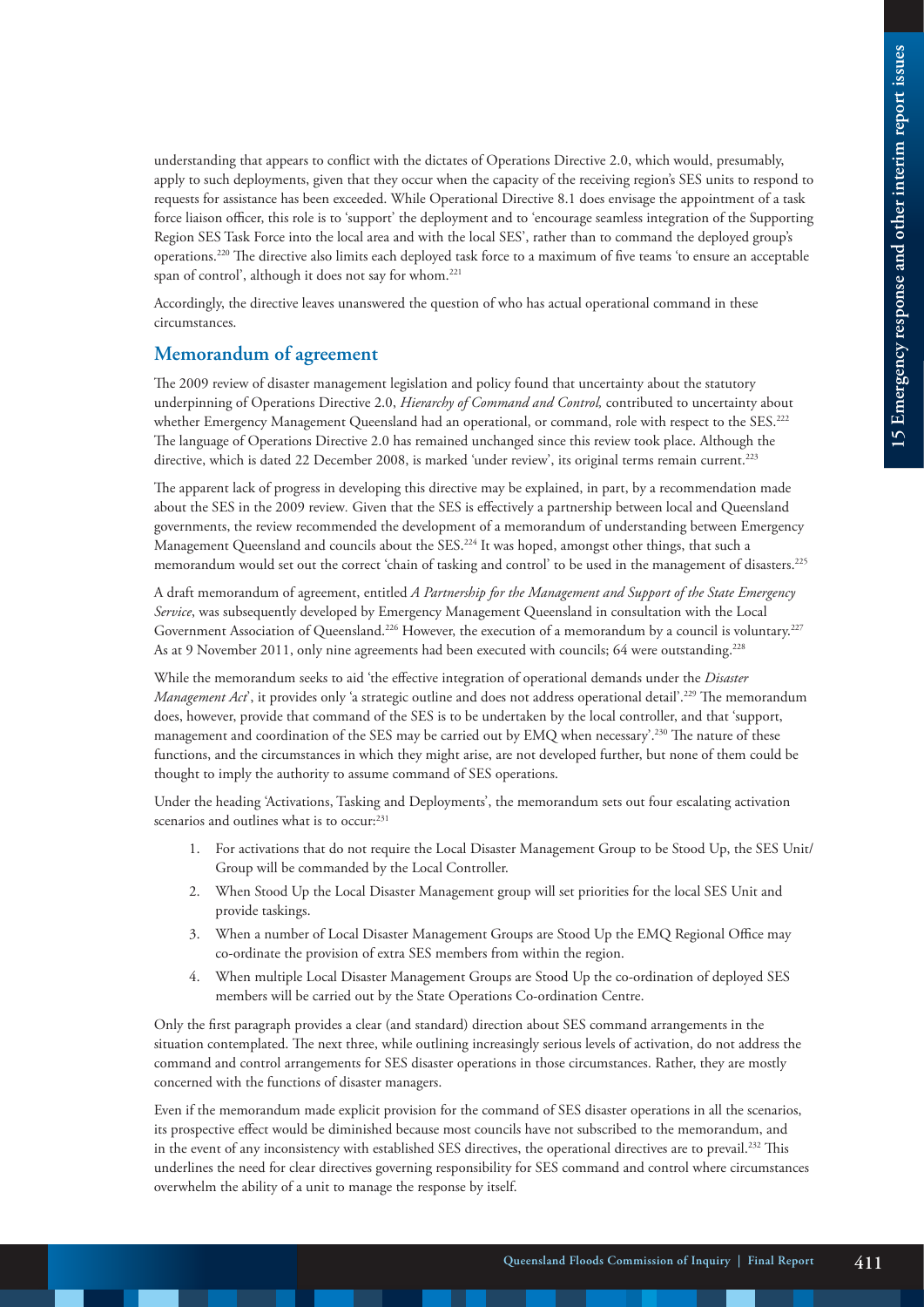understanding that appears to conflict with the dictates of Operations Directive 2.0, which would, presumably, apply to such deployments, given that they occur when the capacity of the receiving region's SES units to respond to requests for assistance has been exceeded. While Operational Directive 8.1 does envisage the appointment of a task force liaison officer, this role is to 'support' the deployment and to 'encourage seamless integration of the Supporting Region SES Task Force into the local area and with the local SES', rather than to command the deployed group's operations.[220] The directive also limits each deployed task force to a maximum of five teams 'to ensure an acceptable span of control', although it does not say for whom.[221]

Accordingly, the directive leaves unanswered the question of who has actual operational command in these circumstances.

## Memorandum of agreement

The 2009 review of disaster management legislation and policy found that uncertainty about the statutory underpinning of Operations Directive 2.0, *Hierarchy of Command and Control,* contributed to uncertainty about whether Emergency Management Queensland had an operational, or command, role with respect to the SES.[222] The language of Operations Directive 2.0 has remained unchanged since this review took place. Although the directive, which is dated 22 December 2008, is marked 'under review', its original terms remain current.[223]

The apparent lack of progress in developing this directive may be explained, in part, by a recommendation made about the SES in the 2009 review. Given that the SES is effectively a partnership between local and Queensland governments, the review recommended the development of a memorandum of understanding between Emergency Management Queensland and councils about the SES.[224] It was hoped, amongst other things, that such a memorandum would set out the correct 'chain of tasking and control' to be used in the management of disasters.[225]

A draft memorandum of agreement, entitled *A Partnership for the Management and Support of the State Emergency Service*, was subsequently developed by Emergency Management Queensland in consultation with the Local Government Association of Queensland.[226] However, the execution of a memorandum by a council is voluntary.[227] As at 9 November 2011, only nine agreements had been executed with councils; 64 were outstanding.[228]

While the memorandum seeks to aid 'the effective integration of operational demands under the *Disaster Management Act*', it provides only 'a strategic outline and does not address operational detail'.[229] The memorandum does, however, provide that command of the SES is to be undertaken by the local controller, and that 'support, management and coordination of the SES may be carried out by EMQ when necessary'.[230] The nature of these functions, and the circumstances in which they might arise, are not developed further, but none of them could be thought to imply the authority to assume command of SES operations.

Under the heading 'Activations, Tasking and Deployments', the memorandum sets out four escalating activation scenarios and outlines what is to occur:[231]

1. For activations that do not require the Local Disaster Management Group to be Stood Up, the SES Unit/Group will be commanded by the Local Controller.
2. When Stood Up the Local Disaster Management group will set priorities for the local SES Unit and provide taskings.
3. When a number of Local Disaster Management Groups are Stood Up the EMQ Regional Office may co-ordinate the provision of extra SES members from within the region.
4. When multiple Local Disaster Management Groups are Stood Up the co-ordination of deployed SES members will be carried out by the State Operations Co-ordination Centre.

Only the first paragraph provides a clear (and standard) direction about SES command arrangements in the situation contemplated. The next three, while outlining increasingly serious levels of activation, do not address the command and control arrangements for SES disaster operations in those circumstances. Rather, they are mostly concerned with the functions of disaster managers.

Even if the memorandum made explicit provision for the command of SES disaster operations in all the scenarios, its prospective effect would be diminished because most councils have not subscribed to the memorandum, and in the event of any inconsistency with established SES directives, the operational directives are to prevail.[232] This underlines the need for clear directives governing responsibility for SES command and control where circumstances overwhelm the ability of a unit to manage the response by itself.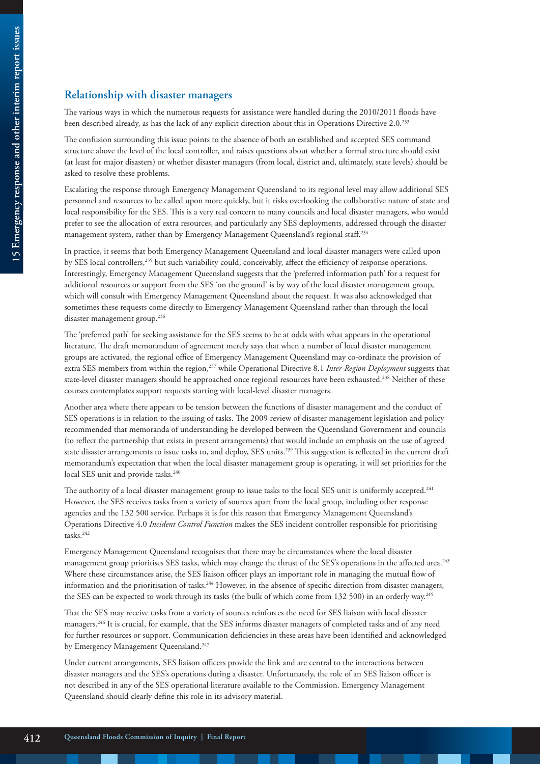## Relationship with disaster managers

The various ways in which the numerous requests for assistance were handled during the 2010/2011 floods have been described already, as has the lack of any explicit direction about this in Operations Directive 2.0.[233]

The confusion surrounding this issue points to the absence of both an established and accepted SES command structure above the level of the local controller, and raises questions about whether a formal structure should exist (at least for major disasters) or whether disaster managers (from local, district and, ultimately, state levels) should be asked to resolve these problems.

Escalating the response through Emergency Management Queensland to its regional level may allow additional SES personnel and resources to be called upon more quickly, but it risks overlooking the collaborative nature of state and local responsibility for the SES. This is a very real concern to many councils and local disaster managers, who would prefer to see the allocation of extra resources, and particularly any SES deployments, addressed through the disaster management system, rather than by Emergency Management Queensland's regional staff.[234]

In practice, it seems that both Emergency Management Queensland and local disaster managers were called upon by SES local controllers,[235] but such variability could, conceivably, affect the efficiency of response operations. Interestingly, Emergency Management Queensland suggests that the 'preferred information path' for a request for additional resources or support from the SES 'on the ground' is by way of the local disaster management group, which will consult with Emergency Management Queensland about the request. It was also acknowledged that sometimes these requests come directly to Emergency Management Queensland rather than through the local disaster management group.[236]

The 'preferred path' for seeking assistance for the SES seems to be at odds with what appears in the operational literature. The draft memorandum of agreement merely says that when a number of local disaster management groups are activated, the regional office of Emergency Management Queensland may co-ordinate the provision of extra SES members from within the region,[237] while Operational Directive 8.1 *Inter-Region Deployment* suggests that state-level disaster managers should be approached once regional resources have been exhausted.[238] Neither of these courses contemplates support requests starting with local-level disaster managers.

Another area where there appears to be tension between the functions of disaster management and the conduct of SES operations is in relation to the issuing of tasks. The 2009 review of disaster management legislation and policy recommended that memoranda of understanding be developed between the Queensland Government and councils (to reflect the partnership that exists in present arrangements) that would include an emphasis on the use of agreed state disaster arrangements to issue tasks to, and deploy, SES units.[239] This suggestion is reflected in the current draft memorandum's expectation that when the local disaster management group is operating, it will set priorities for the local SES unit and provide tasks.[240]

The authority of a local disaster management group to issue tasks to the local SES unit is uniformly accepted.[241] However, the SES receives tasks from a variety of sources apart from the local group, including other response agencies and the 132 500 service. Perhaps it is for this reason that Emergency Management Queensland's Operations Directive 4.0 *Incident Control Function* makes the SES incident controller responsible for prioritising tasks.[242]

Emergency Management Queensland recognises that there may be circumstances where the local disaster management group prioritises SES tasks, which may change the thrust of the SES's operations in the affected area.[243] Where these circumstances arise, the SES liaison officer plays an important role in managing the mutual flow of information and the prioritisation of tasks.[244] However, in the absence of specific direction from disaster managers, the SES can be expected to work through its tasks (the bulk of which come from 132 500) in an orderly way.[245]

That the SES may receive tasks from a variety of sources reinforces the need for SES liaison with local disaster managers.[246] It is crucial, for example, that the SES informs disaster managers of completed tasks and of any need for further resources or support. Communication deficiencies in these areas have been identified and acknowledged by Emergency Management Queensland.[247]

Under current arrangements, SES liaison officers provide the link and are central to the interactions between disaster managers and the SES's operations during a disaster. Unfortunately, the role of an SES liaison officer is not described in any of the SES operational literature available to the Commission. Emergency Management Queensland should clearly define this role in its advisory material.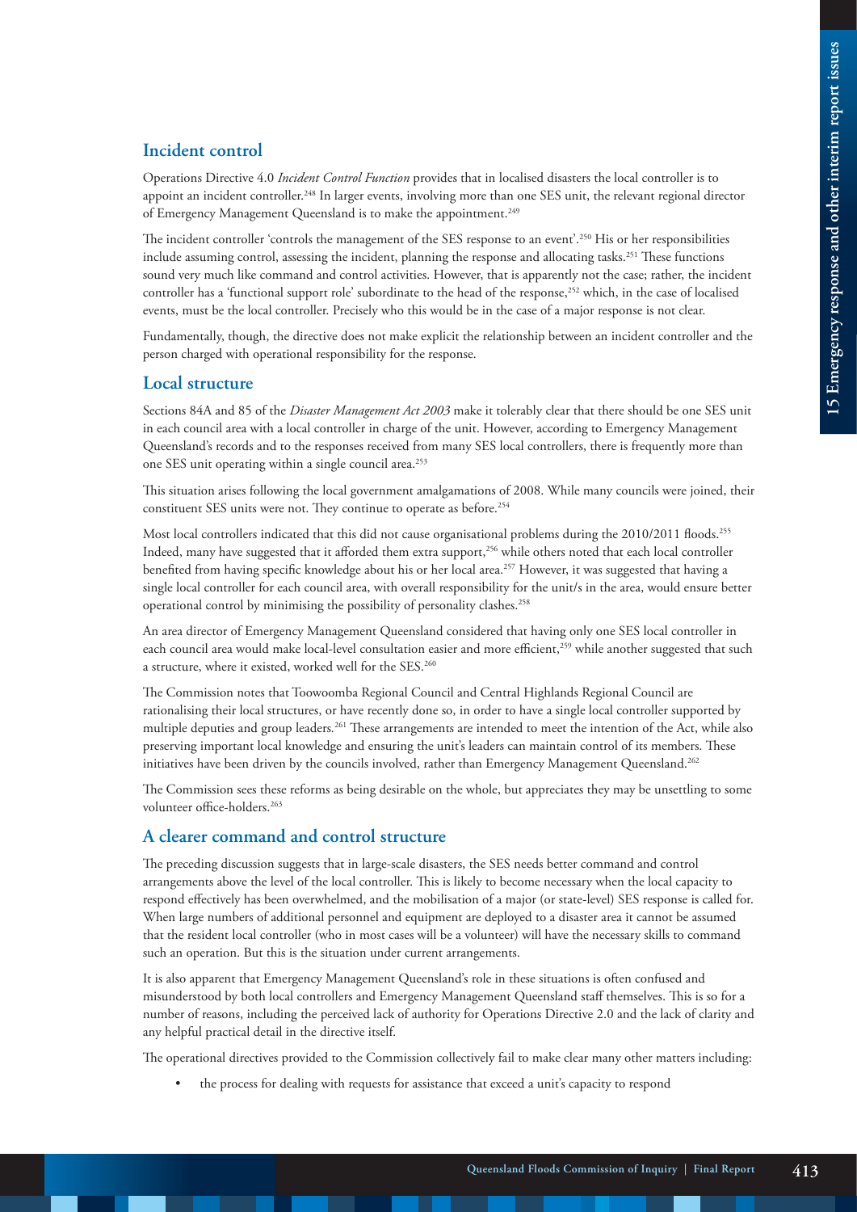## Incident control

Operations Directive 4.0 *Incident Control Function* provides that in localised disasters the local controller is to appoint an incident controller.[248] In larger events, involving more than one SES unit, the relevant regional director of Emergency Management Queensland is to make the appointment.[249]

The incident controller 'controls the management of the SES response to an event'.[250] His or her responsibilities include assuming control, assessing the incident, planning the response and allocating tasks.[251] These functions sound very much like command and control activities. However, that is apparently not the case; rather, the incident controller has a 'functional support role' subordinate to the head of the response,[252] which, in the case of localised events, must be the local controller. Precisely who this would be in the case of a major response is not clear.

Fundamentally, though, the directive does not make explicit the relationship between an incident controller and the person charged with operational responsibility for the response.

## Local structure

Sections 84A and 85 of the *Disaster Management Act 2003* make it tolerably clear that there should be one SES unit in each council area with a local controller in charge of the unit. However, according to Emergency Management Queensland's records and to the responses received from many SES local controllers, there is frequently more than one SES unit operating within a single council area.[253]

This situation arises following the local government amalgamations of 2008. While many councils were joined, their constituent SES units were not. They continue to operate as before.[254]

Most local controllers indicated that this did not cause organisational problems during the 2010/2011 floods.[255] Indeed, many have suggested that it afforded them extra support,[256] while others noted that each local controller benefited from having specific knowledge about his or her local area.[257] However, it was suggested that having a single local controller for each council area, with overall responsibility for the unit/s in the area, would ensure better operational control by minimising the possibility of personality clashes.[258]

An area director of Emergency Management Queensland considered that having only one SES local controller in each council area would make local-level consultation easier and more efficient,[259] while another suggested that such a structure, where it existed, worked well for the SES.[260]

The Commission notes that Toowoomba Regional Council and Central Highlands Regional Council are rationalising their local structures, or have recently done so, in order to have a single local controller supported by multiple deputies and group leaders.[261] These arrangements are intended to meet the intention of the Act, while also preserving important local knowledge and ensuring the unit's leaders can maintain control of its members. These initiatives have been driven by the councils involved, rather than Emergency Management Queensland.[262]

The Commission sees these reforms as being desirable on the whole, but appreciates they may be unsettling to some volunteer office-holders.[263]

## A clearer command and control structure

The preceding discussion suggests that in large-scale disasters, the SES needs better command and control arrangements above the level of the local controller. This is likely to become necessary when the local capacity to respond effectively has been overwhelmed, and the mobilisation of a major (or state-level) SES response is called for. When large numbers of additional personnel and equipment are deployed to a disaster area it cannot be assumed that the resident local controller (who in most cases will be a volunteer) will have the necessary skills to command such an operation. But this is the situation under current arrangements.

It is also apparent that Emergency Management Queensland's role in these situations is often confused and misunderstood by both local controllers and Emergency Management Queensland staff themselves. This is so for a number of reasons, including the perceived lack of authority for Operations Directive 2.0 and the lack of clarity and any helpful practical detail in the directive itself.

The operational directives provided to the Commission collectively fail to make clear many other matters including:

- the process for dealing with requests for assistance that exceed a unit's capacity to respond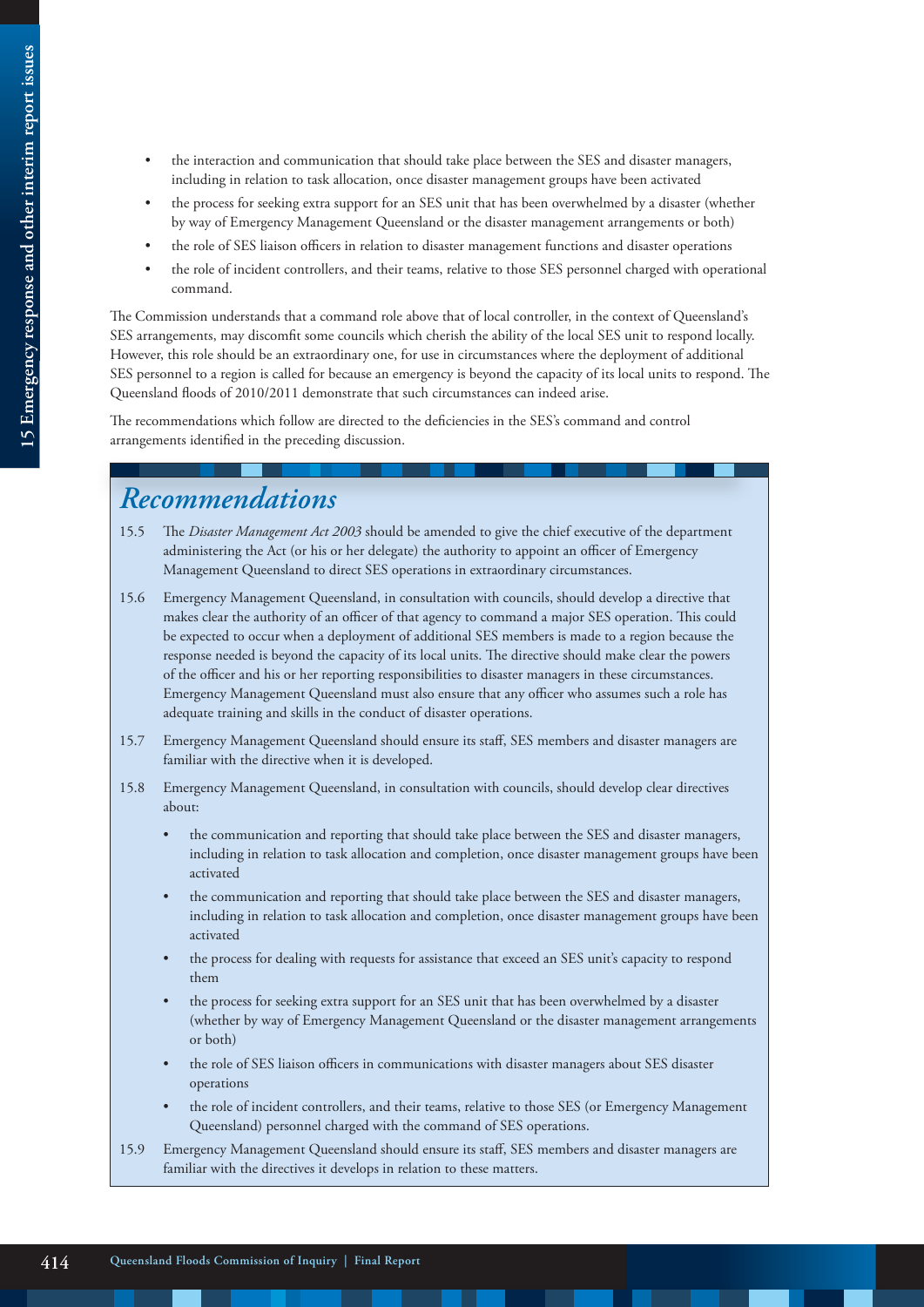- the interaction and communication that should take place between the SES and disaster managers, including in relation to task allocation, once disaster management groups have been activated
- the process for seeking extra support for an SES unit that has been overwhelmed by a disaster (whether by way of Emergency Management Queensland or the disaster management arrangements or both)
- the role of SES liaison officers in relation to disaster management functions and disaster operations
- the role of incident controllers, and their teams, relative to those SES personnel charged with operational command.

The Commission understands that a command role above that of local controller, in the context of Queensland's SES arrangements, may discomfit some councils which cherish the ability of the local SES unit to respond locally. However, this role should be an extraordinary one, for use in circumstances where the deployment of additional SES personnel to a region is called for because an emergency is beyond the capacity of its local units to respond. The Queensland floods of 2010/2011 demonstrate that such circumstances can indeed arise.

The recommendations which follow are directed to the deficiencies in the SES's command and control arrangements identified in the preceding discussion.

## *Recommendations*

15.5 The *Disaster Management Act 2003* should be amended to give the chief executive of the department administering the Act (or his or her delegate) the authority to appoint an officer of Emergency Management Queensland to direct SES operations in extraordinary circumstances.

15.6 Emergency Management Queensland, in consultation with councils, should develop a directive that makes clear the authority of an officer of that agency to command a major SES operation. This could be expected to occur when a deployment of additional SES members is made to a region because the response needed is beyond the capacity of its local units. The directive should make clear the powers of the officer and his or her reporting responsibilities to disaster managers in these circumstances. Emergency Management Queensland must also ensure that any officer who assumes such a role has adequate training and skills in the conduct of disaster operations.

15.7 Emergency Management Queensland should ensure its staff, SES members and disaster managers are familiar with the directive when it is developed.

15.8 Emergency Management Queensland, in consultation with councils, should develop clear directives about:

- the communication and reporting that should take place between the SES and disaster managers, including in relation to task allocation and completion, once disaster management groups have been activated
- the communication and reporting that should take place between the SES and disaster managers, including in relation to task allocation and completion, once disaster management groups have been activated
- the process for dealing with requests for assistance that exceed an SES unit's capacity to respond them
- the process for seeking extra support for an SES unit that has been overwhelmed by a disaster (whether by way of Emergency Management Queensland or the disaster management arrangements or both)
- the role of SES liaison officers in communications with disaster managers about SES disaster operations
- the role of incident controllers, and their teams, relative to those SES (or Emergency Management Queensland) personnel charged with the command of SES operations.

15.9 Emergency Management Queensland should ensure its staff, SES members and disaster managers are familiar with the directives it develops in relation to these matters.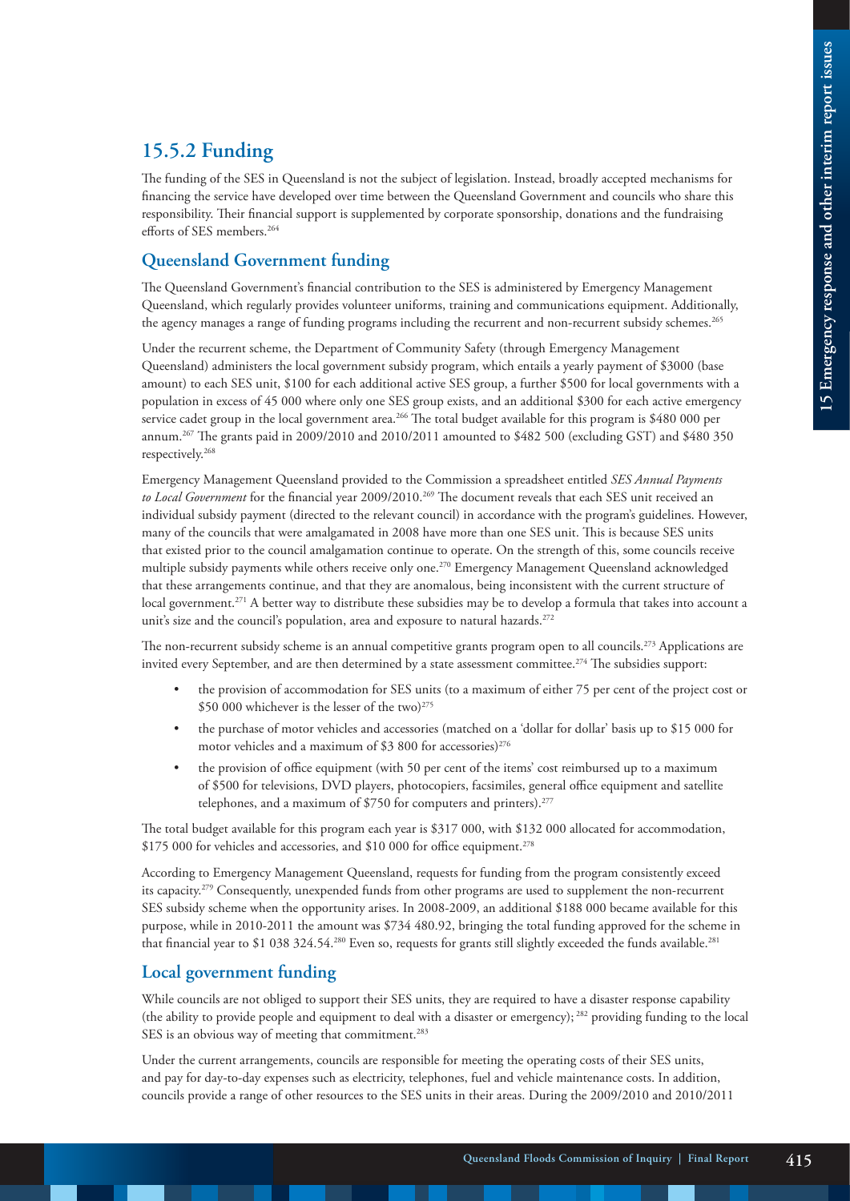## 15.5.2 Funding

The funding of the SES in Queensland is not the subject of legislation. Instead, broadly accepted mechanisms for financing the service have developed over time between the Queensland Government and councils who share this responsibility. Their financial support is supplemented by corporate sponsorship, donations and the fundraising efforts of SES members.[264]

### Queensland Government funding

The Queensland Government's financial contribution to the SES is administered by Emergency Management Queensland, which regularly provides volunteer uniforms, training and communications equipment. Additionally, the agency manages a range of funding programs including the recurrent and non-recurrent subsidy schemes.[265]

Under the recurrent scheme, the Department of Community Safety (through Emergency Management Queensland) administers the local government subsidy program, which entails a yearly payment of $3000 (base amount) to each SES unit, $100 for each additional active SES group, a further $500 for local governments with a population in excess of 45 000 where only one SES group exists, and an additional $300 for each active emergency service cadet group in the local government area.[266] The total budget available for this program is $480 000 per annum.[267] The grants paid in 2009/2010 and 2010/2011 amounted to $482 500 (excluding GST) and $480 350 respectively.[268]

Emergency Management Queensland provided to the Commission a spreadsheet entitled *SES Annual Payments to Local Government* for the financial year 2009/2010.[269] The document reveals that each SES unit received an individual subsidy payment (directed to the relevant council) in accordance with the program's guidelines. However, many of the councils that were amalgamated in 2008 have more than one SES unit. This is because SES units that existed prior to the council amalgamation continue to operate. On the strength of this, some councils receive multiple subsidy payments while others receive only one.[270] Emergency Management Queensland acknowledged that these arrangements continue, and that they are anomalous, being inconsistent with the current structure of local government.[271] A better way to distribute these subsidies may be to develop a formula that takes into account a unit's size and the council's population, area and exposure to natural hazards.[272]

The non-recurrent subsidy scheme is an annual competitive grants program open to all councils.[273] Applications are invited every September, and are then determined by a state assessment committee.[274] The subsidies support:

- the provision of accommodation for SES units (to a maximum of either 75 per cent of the project cost or $50 000 whichever is the lesser of the two)[275]
- the purchase of motor vehicles and accessories (matched on a 'dollar for dollar' basis up to $15 000 for motor vehicles and a maximum of $3 800 for accessories)[276]
- the provision of office equipment (with 50 per cent of the items' cost reimbursed up to a maximum of $500 for televisions, DVD players, photocopiers, facsimiles, general office equipment and satellite telephones, and a maximum of $750 for computers and printers).[277]

The total budget available for this program each year is $317 000, with $132 000 allocated for accommodation, $175 000 for vehicles and accessories, and $10 000 for office equipment.[278]

According to Emergency Management Queensland, requests for funding from the program consistently exceed its capacity.[279] Consequently, unexpended funds from other programs are used to supplement the non-recurrent SES subsidy scheme when the opportunity arises. In 2008-2009, an additional $188 000 became available for this purpose, while in 2010-2011 the amount was $734 480.92, bringing the total funding approved for the scheme in that financial year to $1 038 324.54.[280] Even so, requests for grants still slightly exceeded the funds available.[281]

### Local government funding

While councils are not obliged to support their SES units, they are required to have a disaster response capability (the ability to provide people and equipment to deal with a disaster or emergency);[282] providing funding to the local SES is an obvious way of meeting that commitment.[283]

Under the current arrangements, councils are responsible for meeting the operating costs of their SES units, and pay for day-to-day expenses such as electricity, telephones, fuel and vehicle maintenance costs. In addition, councils provide a range of other resources to the SES units in their areas. During the 2009/2010 and 2010/2011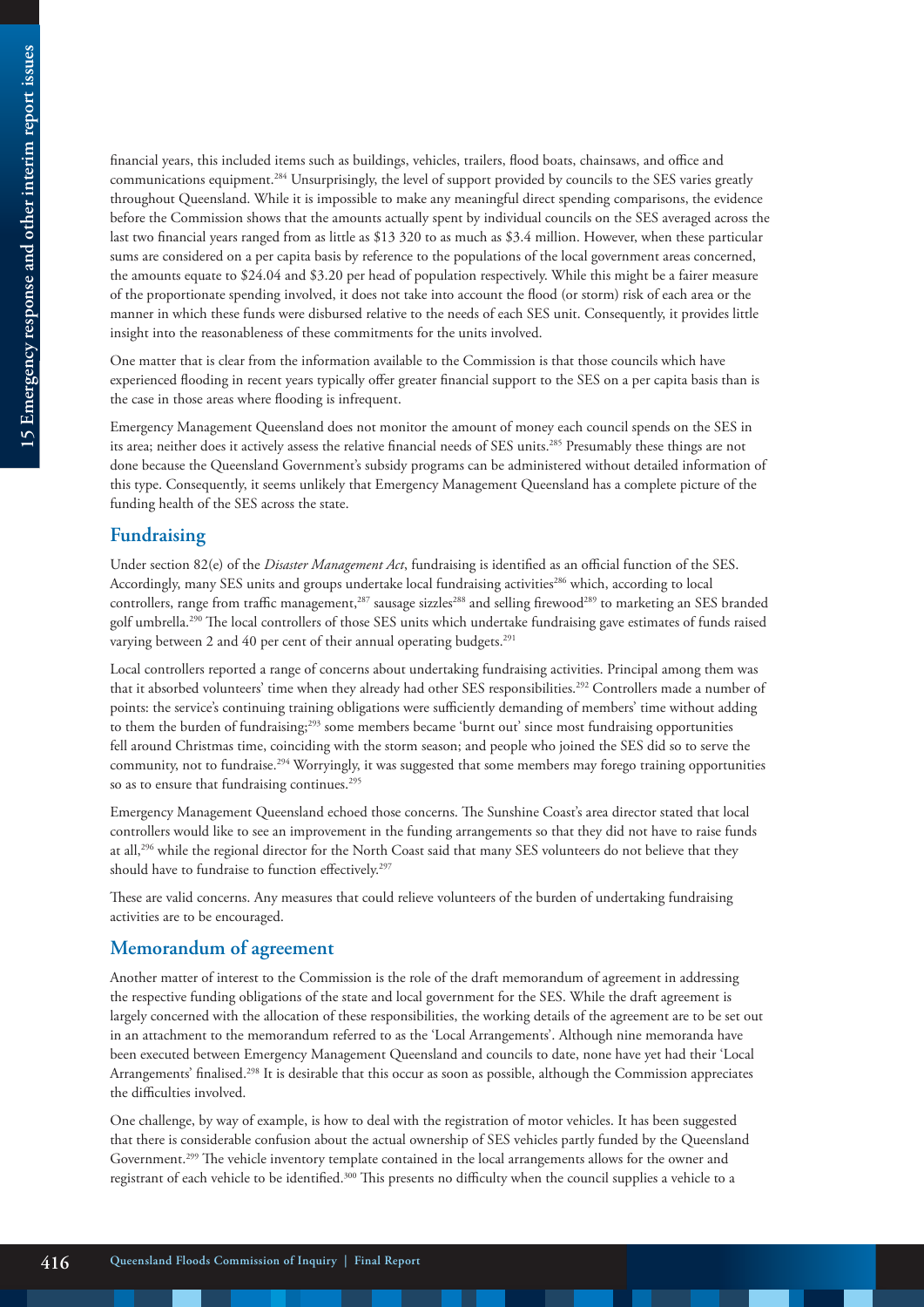financial years, this included items such as buildings, vehicles, trailers, flood boats, chainsaws, and office and communications equipment.[284] Unsurprisingly, the level of support provided by councils to the SES varies greatly throughout Queensland. While it is impossible to make any meaningful direct spending comparisons, the evidence before the Commission shows that the amounts actually spent by individual councils on the SES averaged across the last two financial years ranged from as little as $13 320 to as much as $3.4 million. However, when these particular sums are considered on a per capita basis by reference to the populations of the local government areas concerned, the amounts equate to $24.04 and $3.20 per head of population respectively. While this might be a fairer measure of the proportionate spending involved, it does not take into account the flood (or storm) risk of each area or the manner in which these funds were disbursed relative to the needs of each SES unit. Consequently, it provides little insight into the reasonableness of these commitments for the units involved.

One matter that is clear from the information available to the Commission is that those councils which have experienced flooding in recent years typically offer greater financial support to the SES on a per capita basis than is the case in those areas where flooding is infrequent.

Emergency Management Queensland does not monitor the amount of money each council spends on the SES in its area; neither does it actively assess the relative financial needs of SES units.[285] Presumably these things are not done because the Queensland Government's subsidy programs can be administered without detailed information of this type. Consequently, it seems unlikely that Emergency Management Queensland has a complete picture of the funding health of the SES across the state.

## Fundraising

Under section 82(e) of the *Disaster Management Act*, fundraising is identified as an official function of the SES. Accordingly, many SES units and groups undertake local fundraising activities[286] which, according to local controllers, range from traffic management,[287] sausage sizzles[288] and selling firewood[289] to marketing an SES branded golf umbrella.[290] The local controllers of those SES units which undertake fundraising gave estimates of funds raised varying between 2 and 40 per cent of their annual operating budgets.[291]

Local controllers reported a range of concerns about undertaking fundraising activities. Principal among them was that it absorbed volunteers' time when they already had other SES responsibilities.[292] Controllers made a number of points: the service's continuing training obligations were sufficiently demanding of members' time without adding to them the burden of fundraising;[293] some members became 'burnt out' since most fundraising opportunities fell around Christmas time, coinciding with the storm season; and people who joined the SES did so to serve the community, not to fundraise.[294] Worryingly, it was suggested that some members may forego training opportunities so as to ensure that fundraising continues.[295]

Emergency Management Queensland echoed those concerns. The Sunshine Coast's area director stated that local controllers would like to see an improvement in the funding arrangements so that they did not have to raise funds at all,[296] while the regional director for the North Coast said that many SES volunteers do not believe that they should have to fundraise to function effectively.[297]

These are valid concerns. Any measures that could relieve volunteers of the burden of undertaking fundraising activities are to be encouraged.

## Memorandum of agreement

Another matter of interest to the Commission is the role of the draft memorandum of agreement in addressing the respective funding obligations of the state and local government for the SES. While the draft agreement is largely concerned with the allocation of these responsibilities, the working details of the agreement are to be set out in an attachment to the memorandum referred to as the 'Local Arrangements'. Although nine memoranda have been executed between Emergency Management Queensland and councils to date, none have yet had their 'Local Arrangements' finalised.[298] It is desirable that this occur as soon as possible, although the Commission appreciates the difficulties involved.

One challenge, by way of example, is how to deal with the registration of motor vehicles. It has been suggested that there is considerable confusion about the actual ownership of SES vehicles partly funded by the Queensland Government.[299] The vehicle inventory template contained in the local arrangements allows for the owner and registrant of each vehicle to be identified.[300] This presents no difficulty when the council supplies a vehicle to a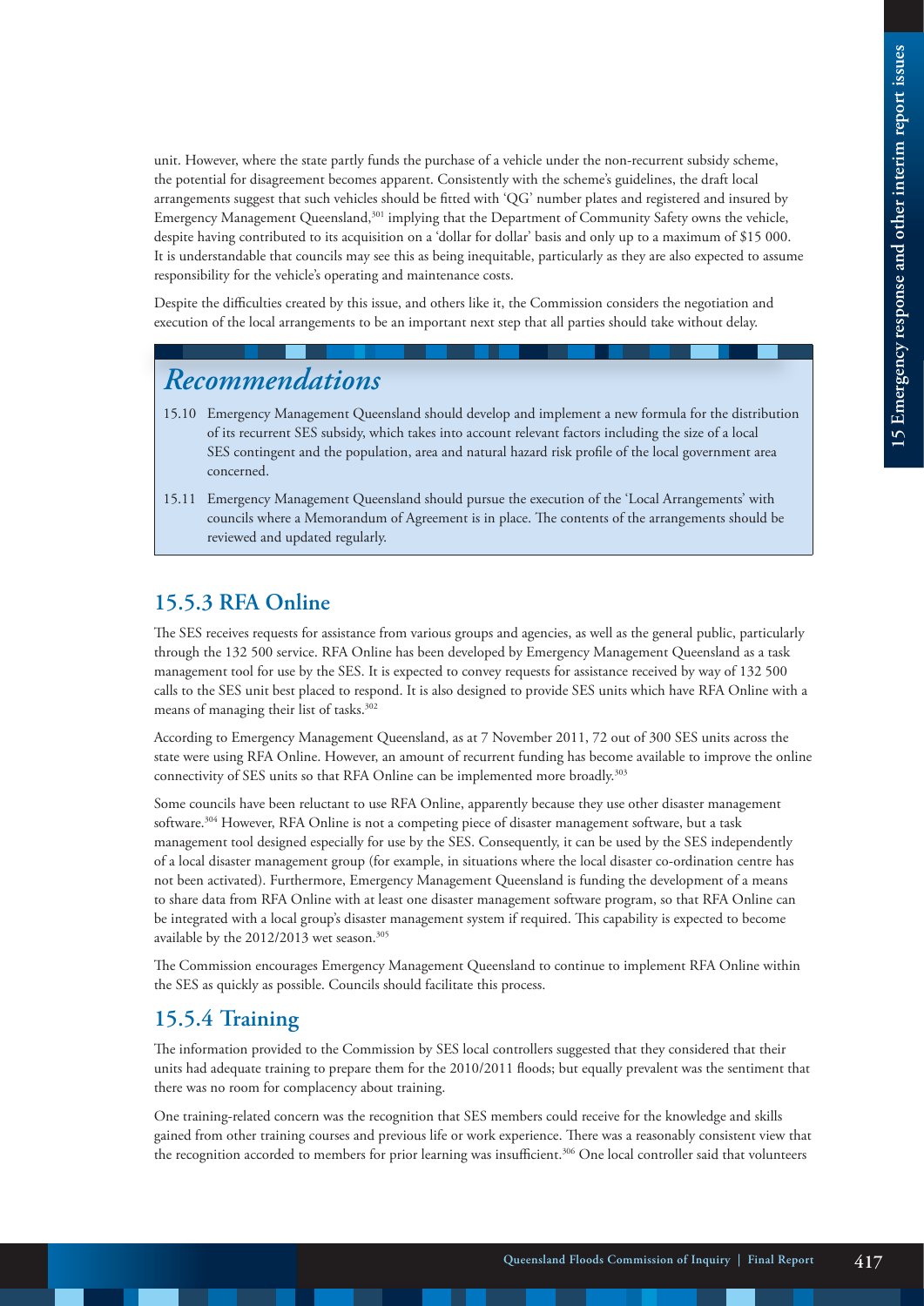unit. However, where the state partly funds the purchase of a vehicle under the non-recurrent subsidy scheme, the potential for disagreement becomes apparent. Consistently with the scheme's guidelines, the draft local arrangements suggest that such vehicles should be fitted with 'QG' number plates and registered and insured by Emergency Management Queensland,[301] implying that the Department of Community Safety owns the vehicle, despite having contributed to its acquisition on a 'dollar for dollar' basis and only up to a maximum of $15 000. It is understandable that councils may see this as being inequitable, particularly as they are also expected to assume responsibility for the vehicle's operating and maintenance costs.

Despite the difficulties created by this issue, and others like it, the Commission considers the negotiation and execution of the local arrangements to be an important next step that all parties should take without delay.

## *Recommendations*

15.10 Emergency Management Queensland should develop and implement a new formula for the distribution of its recurrent SES subsidy, which takes into account relevant factors including the size of a local SES contingent and the population, area and natural hazard risk profile of the local government area concerned.

15.11 Emergency Management Queensland should pursue the execution of the 'Local Arrangements' with councils where a Memorandum of Agreement is in place. The contents of the arrangements should be reviewed and updated regularly.

### 15.5.3 RFA Online

The SES receives requests for assistance from various groups and agencies, as well as the general public, particularly through the 132 500 service. RFA Online has been developed by Emergency Management Queensland as a task management tool for use by the SES. It is expected to convey requests for assistance received by way of 132 500 calls to the SES unit best placed to respond. It is also designed to provide SES units which have RFA Online with a means of managing their list of tasks.[302]

According to Emergency Management Queensland, as at 7 November 2011, 72 out of 300 SES units across the state were using RFA Online. However, an amount of recurrent funding has become available to improve the online connectivity of SES units so that RFA Online can be implemented more broadly.[303]

Some councils have been reluctant to use RFA Online, apparently because they use other disaster management software.[304] However, RFA Online is not a competing piece of disaster management software, but a task management tool designed especially for use by the SES. Consequently, it can be used by the SES independently of a local disaster management group (for example, in situations where the local disaster co-ordination centre has not been activated). Furthermore, Emergency Management Queensland is funding the development of a means to share data from RFA Online with at least one disaster management software program, so that RFA Online can be integrated with a local group's disaster management system if required. This capability is expected to become available by the 2012/2013 wet season.[305]

The Commission encourages Emergency Management Queensland to continue to implement RFA Online within the SES as quickly as possible. Councils should facilitate this process.

### 15.5.4 Training

The information provided to the Commission by SES local controllers suggested that they considered that their units had adequate training to prepare them for the 2010/2011 floods; but equally prevalent was the sentiment that there was no room for complacency about training.

One training-related concern was the recognition that SES members could receive for the knowledge and skills gained from other training courses and previous life or work experience. There was a reasonably consistent view that the recognition accorded to members for prior learning was insufficient.[306] One local controller said that volunteers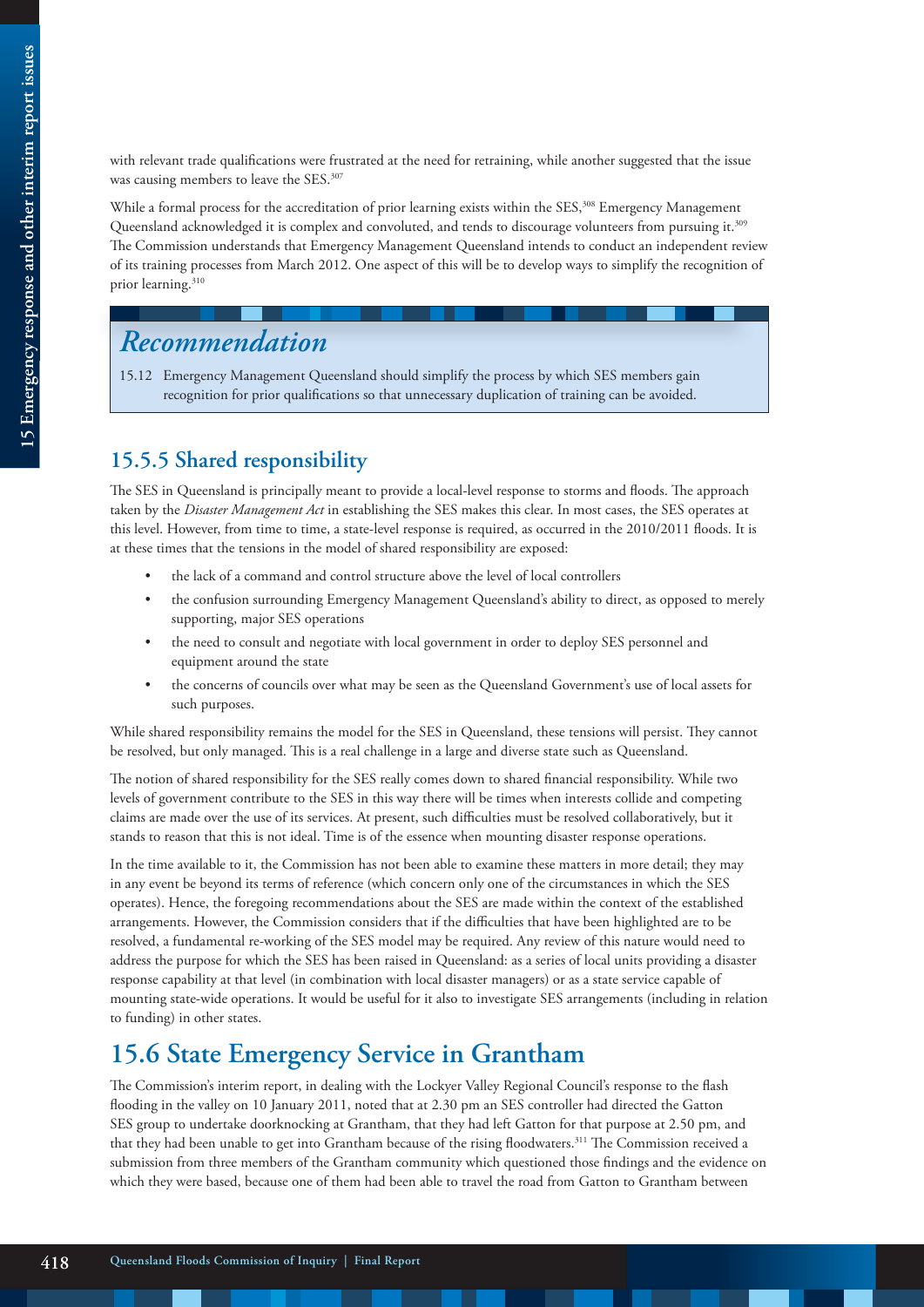with relevant trade qualifications were frustrated at the need for retraining, while another suggested that the issue was causing members to leave the SES.[307]

While a formal process for the accreditation of prior learning exists within the SES,[308] Emergency Management Queensland acknowledged it is complex and convoluted, and tends to discourage volunteers from pursuing it.[309] The Commission understands that Emergency Management Queensland intends to conduct an independent review of its training processes from March 2012. One aspect of this will be to develop ways to simplify the recognition of prior learning.[310]

> ## *Recommendation*
>
> 15.12 Emergency Management Queensland should simplify the process by which SES members gain recognition for prior qualifications so that unnecessary duplication of training can be avoided.

### 15.5.5 Shared responsibility

The SES in Queensland is principally meant to provide a local-level response to storms and floods. The approach taken by the *Disaster Management Act* in establishing the SES makes this clear. In most cases, the SES operates at this level. However, from time to time, a state-level response is required, as occurred in the 2010/2011 floods. It is at these times that the tensions in the model of shared responsibility are exposed:

- the lack of a command and control structure above the level of local controllers
- the confusion surrounding Emergency Management Queensland's ability to direct, as opposed to merely supporting, major SES operations
- the need to consult and negotiate with local government in order to deploy SES personnel and equipment around the state
- the concerns of councils over what may be seen as the Queensland Government's use of local assets for such purposes.

While shared responsibility remains the model for the SES in Queensland, these tensions will persist. They cannot be resolved, but only managed. This is a real challenge in a large and diverse state such as Queensland.

The notion of shared responsibility for the SES really comes down to shared financial responsibility. While two levels of government contribute to the SES in this way there will be times when interests collide and competing claims are made over the use of its services. At present, such difficulties must be resolved collaboratively, but it stands to reason that this is not ideal. Time is of the essence when mounting disaster response operations.

In the time available to it, the Commission has not been able to examine these matters in more detail; they may in any event be beyond its terms of reference (which concern only one of the circumstances in which the SES operates). Hence, the foregoing recommendations about the SES are made within the context of the established arrangements. However, the Commission considers that if the difficulties that have been highlighted are to be resolved, a fundamental re-working of the SES model may be required. Any review of this nature would need to address the purpose for which the SES has been raised in Queensland: as a series of local units providing a disaster response capability at that level (in combination with local disaster managers) or as a state service capable of mounting state-wide operations. It would be useful for it also to investigate SES arrangements (including in relation to funding) in other states.

## 15.6 State Emergency Service in Grantham

The Commission's interim report, in dealing with the Lockyer Valley Regional Council's response to the flash flooding in the valley on 10 January 2011, noted that at 2.30 pm an SES controller had directed the Gatton SES group to undertake doorknocking at Grantham, that they had left Gatton for that purpose at 2.50 pm, and that they had been unable to get into Grantham because of the rising floodwaters.[311] The Commission received a submission from three members of the Grantham community which questioned those findings and the evidence on which they were based, because one of them had been able to travel the road from Gatton to Grantham between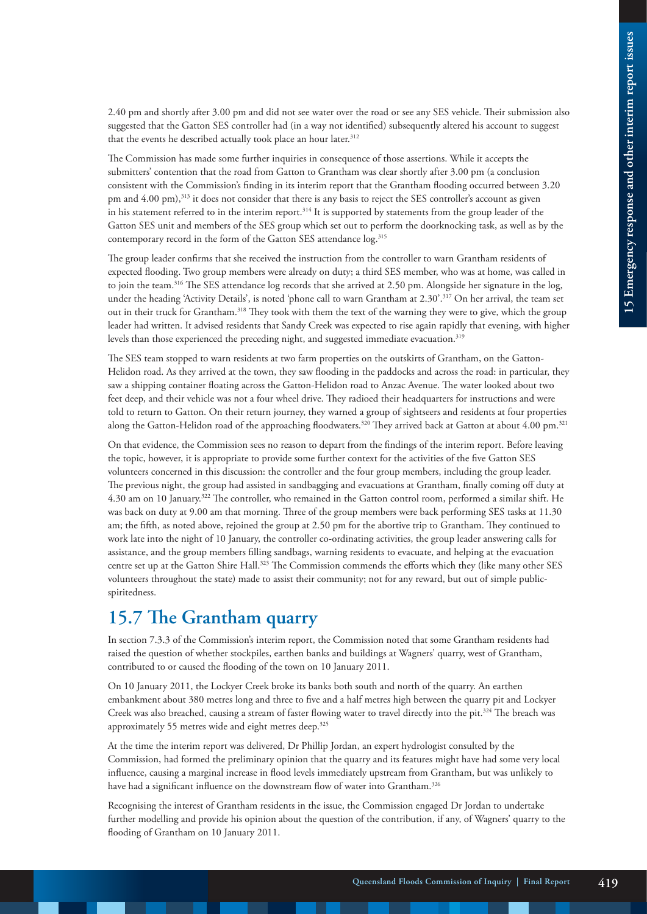2.40 pm and shortly after 3.00 pm and did not see water over the road or see any SES vehicle. Their submission also suggested that the Gatton SES controller had (in a way not identified) subsequently altered his account to suggest that the events he described actually took place an hour later.[312]

The Commission has made some further inquiries in consequence of those assertions. While it accepts the submitters' contention that the road from Gatton to Grantham was clear shortly after 3.00 pm (a conclusion consistent with the Commission's finding in its interim report that the Grantham flooding occurred between 3.20 pm and 4.00 pm),[313] it does not consider that there is any basis to reject the SES controller's account as given in his statement referred to in the interim report.[314] It is supported by statements from the group leader of the Gatton SES unit and members of the SES group which set out to perform the doorknocking task, as well as by the contemporary record in the form of the Gatton SES attendance log.[315]

The group leader confirms that she received the instruction from the controller to warn Grantham residents of expected flooding. Two group members were already on duty; a third SES member, who was at home, was called in to join the team.[316] The SES attendance log records that she arrived at 2.50 pm. Alongside her signature in the log, under the heading 'Activity Details', is noted 'phone call to warn Grantham at 2.30'.[317] On her arrival, the team set out in their truck for Grantham.[318] They took with them the text of the warning they were to give, which the group leader had written. It advised residents that Sandy Creek was expected to rise again rapidly that evening, with higher levels than those experienced the preceding night, and suggested immediate evacuation.[319]

The SES team stopped to warn residents at two farm properties on the outskirts of Grantham, on the Gatton-Helidon road. As they arrived at the town, they saw flooding in the paddocks and across the road: in particular, they saw a shipping container floating across the Gatton-Helidon road to Anzac Avenue. The water looked about two feet deep, and their vehicle was not a four wheel drive. They radioed their headquarters for instructions and were told to return to Gatton. On their return journey, they warned a group of sightseers and residents at four properties along the Gatton-Helidon road of the approaching floodwaters.[320] They arrived back at Gatton at about 4.00 pm.[321]

On that evidence, the Commission sees no reason to depart from the findings of the interim report. Before leaving the topic, however, it is appropriate to provide some further context for the activities of the five Gatton SES volunteers concerned in this discussion: the controller and the four group members, including the group leader. The previous night, the group had assisted in sandbagging and evacuations at Grantham, finally coming off duty at 4.30 am on 10 January.[322] The controller, who remained in the Gatton control room, performed a similar shift. He was back on duty at 9.00 am that morning. Three of the group members were back performing SES tasks at 11.30 am; the fifth, as noted above, rejoined the group at 2.50 pm for the abortive trip to Grantham. They continued to work late into the night of 10 January, the controller co-ordinating activities, the group leader answering calls for assistance, and the group members filling sandbags, warning residents to evacuate, and helping at the evacuation centre set up at the Gatton Shire Hall.[323] The Commission commends the efforts which they (like many other SES volunteers throughout the state) made to assist their community; not for any reward, but out of simple public-spiritedness.

## 15.7 The Grantham quarry

In section 7.3.3 of the Commission's interim report, the Commission noted that some Grantham residents had raised the question of whether stockpiles, earthen banks and buildings at Wagners' quarry, west of Grantham, contributed to or caused the flooding of the town on 10 January 2011.

On 10 January 2011, the Lockyer Creek broke its banks both south and north of the quarry. An earthen embankment about 380 metres long and three to five and a half metres high between the quarry pit and Lockyer Creek was also breached, causing a stream of faster flowing water to travel directly into the pit.[324] The breach was approximately 55 metres wide and eight metres deep.[325]

At the time the interim report was delivered, Dr Phillip Jordan, an expert hydrologist consulted by the Commission, had formed the preliminary opinion that the quarry and its features might have had some very local influence, causing a marginal increase in flood levels immediately upstream from Grantham, but was unlikely to have had a significant influence on the downstream flow of water into Grantham.[326]

Recognising the interest of Grantham residents in the issue, the Commission engaged Dr Jordan to undertake further modelling and provide his opinion about the question of the contribution, if any, of Wagners' quarry to the flooding of Grantham on 10 January 2011.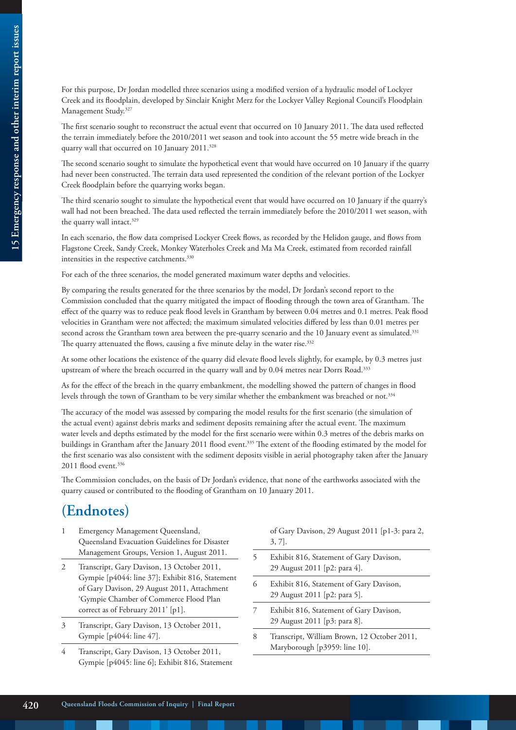For this purpose, Dr Jordan modelled three scenarios using a modified version of a hydraulic model of Lockyer Creek and its floodplain, developed by Sinclair Knight Merz for the Lockyer Valley Regional Council's Floodplain Management Study.[327]

The first scenario sought to reconstruct the actual event that occurred on 10 January 2011. The data used reflected the terrain immediately before the 2010/2011 wet season and took into account the 55 metre wide breach in the quarry wall that occurred on 10 January 2011.[328]

The second scenario sought to simulate the hypothetical event that would have occurred on 10 January if the quarry had never been constructed. The terrain data used represented the condition of the relevant portion of the Lockyer Creek floodplain before the quarrying works began.

The third scenario sought to simulate the hypothetical event that would have occurred on 10 January if the quarry's wall had not been breached. The data used reflected the terrain immediately before the 2010/2011 wet season, with the quarry wall intact.[329]

In each scenario, the flow data comprised Lockyer Creek flows, as recorded by the Helidon gauge, and flows from Flagstone Creek, Sandy Creek, Monkey Waterholes Creek and Ma Ma Creek, estimated from recorded rainfall intensities in the respective catchments.[330]

For each of the three scenarios, the model generated maximum water depths and velocities.

By comparing the results generated for the three scenarios by the model, Dr Jordan's second report to the Commission concluded that the quarry mitigated the impact of flooding through the town area of Grantham. The effect of the quarry was to reduce peak flood levels in Grantham by between 0.04 metres and 0.1 metres. Peak flood velocities in Grantham were not affected; the maximum simulated velocities differed by less than 0.01 metres per second across the Grantham town area between the pre-quarry scenario and the 10 January event as simulated.[331] The quarry attenuated the flows, causing a five minute delay in the water rise.[332]

At some other locations the existence of the quarry did elevate flood levels slightly, for example, by 0.3 metres just upstream of where the breach occurred in the quarry wall and by 0.04 metres near Dorrs Road.[333]

As for the effect of the breach in the quarry embankment, the modelling showed the pattern of changes in flood levels through the town of Grantham to be very similar whether the embankment was breached or not.[334]

The accuracy of the model was assessed by comparing the model results for the first scenario (the simulation of the actual event) against debris marks and sediment deposits remaining after the actual event. The maximum water levels and depths estimated by the model for the first scenario were within 0.3 metres of the debris marks on buildings in Grantham after the January 2011 flood event.[335] The extent of the flooding estimated by the model for the first scenario was also consistent with the sediment deposits visible in aerial photography taken after the January 2011 flood event.[336]

The Commission concludes, on the basis of Dr Jordan's evidence, that none of the earthworks associated with the quarry caused or contributed to the flooding of Grantham on 10 January 2011.

## (Endnotes)

1. Emergency Management Queensland, Queensland Evacuation Guidelines for Disaster Management Groups, Version 1, August 2011.
2. Transcript, Gary Davison, 13 October 2011, Gympie [p4044: line 37]; Exhibit 816, Statement of Gary Davison, 29 August 2011, Attachment 'Gympie Chamber of Commerce Flood Plan correct as of February 2011' [p1].
3. Transcript, Gary Davison, 13 October 2011, Gympie [p4044: line 47].
4. Transcript, Gary Davison, 13 October 2011, Gympie [p4045: line 6]; Exhibit 816, Statement of Gary Davison, 29 August 2011 [p1-3: para 2, 3, 7].
5. Exhibit 816, Statement of Gary Davison, 29 August 2011 [p2: para 4].
6. Exhibit 816, Statement of Gary Davison, 29 August 2011 [p2: para 5].
7. Exhibit 816, Statement of Gary Davison, 29 August 2011 [p3: para 8].
8. Transcript, William Brown, 12 October 2011, Maryborough [p3959: line 10].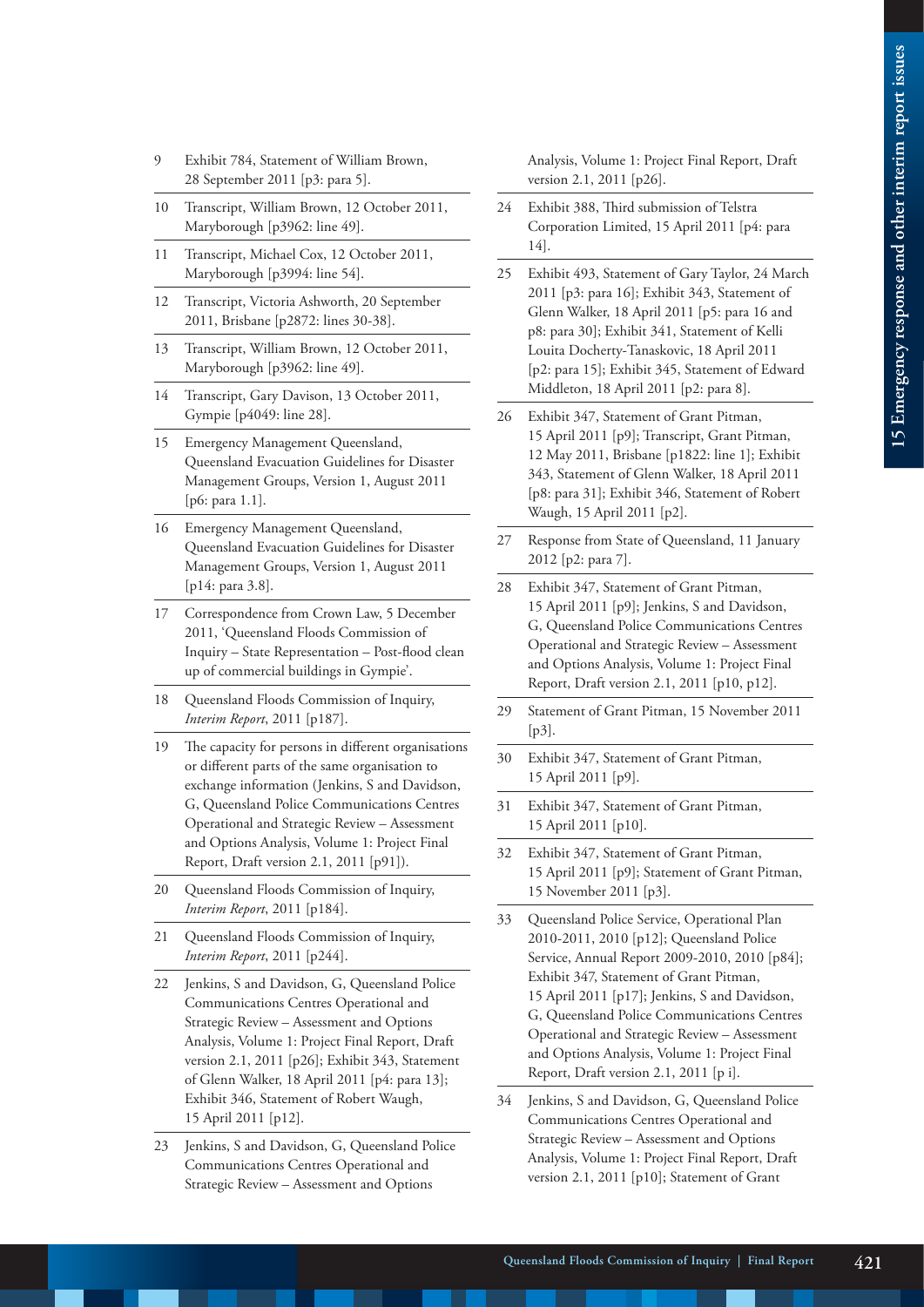9 Exhibit 784, Statement of William Brown, 28 September 2011 [p3: para 5].

10 Transcript, William Brown, 12 October 2011, Maryborough [p3962: line 49].

11 Transcript, Michael Cox, 12 October 2011, Maryborough [p3994: line 54].

12 Transcript, Victoria Ashworth, 20 September 2011, Brisbane [p2872: lines 30-38].

13 Transcript, William Brown, 12 October 2011, Maryborough [p3962: line 49].

14 Transcript, Gary Davison, 13 October 2011, Gympie [p4049: line 28].

15 Emergency Management Queensland, Queensland Evacuation Guidelines for Disaster Management Groups, Version 1, August 2011 [p6: para 1.1].

16 Emergency Management Queensland, Queensland Evacuation Guidelines for Disaster Management Groups, Version 1, August 2011 [p14: para 3.8].

17 Correspondence from Crown Law, 5 December 2011, 'Queensland Floods Commission of Inquiry – State Representation – Post-flood clean up of commercial buildings in Gympie'.

18 Queensland Floods Commission of Inquiry, *Interim Report*, 2011 [p187].

19 The capacity for persons in different organisations or different parts of the same organisation to exchange information (Jenkins, S and Davidson, G, Queensland Police Communications Centres Operational and Strategic Review – Assessment and Options Analysis, Volume 1: Project Final Report, Draft version 2.1, 2011 [p91]).

20 Queensland Floods Commission of Inquiry, *Interim Report*, 2011 [p184].

21 Queensland Floods Commission of Inquiry, *Interim Report*, 2011 [p244].

22 Jenkins, S and Davidson, G, Queensland Police Communications Centres Operational and Strategic Review – Assessment and Options Analysis, Volume 1: Project Final Report, Draft version 2.1, 2011 [p26]; Exhibit 343, Statement of Glenn Walker, 18 April 2011 [p4: para 13]; Exhibit 346, Statement of Robert Waugh, 15 April 2011 [p12].

23 Jenkins, S and Davidson, G, Queensland Police Communications Centres Operational and Strategic Review – Assessment and Options Analysis, Volume 1: Project Final Report, Draft version 2.1, 2011 [p26].

24 Exhibit 388, Third submission of Telstra Corporation Limited, 15 April 2011 [p4: para 14].

25 Exhibit 493, Statement of Gary Taylor, 24 March 2011 [p3: para 16]; Exhibit 343, Statement of Glenn Walker, 18 April 2011 [p5: para 16 and p8: para 30]; Exhibit 341, Statement of Kelli Louita Docherty-Tanaskovic, 18 April 2011 [p2: para 15]; Exhibit 345, Statement of Edward Middleton, 18 April 2011 [p2: para 8].

26 Exhibit 347, Statement of Grant Pitman, 15 April 2011 [p9]; Transcript, Grant Pitman, 12 May 2011, Brisbane [p1822: line 1]; Exhibit 343, Statement of Glenn Walker, 18 April 2011 [p8: para 31]; Exhibit 346, Statement of Robert Waugh, 15 April 2011 [p2].

27 Response from State of Queensland, 11 January 2012 [p2: para 7].

28 Exhibit 347, Statement of Grant Pitman, 15 April 2011 [p9]; Jenkins, S and Davidson, G, Queensland Police Communications Centres Operational and Strategic Review – Assessment and Options Analysis, Volume 1: Project Final Report, Draft version 2.1, 2011 [p10, p12].

29 Statement of Grant Pitman, 15 November 2011 [p3].

30 Exhibit 347, Statement of Grant Pitman, 15 April 2011 [p9].

31 Exhibit 347, Statement of Grant Pitman, 15 April 2011 [p10].

32 Exhibit 347, Statement of Grant Pitman, 15 April 2011 [p9]; Statement of Grant Pitman, 15 November 2011 [p3].

33 Queensland Police Service, Operational Plan 2010-2011, 2010 [p12]; Queensland Police Service, Annual Report 2009-2010, 2010 [p84]; Exhibit 347, Statement of Grant Pitman, 15 April 2011 [p17]; Jenkins, S and Davidson, G, Queensland Police Communications Centres Operational and Strategic Review – Assessment and Options Analysis, Volume 1: Project Final Report, Draft version 2.1, 2011 [p i].

34 Jenkins, S and Davidson, G, Queensland Police Communications Centres Operational and Strategic Review – Assessment and Options Analysis, Volume 1: Project Final Report, Draft version 2.1, 2011 [p10]; Statement of Grant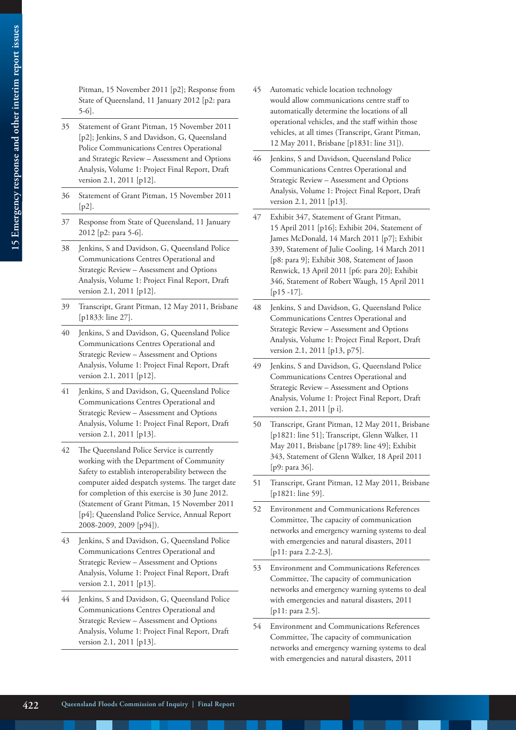Pitman, 15 November 2011 [p2]; Response from State of Queensland, 11 January 2012 [p2: para 5-6].

35 Statement of Grant Pitman, 15 November 2011 [p2]; Jenkins, S and Davidson, G, Queensland Police Communications Centres Operational and Strategic Review – Assessment and Options Analysis, Volume 1: Project Final Report, Draft version 2.1, 2011 [p12].

36 Statement of Grant Pitman, 15 November 2011 [p2].

37 Response from State of Queensland, 11 January 2012 [p2: para 5-6].

38 Jenkins, S and Davidson, G, Queensland Police Communications Centres Operational and Strategic Review – Assessment and Options Analysis, Volume 1: Project Final Report, Draft version 2.1, 2011 [p12].

39 Transcript, Grant Pitman, 12 May 2011, Brisbane [p1833: line 27].

40 Jenkins, S and Davidson, G, Queensland Police Communications Centres Operational and Strategic Review – Assessment and Options Analysis, Volume 1: Project Final Report, Draft version 2.1, 2011 [p12].

41 Jenkins, S and Davidson, G, Queensland Police Communications Centres Operational and Strategic Review – Assessment and Options Analysis, Volume 1: Project Final Report, Draft version 2.1, 2011 [p13].

42 The Queensland Police Service is currently working with the Department of Community Safety to establish interoperability between the computer aided despatch systems. The target date for completion of this exercise is 30 June 2012. (Statement of Grant Pitman, 15 November 2011 [p4]; Queensland Police Service, Annual Report 2008-2009, 2009 [p94]).

43 Jenkins, S and Davidson, G, Queensland Police Communications Centres Operational and Strategic Review – Assessment and Options Analysis, Volume 1: Project Final Report, Draft version 2.1, 2011 [p13].

44 Jenkins, S and Davidson, G, Queensland Police Communications Centres Operational and Strategic Review – Assessment and Options Analysis, Volume 1: Project Final Report, Draft version 2.1, 2011 [p13].

45 Automatic vehicle location technology would allow communications centre staff to automatically determine the locations of all operational vehicles, and the staff within those vehicles, at all times (Transcript, Grant Pitman, 12 May 2011, Brisbane [p1831: line 31]).

46 Jenkins, S and Davidson, Queensland Police Communications Centres Operational and Strategic Review – Assessment and Options Analysis, Volume 1: Project Final Report, Draft version 2.1, 2011 [p13].

47 Exhibit 347, Statement of Grant Pitman, 15 April 2011 [p16]; Exhibit 204, Statement of James McDonald, 14 March 2011 [p7]; Exhibit 339, Statement of Julie Cooling, 14 March 2011 [p8: para 9]; Exhibit 308, Statement of Jason Renwick, 13 April 2011 [p6: para 20]; Exhibit 346, Statement of Robert Waugh, 15 April 2011 [p15 -17].

48 Jenkins, S and Davidson, G, Queensland Police Communications Centres Operational and Strategic Review – Assessment and Options Analysis, Volume 1: Project Final Report, Draft version 2.1, 2011 [p13, p75].

49 Jenkins, S and Davidson, G, Queensland Police Communications Centres Operational and Strategic Review – Assessment and Options Analysis, Volume 1: Project Final Report, Draft version 2.1, 2011 [p i].

50 Transcript, Grant Pitman, 12 May 2011, Brisbane [p1821: line 51]; Transcript, Glenn Walker, 11 May 2011, Brisbane [p1789: line 49]; Exhibit 343, Statement of Glenn Walker, 18 April 2011 [p9: para 36].

51 Transcript, Grant Pitman, 12 May 2011, Brisbane [p1821: line 59].

52 Environment and Communications References Committee, The capacity of communication networks and emergency warning systems to deal with emergencies and natural disasters, 2011 [p11: para 2.2-2.3].

53 Environment and Communications References Committee, The capacity of communication networks and emergency warning systems to deal with emergencies and natural disasters, 2011 [p11: para 2.5].

54 Environment and Communications References Committee, The capacity of communication networks and emergency warning systems to deal with emergencies and natural disasters, 2011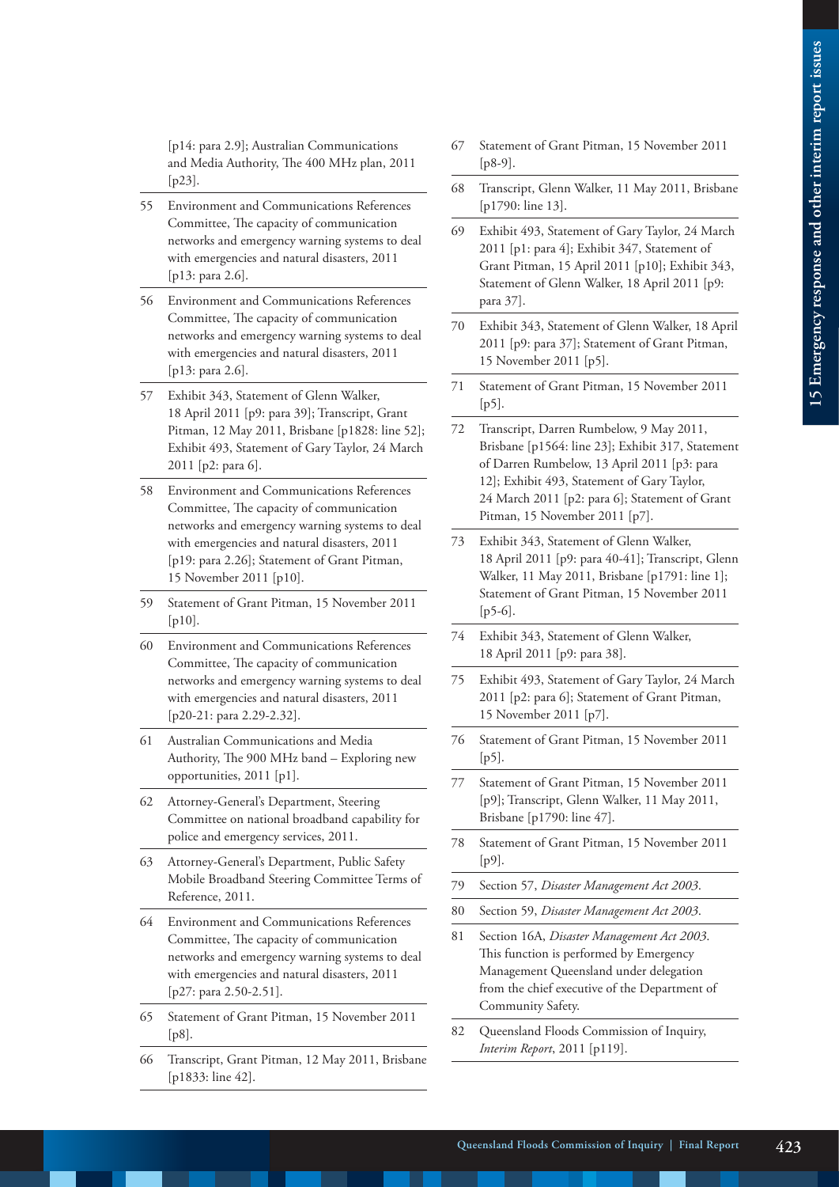[p14: para 2.9]; Australian Communications and Media Authority, The 400 MHz plan, 2011 [p23].

55 Environment and Communications References Committee, The capacity of communication networks and emergency warning systems to deal with emergencies and natural disasters, 2011 [p13: para 2.6].

56 Environment and Communications References Committee, The capacity of communication networks and emergency warning systems to deal with emergencies and natural disasters, 2011 [p13: para 2.6].

57 Exhibit 343, Statement of Glenn Walker, 18 April 2011 [p9: para 39]; Transcript, Grant Pitman, 12 May 2011, Brisbane [p1828: line 52]; Exhibit 493, Statement of Gary Taylor, 24 March 2011 [p2: para 6].

58 Environment and Communications References Committee, The capacity of communication networks and emergency warning systems to deal with emergencies and natural disasters, 2011 [p19: para 2.26]; Statement of Grant Pitman, 15 November 2011 [p10].

59 Statement of Grant Pitman, 15 November 2011 [p10].

60 Environment and Communications References Committee, The capacity of communication networks and emergency warning systems to deal with emergencies and natural disasters, 2011 [p20-21: para 2.29-2.32].

61 Australian Communications and Media Authority, The 900 MHz band – Exploring new opportunities, 2011 [p1].

62 Attorney-General's Department, Steering Committee on national broadband capability for police and emergency services, 2011.

63 Attorney-General's Department, Public Safety Mobile Broadband Steering Committee Terms of Reference, 2011.

64 Environment and Communications References Committee, The capacity of communication networks and emergency warning systems to deal with emergencies and natural disasters, 2011 [p27: para 2.50-2.51].

65 Statement of Grant Pitman, 15 November 2011 [p8].

66 Transcript, Grant Pitman, 12 May 2011, Brisbane [p1833: line 42].

67 Statement of Grant Pitman, 15 November 2011 [p8-9].

68 Transcript, Glenn Walker, 11 May 2011, Brisbane [p1790: line 13].

69 Exhibit 493, Statement of Gary Taylor, 24 March 2011 [p1: para 4]; Exhibit 347, Statement of Grant Pitman, 15 April 2011 [p10]; Exhibit 343, Statement of Glenn Walker, 18 April 2011 [p9: para 37].

70 Exhibit 343, Statement of Glenn Walker, 18 April 2011 [p9: para 37]; Statement of Grant Pitman, 15 November 2011 [p5].

71 Statement of Grant Pitman, 15 November 2011 [p5].

72 Transcript, Darren Rumbelow, 9 May 2011, Brisbane [p1564: line 23]; Exhibit 317, Statement of Darren Rumbelow, 13 April 2011 [p3: para 12]; Exhibit 493, Statement of Gary Taylor, 24 March 2011 [p2: para 6]; Statement of Grant Pitman, 15 November 2011 [p7].

73 Exhibit 343, Statement of Glenn Walker, 18 April 2011 [p9: para 40-41]; Transcript, Glenn Walker, 11 May 2011, Brisbane [p1791: line 1]; Statement of Grant Pitman, 15 November 2011 [p5-6].

74 Exhibit 343, Statement of Glenn Walker, 18 April 2011 [p9: para 38].

75 Exhibit 493, Statement of Gary Taylor, 24 March 2011 [p2: para 6]; Statement of Grant Pitman, 15 November 2011 [p7].

76 Statement of Grant Pitman, 15 November 2011 [p5].

77 Statement of Grant Pitman, 15 November 2011 [p9]; Transcript, Glenn Walker, 11 May 2011, Brisbane [p1790: line 47].

78 Statement of Grant Pitman, 15 November 2011 [p9].

79 Section 57, *Disaster Management Act 2003*.

80 Section 59, *Disaster Management Act 2003*.

81 Section 16A, *Disaster Management Act 2003*. This function is performed by Emergency Management Queensland under delegation from the chief executive of the Department of Community Safety.

82 Queensland Floods Commission of Inquiry, *Interim Report*, 2011 [p119].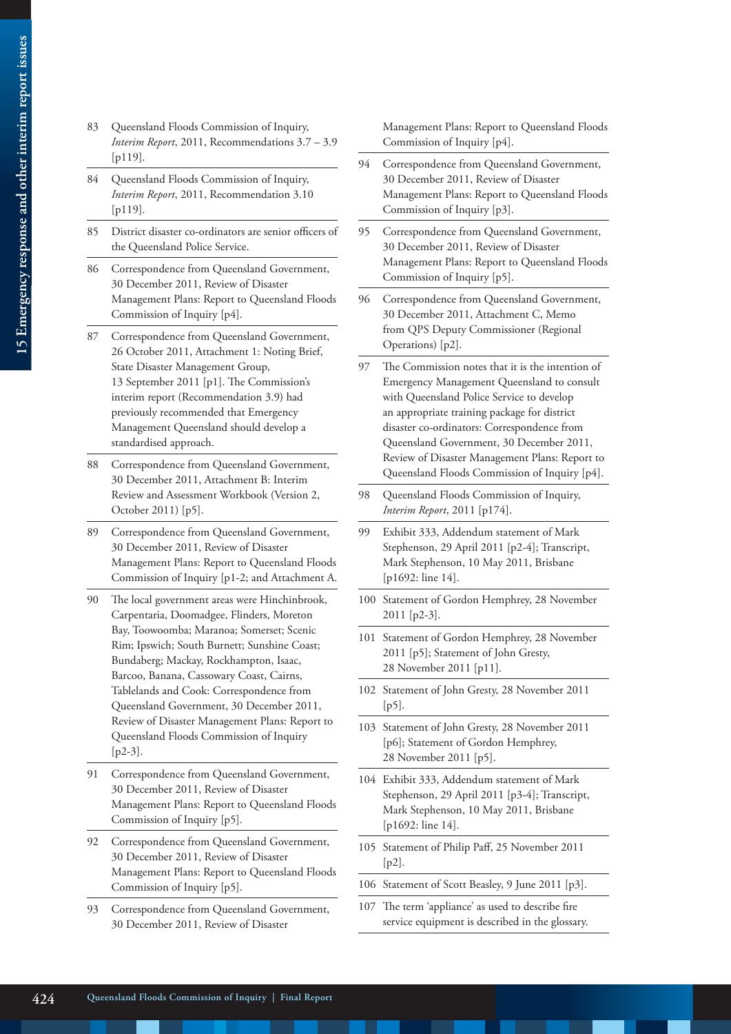83 Queensland Floods Commission of Inquiry, *Interim Report*, 2011, Recommendations 3.7 – 3.9 [p119].

84 Queensland Floods Commission of Inquiry, *Interim Report*, 2011, Recommendation 3.10 [p119].

85 District disaster co-ordinators are senior officers of the Queensland Police Service.

86 Correspondence from Queensland Government, 30 December 2011, Review of Disaster Management Plans: Report to Queensland Floods Commission of Inquiry [p4].

87 Correspondence from Queensland Government, 26 October 2011, Attachment 1: Noting Brief, State Disaster Management Group, 13 September 2011 [p1]. The Commission's interim report (Recommendation 3.9) had previously recommended that Emergency Management Queensland should develop a standardised approach.

88 Correspondence from Queensland Government, 30 December 2011, Attachment B: Interim Review and Assessment Workbook (Version 2, October 2011) [p5].

89 Correspondence from Queensland Government, 30 December 2011, Review of Disaster Management Plans: Report to Queensland Floods Commission of Inquiry [p1-2; and Attachment A.

90 The local government areas were Hinchinbrook, Carpentaria, Doomadgee, Flinders, Moreton Bay, Toowoomba; Maranoa; Somerset; Scenic Rim; Ipswich; South Burnett; Sunshine Coast; Bundaberg; Mackay, Rockhampton, Isaac, Barcoo, Banana, Cassowary Coast, Cairns, Tablelands and Cook: Correspondence from Queensland Government, 30 December 2011, Review of Disaster Management Plans: Report to Queensland Floods Commission of Inquiry [p2-3].

91 Correspondence from Queensland Government, 30 December 2011, Review of Disaster Management Plans: Report to Queensland Floods Commission of Inquiry [p5].

92 Correspondence from Queensland Government, 30 December 2011, Review of Disaster Management Plans: Report to Queensland Floods Commission of Inquiry [p5].

93 Correspondence from Queensland Government, 30 December 2011, Review of Disaster Management Plans: Report to Queensland Floods Commission of Inquiry [p4].

94 Correspondence from Queensland Government, 30 December 2011, Review of Disaster Management Plans: Report to Queensland Floods Commission of Inquiry [p3].

95 Correspondence from Queensland Government, 30 December 2011, Review of Disaster Management Plans: Report to Queensland Floods Commission of Inquiry [p5].

96 Correspondence from Queensland Government, 30 December 2011, Attachment C, Memo from QPS Deputy Commissioner (Regional Operations) [p2].

97 The Commission notes that it is the intention of Emergency Management Queensland to consult with Queensland Police Service to develop an appropriate training package for district disaster co-ordinators: Correspondence from Queensland Government, 30 December 2011, Review of Disaster Management Plans: Report to Queensland Floods Commission of Inquiry [p4].

98 Queensland Floods Commission of Inquiry, *Interim Report*, 2011 [p174].

99 Exhibit 333, Addendum statement of Mark Stephenson, 29 April 2011 [p2-4]; Transcript, Mark Stephenson, 10 May 2011, Brisbane [p1692: line 14].

100 Statement of Gordon Hemphrey, 28 November 2011 [p2-3].

101 Statement of Gordon Hemphrey, 28 November 2011 [p5]; Statement of John Gresty, 28 November 2011 [p11].

102 Statement of John Gresty, 28 November 2011 [p5].

103 Statement of John Gresty, 28 November 2011 [p6]; Statement of Gordon Hemphrey, 28 November 2011 [p5].

104 Exhibit 333, Addendum statement of Mark Stephenson, 29 April 2011 [p3-4]; Transcript, Mark Stephenson, 10 May 2011, Brisbane [p1692: line 14].

105 Statement of Philip Paff, 25 November 2011 [p2].

106 Statement of Scott Beasley, 9 June 2011 [p3].

107 The term 'appliance' as used to describe fire service equipment is described in the glossary.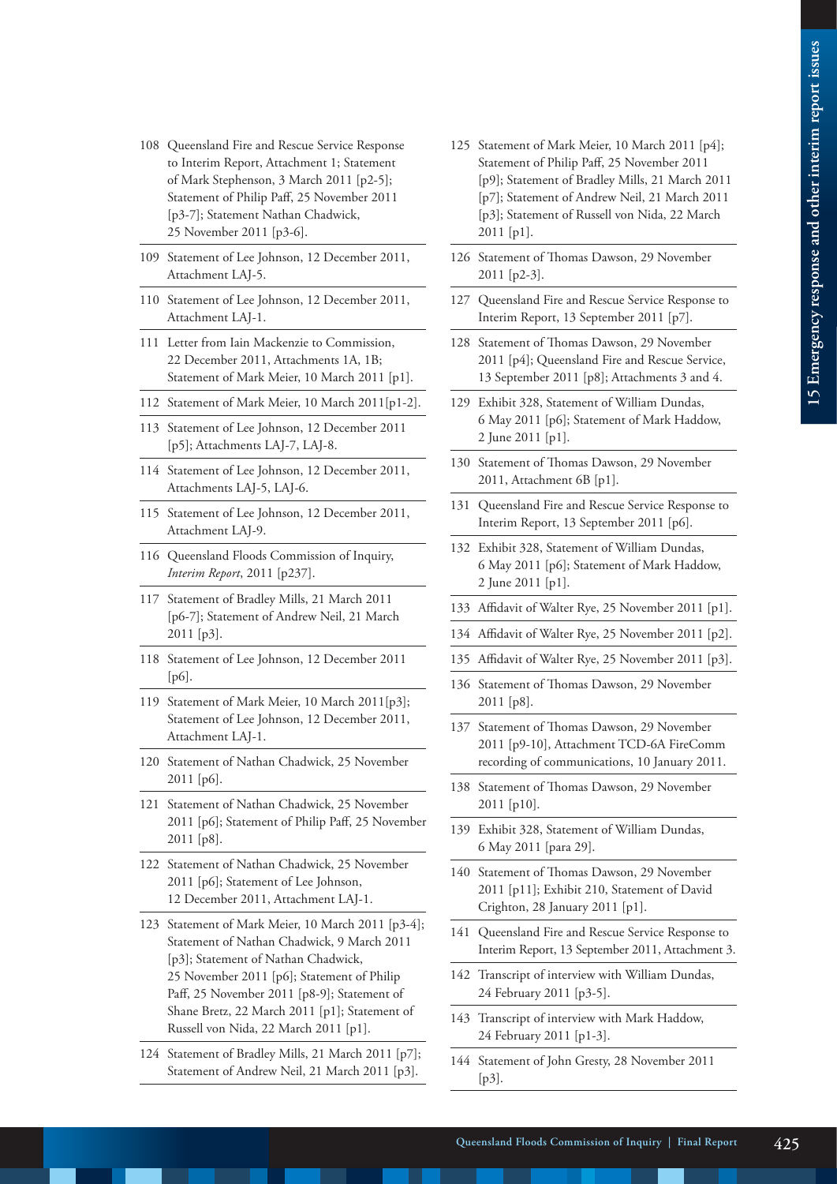108 Queensland Fire and Rescue Service Response to Interim Report, Attachment 1; Statement of Mark Stephenson, 3 March 2011 [p2-5]; Statement of Philip Paff, 25 November 2011 [p3-7]; Statement Nathan Chadwick, 25 November 2011 [p3-6].

109 Statement of Lee Johnson, 12 December 2011, Attachment LAJ-5.

110 Statement of Lee Johnson, 12 December 2011, Attachment LAJ-1.

111 Letter from Iain Mackenzie to Commission, 22 December 2011, Attachments 1A, 1B; Statement of Mark Meier, 10 March 2011 [p1].

112 Statement of Mark Meier, 10 March 2011[p1-2].

113 Statement of Lee Johnson, 12 December 2011 [p5]; Attachments LAJ-7, LAJ-8.

114 Statement of Lee Johnson, 12 December 2011, Attachments LAJ-5, LAJ-6.

115 Statement of Lee Johnson, 12 December 2011, Attachment LAJ-9.

116 Queensland Floods Commission of Inquiry, *Interim Report*, 2011 [p237].

117 Statement of Bradley Mills, 21 March 2011 [p6-7]; Statement of Andrew Neil, 21 March 2011 [p3].

118 Statement of Lee Johnson, 12 December 2011 [p6].

119 Statement of Mark Meier, 10 March 2011[p3]; Statement of Lee Johnson, 12 December 2011, Attachment LAJ-1.

120 Statement of Nathan Chadwick, 25 November 2011 [p6].

121 Statement of Nathan Chadwick, 25 November 2011 [p6]; Statement of Philip Paff, 25 November 2011 [p8].

122 Statement of Nathan Chadwick, 25 November 2011 [p6]; Statement of Lee Johnson, 12 December 2011, Attachment LAJ-1.

123 Statement of Mark Meier, 10 March 2011 [p3-4]; Statement of Nathan Chadwick, 9 March 2011 [p3]; Statement of Nathan Chadwick, 25 November 2011 [p6]; Statement of Philip Paff, 25 November 2011 [p8-9]; Statement of Shane Bretz, 22 March 2011 [p1]; Statement of Russell von Nida, 22 March 2011 [p1].

124 Statement of Bradley Mills, 21 March 2011 [p7]; Statement of Andrew Neil, 21 March 2011 [p3].

125 Statement of Mark Meier, 10 March 2011 [p4]; Statement of Philip Paff, 25 November 2011 [p9]; Statement of Bradley Mills, 21 March 2011 [p7]; Statement of Andrew Neil, 21 March 2011 [p3]; Statement of Russell von Nida, 22 March 2011 [p1].

126 Statement of Thomas Dawson, 29 November 2011 [p2-3].

127 Queensland Fire and Rescue Service Response to Interim Report, 13 September 2011 [p7].

128 Statement of Thomas Dawson, 29 November 2011 [p4]; Queensland Fire and Rescue Service, 13 September 2011 [p8]; Attachments 3 and 4.

129 Exhibit 328, Statement of William Dundas, 6 May 2011 [p6]; Statement of Mark Haddow, 2 June 2011 [p1].

130 Statement of Thomas Dawson, 29 November 2011, Attachment 6B [p1].

131 Queensland Fire and Rescue Service Response to Interim Report, 13 September 2011 [p6].

132 Exhibit 328, Statement of William Dundas, 6 May 2011 [p6]; Statement of Mark Haddow, 2 June 2011 [p1].

133 Affidavit of Walter Rye, 25 November 2011 [p1].

134 Affidavit of Walter Rye, 25 November 2011 [p2].

135 Affidavit of Walter Rye, 25 November 2011 [p3].

136 Statement of Thomas Dawson, 29 November 2011 [p8].

137 Statement of Thomas Dawson, 29 November 2011 [p9-10], Attachment TCD-6A FireComm recording of communications, 10 January 2011.

138 Statement of Thomas Dawson, 29 November 2011 [p10].

139 Exhibit 328, Statement of William Dundas, 6 May 2011 [para 29].

140 Statement of Thomas Dawson, 29 November 2011 [p11]; Exhibit 210, Statement of David Crighton, 28 January 2011 [p1].

141 Queensland Fire and Rescue Service Response to Interim Report, 13 September 2011, Attachment 3.

142 Transcript of interview with William Dundas, 24 February 2011 [p3-5].

143 Transcript of interview with Mark Haddow, 24 February 2011 [p1-3].

144 Statement of John Gresty, 28 November 2011 [p3].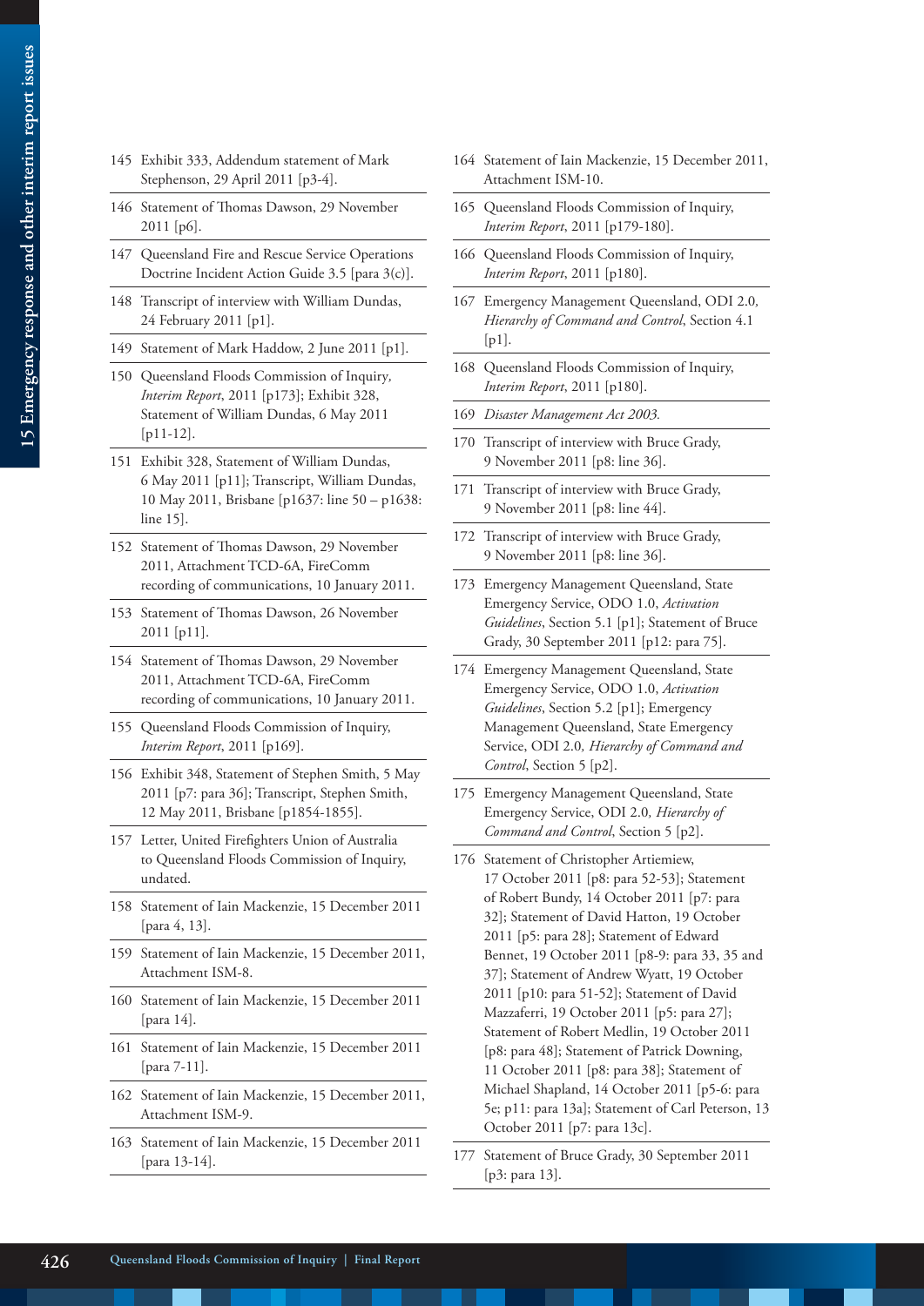145 Exhibit 333, Addendum statement of Mark Stephenson, 29 April 2011 [p3-4].

146 Statement of Thomas Dawson, 29 November 2011 [p6].

147 Queensland Fire and Rescue Service Operations Doctrine Incident Action Guide 3.5 [para 3(c)].

148 Transcript of interview with William Dundas, 24 February 2011 [p1].

149 Statement of Mark Haddow, 2 June 2011 [p1].

150 Queensland Floods Commission of Inquiry, *Interim Report*, 2011 [p173]; Exhibit 328, Statement of William Dundas, 6 May 2011 [p11-12].

151 Exhibit 328, Statement of William Dundas, 6 May 2011 [p11]; Transcript, William Dundas, 10 May 2011, Brisbane [p1637: line 50 – p1638: line 15].

152 Statement of Thomas Dawson, 29 November 2011, Attachment TCD-6A, FireComm recording of communications, 10 January 2011.

153 Statement of Thomas Dawson, 26 November 2011 [p11].

154 Statement of Thomas Dawson, 29 November 2011, Attachment TCD-6A, FireComm recording of communications, 10 January 2011.

155 Queensland Floods Commission of Inquiry, *Interim Report*, 2011 [p169].

156 Exhibit 348, Statement of Stephen Smith, 5 May 2011 [p7: para 36]; Transcript, Stephen Smith, 12 May 2011, Brisbane [p1854-1855].

157 Letter, United Firefighters Union of Australia to Queensland Floods Commission of Inquiry, undated.

158 Statement of Iain Mackenzie, 15 December 2011 [para 4, 13].

159 Statement of Iain Mackenzie, 15 December 2011, Attachment ISM-8.

160 Statement of Iain Mackenzie, 15 December 2011 [para 14].

161 Statement of Iain Mackenzie, 15 December 2011 [para 7-11].

162 Statement of Iain Mackenzie, 15 December 2011, Attachment ISM-9.

163 Statement of Iain Mackenzie, 15 December 2011 [para 13-14].

164 Statement of Iain Mackenzie, 15 December 2011, Attachment ISM-10.

165 Queensland Floods Commission of Inquiry, *Interim Report*, 2011 [p179-180].

166 Queensland Floods Commission of Inquiry, *Interim Report*, 2011 [p180].

167 Emergency Management Queensland, ODI 2.0, *Hierarchy of Command and Control*, Section 4.1 [p1].

168 Queensland Floods Commission of Inquiry, *Interim Report*, 2011 [p180].

169 *Disaster Management Act 2003.*

170 Transcript of interview with Bruce Grady, 9 November 2011 [p8: line 36].

171 Transcript of interview with Bruce Grady, 9 November 2011 [p8: line 44].

172 Transcript of interview with Bruce Grady, 9 November 2011 [p8: line 36].

173 Emergency Management Queensland, State Emergency Service, ODO 1.0, *Activation Guidelines*, Section 5.1 [p1]; Statement of Bruce Grady, 30 September 2011 [p12: para 75].

174 Emergency Management Queensland, State Emergency Service, ODO 1.0, *Activation Guidelines*, Section 5.2 [p1]; Emergency Management Queensland, State Emergency Service, ODI 2.0, *Hierarchy of Command and Control*, Section 5 [p2].

175 Emergency Management Queensland, State Emergency Service, ODI 2.0, *Hierarchy of Command and Control*, Section 5 [p2].

176 Statement of Christopher Artiemiew, 17 October 2011 [p8: para 52-53]; Statement of Robert Bundy, 14 October 2011 [p7: para 32]; Statement of David Hatton, 19 October 2011 [p5: para 28]; Statement of Edward Bennet, 19 October 2011 [p8-9: para 33, 35 and 37]; Statement of Andrew Wyatt, 19 October 2011 [p10: para 51-52]; Statement of David Mazzaferri, 19 October 2011 [p5: para 27]; Statement of Robert Medlin, 19 October 2011 [p8: para 48]; Statement of Patrick Downing, 11 October 2011 [p8: para 38]; Statement of Michael Shapland, 14 October 2011 [p5-6: para 5e; p11: para 13a]; Statement of Carl Peterson, 13 October 2011 [p7: para 13c].

177 Statement of Bruce Grady, 30 September 2011 [p3: para 13].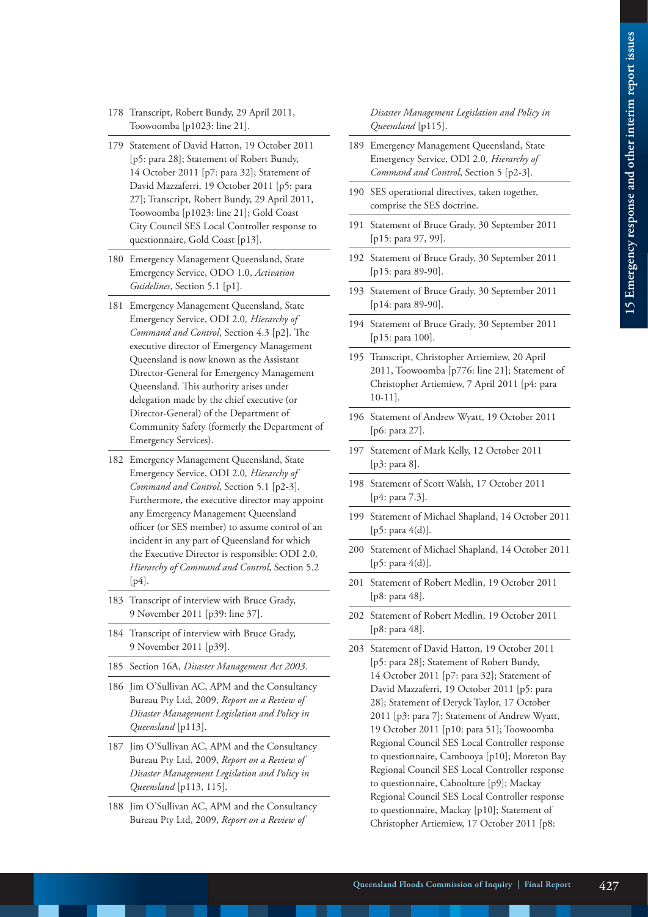178 Transcript, Robert Bundy, 29 April 2011, Toowoomba [p1023: line 21].

179 Statement of David Hatton, 19 October 2011 [p5: para 28]; Statement of Robert Bundy, 14 October 2011 [p7: para 32]; Statement of David Mazzaferri, 19 October 2011 [p5: para 27]; Transcript, Robert Bundy, 29 April 2011, Toowoomba [p1023: line 21]; Gold Coast City Council SES Local Controller response to questionnaire, Gold Coast [p13].

180 Emergency Management Queensland, State Emergency Service, ODO 1.0, *Activation Guidelines*, Section 5.1 [p1].

181 Emergency Management Queensland, State Emergency Service, ODI 2.0, *Hierarchy of Command and Control*, Section 4.3 [p2]. The executive director of Emergency Management Queensland is now known as the Assistant Director-General for Emergency Management Queensland. This authority arises under delegation made by the chief executive (or Director-General) of the Department of Community Safety (formerly the Department of Emergency Services).

182 Emergency Management Queensland, State Emergency Service, ODI 2.0, *Hierarchy of Command and Control*, Section 5.1 [p2-3]. Furthermore, the executive director may appoint any Emergency Management Queensland officer (or SES member) to assume control of an incident in any part of Queensland for which the Executive Director is responsible: ODI 2.0, *Hierarchy of Command and Control*, Section 5.2 [p4].

183 Transcript of interview with Bruce Grady, 9 November 2011 [p39: line 37].

184 Transcript of interview with Bruce Grady, 9 November 2011 [p39].

185 Section 16A, *Disaster Management Act 2003*.

186 Jim O'Sullivan AC, APM and the Consultancy Bureau Pty Ltd, 2009, *Report on a Review of Disaster Management Legislation and Policy in Queensland* [p113].

187 Jim O'Sullivan AC, APM and the Consultancy Bureau Pty Ltd, 2009, *Report on a Review of Disaster Management Legislation and Policy in Queensland* [p113, 115].

188 Jim O'Sullivan AC, APM and the Consultancy Bureau Pty Ltd, 2009, *Report on a Review of Disaster Management Legislation and Policy in Queensland* [p115].

189 Emergency Management Queensland, State Emergency Service, ODI 2.0, *Hierarchy of Command and Control*, Section 5 [p2-3].

190 SES operational directives, taken together, comprise the SES doctrine.

191 Statement of Bruce Grady, 30 September 2011 [p15: para 97, 99].

192 Statement of Bruce Grady, 30 September 2011 [p15: para 89-90].

193 Statement of Bruce Grady, 30 September 2011 [p14: para 89-90].

194 Statement of Bruce Grady, 30 September 2011 [p15: para 100].

195 Transcript, Christopher Artiemiew, 20 April 2011, Toowoomba [p776: line 21]; Statement of Christopher Artiemiew, 7 April 2011 [p4: para 10-11].

196 Statement of Andrew Wyatt, 19 October 2011 [p6: para 27].

197 Statement of Mark Kelly, 12 October 2011 [p3: para 8].

198 Statement of Scott Walsh, 17 October 2011 [p4: para 7.3].

199 Statement of Michael Shapland, 14 October 2011 [p5: para 4(d)].

200 Statement of Michael Shapland, 14 October 2011 [p5: para 4(d)].

201 Statement of Robert Medlin, 19 October 2011 [p8: para 48].

202 Statement of Robert Medlin, 19 October 2011 [p8: para 48].

203 Statement of David Hatton, 19 October 2011 [p5: para 28]; Statement of Robert Bundy, 14 October 2011 [p7: para 32]; Statement of David Mazzaferri, 19 October 2011 [p5: para 28]; Statement of Deryck Taylor, 17 October 2011 [p3: para 7]; Statement of Andrew Wyatt, 19 October 2011 [p10: para 51]; Toowoomba Regional Council SES Local Controller response to questionnaire, Cambooya [p10]; Moreton Bay Regional Council SES Local Controller response to questionnaire, Caboolture [p9]; Mackay Regional Council SES Local Controller response to questionnaire, Mackay [p10]; Statement of Christopher Artiemiew, 17 October 2011 [p8: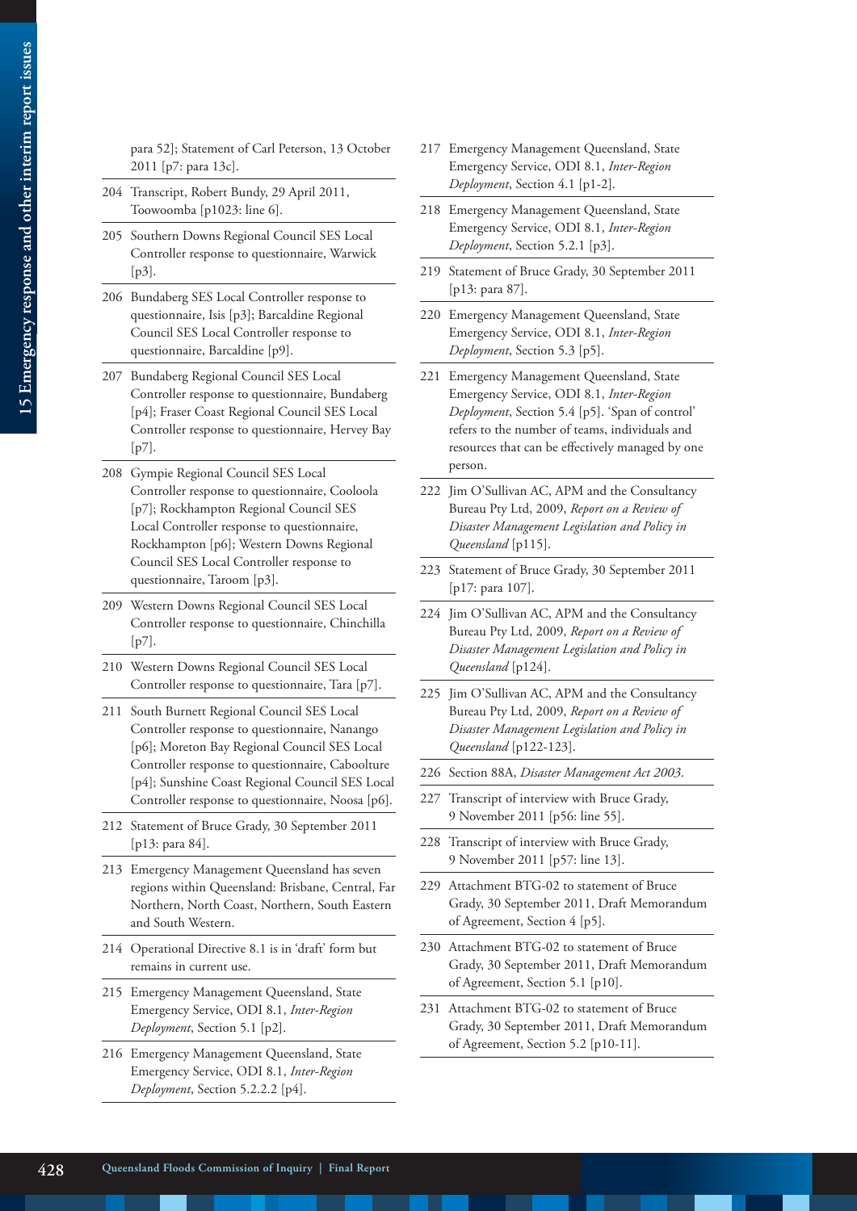para 52]; Statement of Carl Peterson, 13 October 2011 [p7: para 13c].

204 Transcript, Robert Bundy, 29 April 2011, Toowoomba [p1023: line 6].

205 Southern Downs Regional Council SES Local Controller response to questionnaire, Warwick [p3].

206 Bundaberg SES Local Controller response to questionnaire, Isis [p3]; Barcaldine Regional Council SES Local Controller response to questionnaire, Barcaldine [p9].

207 Bundaberg Regional Council SES Local Controller response to questionnaire, Bundaberg [p4]; Fraser Coast Regional Council SES Local Controller response to questionnaire, Hervey Bay [p7].

208 Gympie Regional Council SES Local Controller response to questionnaire, Cooloola [p7]; Rockhampton Regional Council SES Local Controller response to questionnaire, Rockhampton [p6]; Western Downs Regional Council SES Local Controller response to questionnaire, Taroom [p3].

209 Western Downs Regional Council SES Local Controller response to questionnaire, Chinchilla [p7].

210 Western Downs Regional Council SES Local Controller response to questionnaire, Tara [p7].

211 South Burnett Regional Council SES Local Controller response to questionnaire, Nanango [p6]; Moreton Bay Regional Council SES Local Controller response to questionnaire, Caboolture [p4]; Sunshine Coast Regional Council SES Local Controller response to questionnaire, Noosa [p6].

212 Statement of Bruce Grady, 30 September 2011 [p13: para 84].

213 Emergency Management Queensland has seven regions within Queensland: Brisbane, Central, Far Northern, North Coast, Northern, South Eastern and South Western.

214 Operational Directive 8.1 is in 'draft' form but remains in current use.

215 Emergency Management Queensland, State Emergency Service, ODI 8.1, *Inter-Region Deployment*, Section 5.1 [p2].

216 Emergency Management Queensland, State Emergency Service, ODI 8.1, *Inter-Region Deployment*, Section 5.2.2.2 [p4].

217 Emergency Management Queensland, State Emergency Service, ODI 8.1, *Inter-Region Deployment*, Section 4.1 [p1-2].

218 Emergency Management Queensland, State Emergency Service, ODI 8.1, *Inter-Region Deployment*, Section 5.2.1 [p3].

219 Statement of Bruce Grady, 30 September 2011 [p13: para 87].

220 Emergency Management Queensland, State Emergency Service, ODI 8.1, *Inter-Region Deployment*, Section 5.3 [p5].

221 Emergency Management Queensland, State Emergency Service, ODI 8.1, *Inter-Region Deployment*, Section 5.4 [p5]. 'Span of control' refers to the number of teams, individuals and resources that can be effectively managed by one person.

222 Jim O'Sullivan AC, APM and the Consultancy Bureau Pty Ltd, 2009, *Report on a Review of Disaster Management Legislation and Policy in Queensland* [p115].

223 Statement of Bruce Grady, 30 September 2011 [p17: para 107].

224 Jim O'Sullivan AC, APM and the Consultancy Bureau Pty Ltd, 2009, *Report on a Review of Disaster Management Legislation and Policy in Queensland* [p124].

225 Jim O'Sullivan AC, APM and the Consultancy Bureau Pty Ltd, 2009, *Report on a Review of Disaster Management Legislation and Policy in Queensland* [p122-123].

226 Section 88A, *Disaster Management Act 2003.*

227 Transcript of interview with Bruce Grady, 9 November 2011 [p56: line 55].

228 Transcript of interview with Bruce Grady, 9 November 2011 [p57: line 13].

229 Attachment BTG-02 to statement of Bruce Grady, 30 September 2011, Draft Memorandum of Agreement, Section 4 [p5].

230 Attachment BTG-02 to statement of Bruce Grady, 30 September 2011, Draft Memorandum of Agreement, Section 5.1 [p10].

231 Attachment BTG-02 to statement of Bruce Grady, 30 September 2011, Draft Memorandum of Agreement, Section 5.2 [p10-11].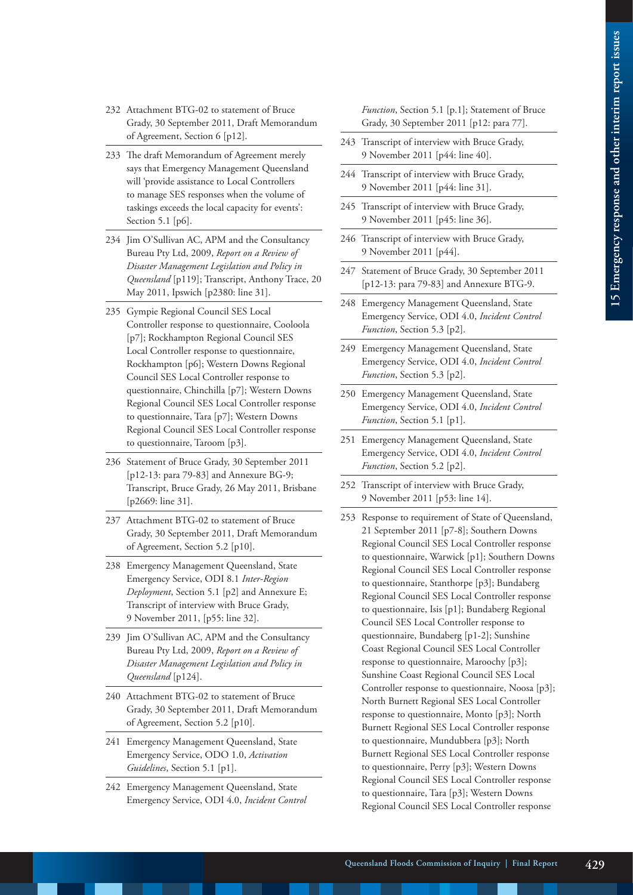232 Attachment BTG-02 to statement of Bruce Grady, 30 September 2011, Draft Memorandum of Agreement, Section 6 [p12].

233 The draft Memorandum of Agreement merely says that Emergency Management Queensland will 'provide assistance to Local Controllers to manage SES responses when the volume of taskings exceeds the local capacity for events': Section 5.1 [p6].

234 Jim O'Sullivan AC, APM and the Consultancy Bureau Pty Ltd, 2009, *Report on a Review of Disaster Management Legislation and Policy in Queensland* [p119]; Transcript, Anthony Trace, 20 May 2011, Ipswich [p2380: line 31].

235 Gympie Regional Council SES Local Controller response to questionnaire, Cooloola [p7]; Rockhampton Regional Council SES Local Controller response to questionnaire, Rockhampton [p6]; Western Downs Regional Council SES Local Controller response to questionnaire, Chinchilla [p7]; Western Downs Regional Council SES Local Controller response to questionnaire, Tara [p7]; Western Downs Regional Council SES Local Controller response to questionnaire, Taroom [p3].

236 Statement of Bruce Grady, 30 September 2011 [p12-13: para 79-83] and Annexure BG-9; Transcript, Bruce Grady, 26 May 2011, Brisbane [p2669: line 31].

237 Attachment BTG-02 to statement of Bruce Grady, 30 September 2011, Draft Memorandum of Agreement, Section 5.2 [p10].

238 Emergency Management Queensland, State Emergency Service, ODI 8.1 *Inter-Region Deployment*, Section 5.1 [p2] and Annexure E; Transcript of interview with Bruce Grady, 9 November 2011, [p55: line 32].

239 Jim O'Sullivan AC, APM and the Consultancy Bureau Pty Ltd, 2009, *Report on a Review of Disaster Management Legislation and Policy in Queensland* [p124].

240 Attachment BTG-02 to statement of Bruce Grady, 30 September 2011, Draft Memorandum of Agreement, Section 5.2 [p10].

241 Emergency Management Queensland, State Emergency Service, ODO 1.0, *Activation Guidelines*, Section 5.1 [p1].

242 Emergency Management Queensland, State Emergency Service, ODI 4.0, *Incident Control Function*, Section 5.1 [p.1]; Statement of Bruce Grady, 30 September 2011 [p12: para 77].

243 Transcript of interview with Bruce Grady, 9 November 2011 [p44: line 40].

244 Transcript of interview with Bruce Grady, 9 November 2011 [p44: line 31].

245 Transcript of interview with Bruce Grady, 9 November 2011 [p45: line 36].

246 Transcript of interview with Bruce Grady, 9 November 2011 [p44].

247 Statement of Bruce Grady, 30 September 2011 [p12-13: para 79-83] and Annexure BTG-9.

248 Emergency Management Queensland, State Emergency Service, ODI 4.0, *Incident Control Function*, Section 5.3 [p2].

249 Emergency Management Queensland, State Emergency Service, ODI 4.0, *Incident Control Function*, Section 5.3 [p2].

250 Emergency Management Queensland, State Emergency Service, ODI 4.0, *Incident Control Function*, Section 5.1 [p1].

251 Emergency Management Queensland, State Emergency Service, ODI 4.0, *Incident Control Function*, Section 5.2 [p2].

252 Transcript of interview with Bruce Grady, 9 November 2011 [p53: line 14].

253 Response to requirement of State of Queensland, 21 September 2011 [p7-8]; Southern Downs Regional Council SES Local Controller response to questionnaire, Warwick [p1]; Southern Downs Regional Council SES Local Controller response to questionnaire, Stanthorpe [p3]; Bundaberg Regional Council SES Local Controller response to questionnaire, Isis [p1]; Bundaberg Regional Council SES Local Controller response to questionnaire, Bundaberg [p1-2]; Sunshine Coast Regional Council SES Local Controller response to questionnaire, Maroochy [p3]; Sunshine Coast Regional Council SES Local Controller response to questionnaire, Noosa [p3]; North Burnett Regional SES Local Controller response to questionnaire, Monto [p3]; North Burnett Regional SES Local Controller response to questionnaire, Mundubbera [p3]; North Burnett Regional SES Local Controller response to questionnaire, Perry [p3]; Western Downs Regional Council SES Local Controller response to questionnaire, Tara [p3]; Western Downs Regional Council SES Local Controller response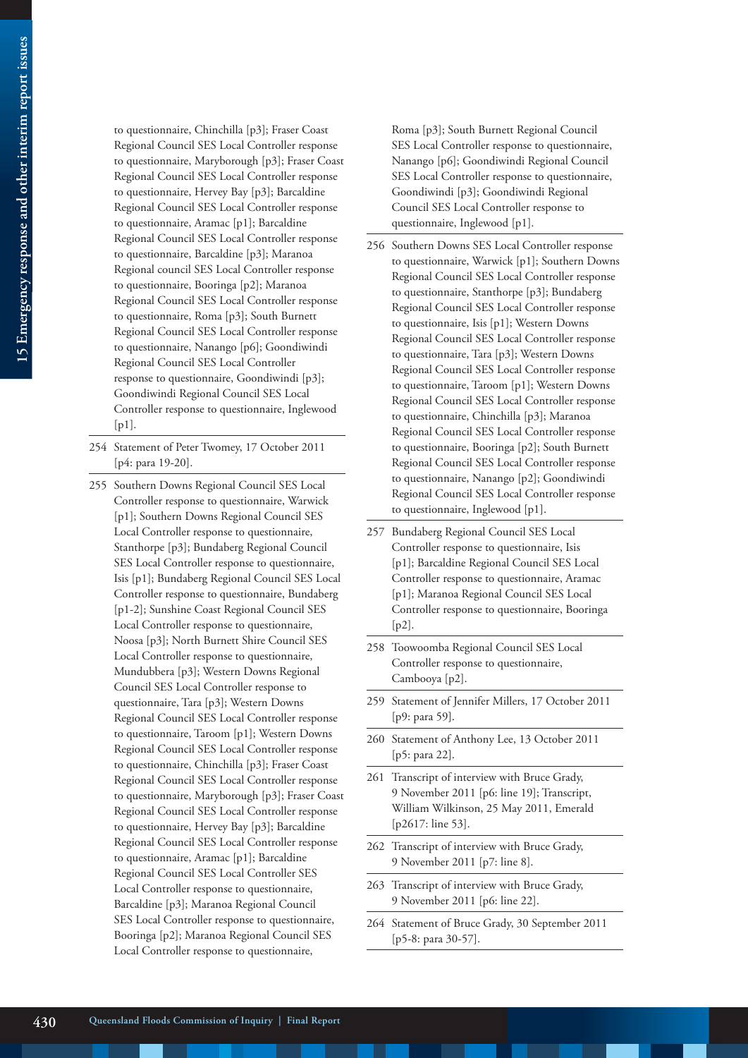to questionnaire, Chinchilla [p3]; Fraser Coast Regional Council SES Local Controller response to questionnaire, Maryborough [p3]; Fraser Coast Regional Council SES Local Controller response to questionnaire, Hervey Bay [p3]; Barcaldine Regional Council SES Local Controller response to questionnaire, Aramac [p1]; Barcaldine Regional Council SES Local Controller response to questionnaire, Barcaldine [p3]; Maranoa Regional council SES Local Controller response to questionnaire, Booringa [p2]; Maranoa Regional Council SES Local Controller response to questionnaire, Roma [p3]; South Burnett Regional Council SES Local Controller response to questionnaire, Nanango [p6]; Goondiwindi Regional Council SES Local Controller response to questionnaire, Goondiwindi [p3]; Goondiwindi Regional Council SES Local Controller response to questionnaire, Inglewood [p1].

254 Statement of Peter Twomey, 17 October 2011 [p4: para 19-20].

255 Southern Downs Regional Council SES Local Controller response to questionnaire, Warwick [p1]; Southern Downs Regional Council SES Local Controller response to questionnaire, Stanthorpe [p3]; Bundaberg Regional Council SES Local Controller response to questionnaire, Isis [p1]; Bundaberg Regional Council SES Local Controller response to questionnaire, Bundaberg [p1-2]; Sunshine Coast Regional Council SES Local Controller response to questionnaire, Noosa [p3]; North Burnett Shire Council SES Local Controller response to questionnaire, Mundubbera [p3]; Western Downs Regional Council SES Local Controller response to questionnaire, Tara [p3]; Western Downs Regional Council SES Local Controller response to questionnaire, Taroom [p1]; Western Downs Regional Council SES Local Controller response to questionnaire, Chinchilla [p3]; Fraser Coast Regional Council SES Local Controller response to questionnaire, Maryborough [p3]; Fraser Coast Regional Council SES Local Controller response to questionnaire, Hervey Bay [p3]; Barcaldine Regional Council SES Local Controller response to questionnaire, Aramac [p1]; Barcaldine Regional Council SES Local Controller response to questionnaire, Barcaldine [p3]; Maranoa Regional Council SES Local Controller response to questionnaire, Booringa [p2]; Maranoa Regional Council SES Local Controller response to questionnaire, Roma [p3]; South Burnett Regional Council SES Local Controller response to questionnaire, Nanango [p6]; Goondiwindi Regional Council SES Local Controller response to questionnaire, Goondiwindi [p3]; Goondiwindi Regional Council SES Local Controller response to questionnaire, Inglewood [p1].

256 Southern Downs SES Local Controller response to questionnaire, Warwick [p1]; Southern Downs Regional Council SES Local Controller response to questionnaire, Stanthorpe [p3]; Bundaberg Regional Council SES Local Controller response to questionnaire, Isis [p1]; Western Downs Regional Council SES Local Controller response to questionnaire, Tara [p3]; Western Downs Regional Council SES Local Controller response to questionnaire, Taroom [p1]; Western Downs Regional Council SES Local Controller response to questionnaire, Chinchilla [p3]; Maranoa Regional Council SES Local Controller response to questionnaire, Booringa [p2]; South Burnett Regional Council SES Local Controller response to questionnaire, Nanango [p2]; Goondiwindi Regional Council SES Local Controller response to questionnaire, Inglewood [p1].

257 Bundaberg Regional Council SES Local Controller response to questionnaire, Isis [p1]; Barcaldine Regional Council SES Local Controller response to questionnaire, Aramac [p1]; Maranoa Regional Council SES Local Controller response to questionnaire, Booringa [p2].

258 Toowoomba Regional Council SES Local Controller response to questionnaire, Cambooya [p2].

259 Statement of Jennifer Millers, 17 October 2011 [p9: para 59].

260 Statement of Anthony Lee, 13 October 2011 [p5: para 22].

261 Transcript of interview with Bruce Grady, 9 November 2011 [p6: line 19]; Transcript, William Wilkinson, 25 May 2011, Emerald [p2617: line 53].

262 Transcript of interview with Bruce Grady, 9 November 2011 [p7: line 8].

263 Transcript of interview with Bruce Grady, 9 November 2011 [p6: line 22].

264 Statement of Bruce Grady, 30 September 2011 [p5-8: para 30-57].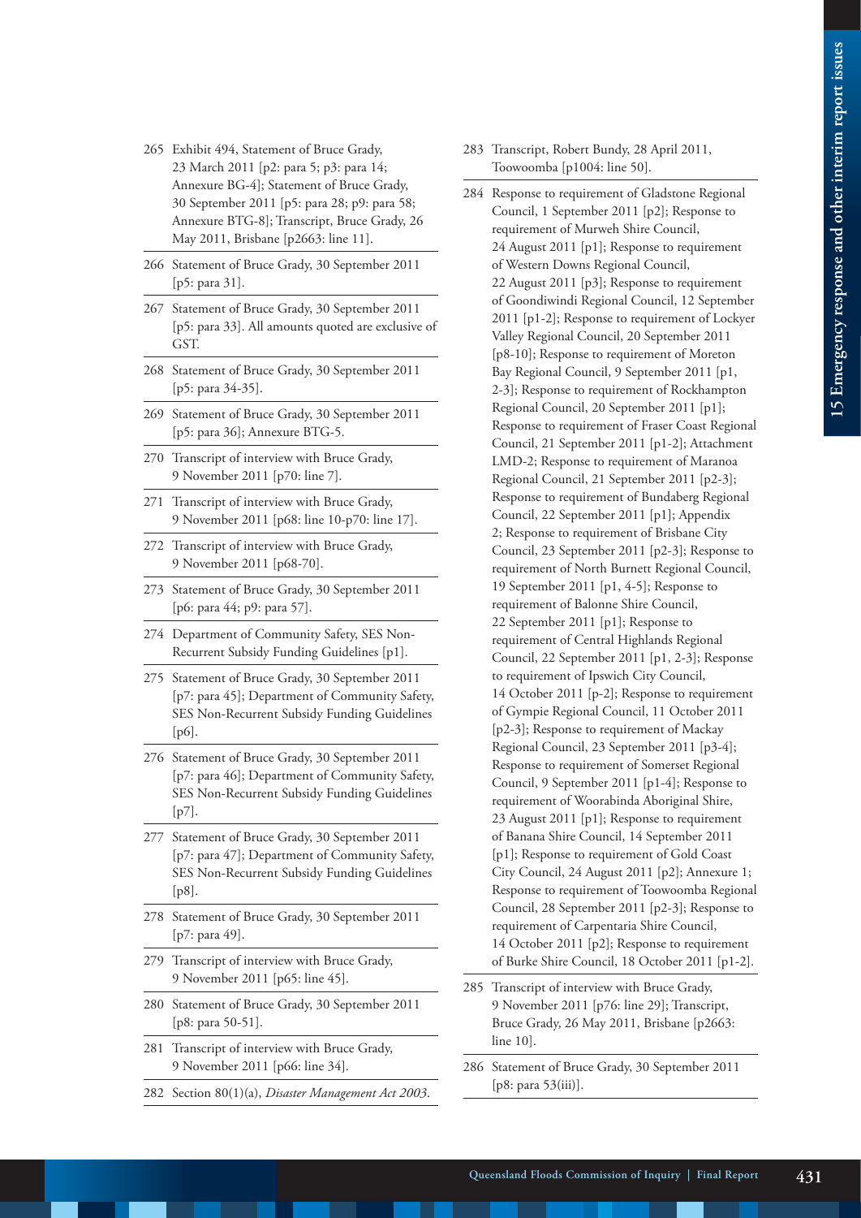265 Exhibit 494, Statement of Bruce Grady, 23 March 2011 [p2: para 5; p3: para 14; Annexure BG-4]; Statement of Bruce Grady, 30 September 2011 [p5: para 28; p9: para 58; Annexure BTG-8]; Transcript, Bruce Grady, 26 May 2011, Brisbane [p2663: line 11].

266 Statement of Bruce Grady, 30 September 2011 [p5: para 31].

267 Statement of Bruce Grady, 30 September 2011 [p5: para 33]. All amounts quoted are exclusive of GST.

268 Statement of Bruce Grady, 30 September 2011 [p5: para 34-35].

269 Statement of Bruce Grady, 30 September 2011 [p5: para 36]; Annexure BTG-5.

270 Transcript of interview with Bruce Grady, 9 November 2011 [p70: line 7].

271 Transcript of interview with Bruce Grady, 9 November 2011 [p68: line 10-p70: line 17].

272 Transcript of interview with Bruce Grady, 9 November 2011 [p68-70].

273 Statement of Bruce Grady, 30 September 2011 [p6: para 44; p9: para 57].

274 Department of Community Safety, SES Non-Recurrent Subsidy Funding Guidelines [p1].

275 Statement of Bruce Grady, 30 September 2011 [p7: para 45]; Department of Community Safety, SES Non-Recurrent Subsidy Funding Guidelines [p6].

276 Statement of Bruce Grady, 30 September 2011 [p7: para 46]; Department of Community Safety, SES Non-Recurrent Subsidy Funding Guidelines [p7].

277 Statement of Bruce Grady, 30 September 2011 [p7: para 47]; Department of Community Safety, SES Non-Recurrent Subsidy Funding Guidelines [p8].

278 Statement of Bruce Grady, 30 September 2011 [p7: para 49].

279 Transcript of interview with Bruce Grady, 9 November 2011 [p65: line 45].

280 Statement of Bruce Grady, 30 September 2011 [p8: para 50-51].

281 Transcript of interview with Bruce Grady, 9 November 2011 [p66: line 34].

282 Section 80(1)(a), *Disaster Management Act 2003*.

283 Transcript, Robert Bundy, 28 April 2011, Toowoomba [p1004: line 50].

284 Response to requirement of Gladstone Regional Council, 1 September 2011 [p2]; Response to requirement of Murweh Shire Council, 24 August 2011 [p1]; Response to requirement of Western Downs Regional Council, 22 August 2011 [p3]; Response to requirement of Goondiwindi Regional Council, 12 September 2011 [p1-2]; Response to requirement of Lockyer Valley Regional Council, 20 September 2011 [p8-10]; Response to requirement of Moreton Bay Regional Council, 9 September 2011 [p1, 2-3]; Response to requirement of Rockhampton Regional Council, 20 September 2011 [p1]; Response to requirement of Fraser Coast Regional Council, 21 September 2011 [p1-2]; Attachment LMD-2; Response to requirement of Maranoa Regional Council, 21 September 2011 [p2-3]; Response to requirement of Bundaberg Regional Council, 22 September 2011 [p1]; Appendix 2; Response to requirement of Brisbane City Council, 23 September 2011 [p2-3]; Response to requirement of North Burnett Regional Council, 19 September 2011 [p1, 4-5]; Response to requirement of Balonne Shire Council, 22 September 2011 [p1]; Response to requirement of Central Highlands Regional Council, 22 September 2011 [p1, 2-3]; Response to requirement of Ipswich City Council, 14 October 2011 [p-2]; Response to requirement of Gympie Regional Council, 11 October 2011 [p2-3]; Response to requirement of Mackay Regional Council, 23 September 2011 [p3-4]; Response to requirement of Somerset Regional Council, 9 September 2011 [p1-4]; Response to requirement of Woorabinda Aboriginal Shire, 23 August 2011 [p1]; Response to requirement of Banana Shire Council, 14 September 2011 [p1]; Response to requirement of Gold Coast City Council, 24 August 2011 [p2]; Annexure 1; Response to requirement of Toowoomba Regional Council, 28 September 2011 [p2-3]; Response to requirement of Carpentaria Shire Council, 14 October 2011 [p2]; Response to requirement of Burke Shire Council, 18 October 2011 [p1-2].

285 Transcript of interview with Bruce Grady, 9 November 2011 [p76: line 29]; Transcript, Bruce Grady, 26 May 2011, Brisbane [p2663: line 10].

286 Statement of Bruce Grady, 30 September 2011 [p8: para 53(iii)].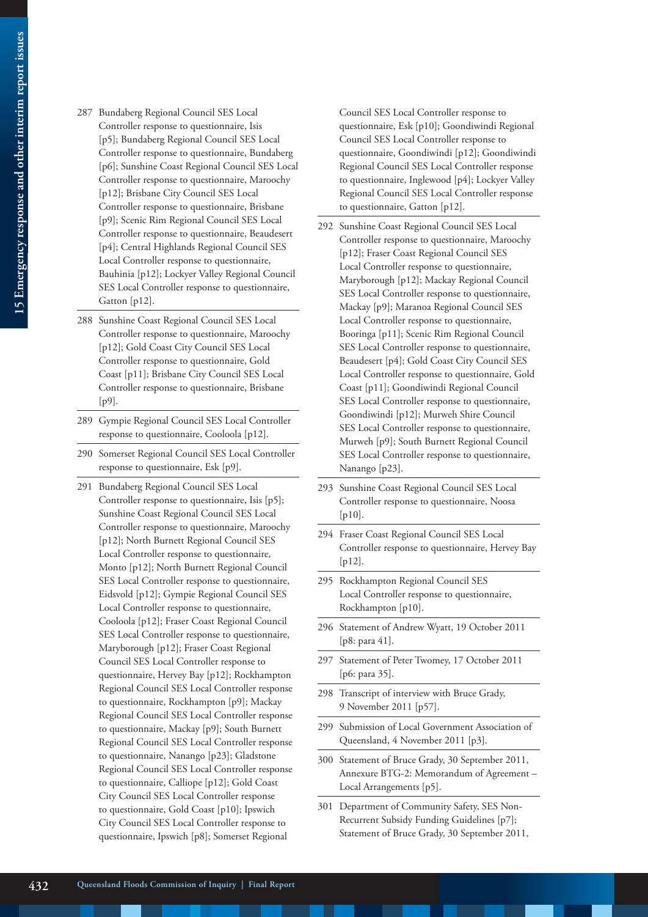287 Bundaberg Regional Council SES Local Controller response to questionnaire, Isis [p5]; Bundaberg Regional Council SES Local Controller response to questionnaire, Bundaberg [p6]; Sunshine Coast Regional Council SES Local Controller response to questionnaire, Maroochy [p12]; Brisbane City Council SES Local Controller response to questionnaire, Brisbane [p9]; Scenic Rim Regional Council SES Local Controller response to questionnaire, Beaudesert [p4]; Central Highlands Regional Council SES Local Controller response to questionnaire, Bauhinia [p12]; Lockyer Valley Regional Council SES Local Controller response to questionnaire, Gatton [p12].

288 Sunshine Coast Regional Council SES Local Controller response to questionnaire, Maroochy [p12]; Gold Coast City Council SES Local Controller response to questionnaire, Gold Coast [p11]; Brisbane City Council SES Local Controller response to questionnaire, Brisbane [p9].

289 Gympie Regional Council SES Local Controller response to questionnaire, Cooloola [p12].

290 Somerset Regional Council SES Local Controller response to questionnaire, Esk [p9].

291 Bundaberg Regional Council SES Local Controller response to questionnaire, Isis [p5]; Sunshine Coast Regional Council SES Local Controller response to questionnaire, Maroochy [p12]; North Burnett Regional Council SES Local Controller response to questionnaire, Monto [p12]; North Burnett Regional Council SES Local Controller response to questionnaire, Eidsvold [p12]; Gympie Regional Council SES Local Controller response to questionnaire, Cooloola [p12]; Fraser Coast Regional Council SES Local Controller response to questionnaire, Maryborough [p12]; Fraser Coast Regional Council SES Local Controller response to questionnaire, Hervey Bay [p12]; Rockhampton Regional Council SES Local Controller response to questionnaire, Rockhampton [p9]; Mackay Regional Council SES Local Controller response to questionnaire, Mackay [p9]; South Burnett Regional Council SES Local Controller response to questionnaire, Nanango [p23]; Gladstone Regional Council SES Local Controller response to questionnaire, Calliope [p12]; Gold Coast City Council SES Local Controller response to questionnaire, Gold Coast [p10]; Ipswich City Council SES Local Controller response to questionnaire, Ipswich [p8]; Somerset Regional Council SES Local Controller response to questionnaire, Esk [p10]; Goondiwindi Regional Council SES Local Controller response to questionnaire, Goondiwindi [p12]; Goondiwindi Regional Council SES Local Controller response to questionnaire, Inglewood [p4]; Lockyer Valley Regional Council SES Local Controller response to questionnaire, Gatton [p12].

292 Sunshine Coast Regional Council SES Local Controller response to questionnaire, Maroochy [p12]; Fraser Coast Regional Council SES Local Controller response to questionnaire, Maryborough [p12]; Mackay Regional Council SES Local Controller response to questionnaire, Mackay [p9]; Maranoa Regional Council SES Local Controller response to questionnaire, Booringa [p11]; Scenic Rim Regional Council SES Local Controller response to questionnaire, Beaudesert [p4]; Gold Coast City Council SES Local Controller response to questionnaire, Gold Coast [p11]; Goondiwindi Regional Council SES Local Controller response to questionnaire, Goondiwindi [p12]; Murweh Shire Council SES Local Controller response to questionnaire, Murweh [p9]; South Burnett Regional Council SES Local Controller response to questionnaire, Nanango [p23].

293 Sunshine Coast Regional Council SES Local Controller response to questionnaire, Noosa [p10].

294 Fraser Coast Regional Council SES Local Controller response to questionnaire, Hervey Bay [p12].

295 Rockhampton Regional Council SES Local Controller response to questionnaire, Rockhampton [p10].

296 Statement of Andrew Wyatt, 19 October 2011 [p8: para 41].

297 Statement of Peter Twomey, 17 October 2011 [p6: para 35].

298 Transcript of interview with Bruce Grady, 9 November 2011 [p57].

299 Submission of Local Government Association of Queensland, 4 November 2011 [p3].

300 Statement of Bruce Grady, 30 September 2011, Annexure BTG-2: Memorandum of Agreement – Local Arrangements [p5].

301 Department of Community Safety, SES Non-Recurrent Subsidy Funding Guidelines [p7]; Statement of Bruce Grady, 30 September 2011,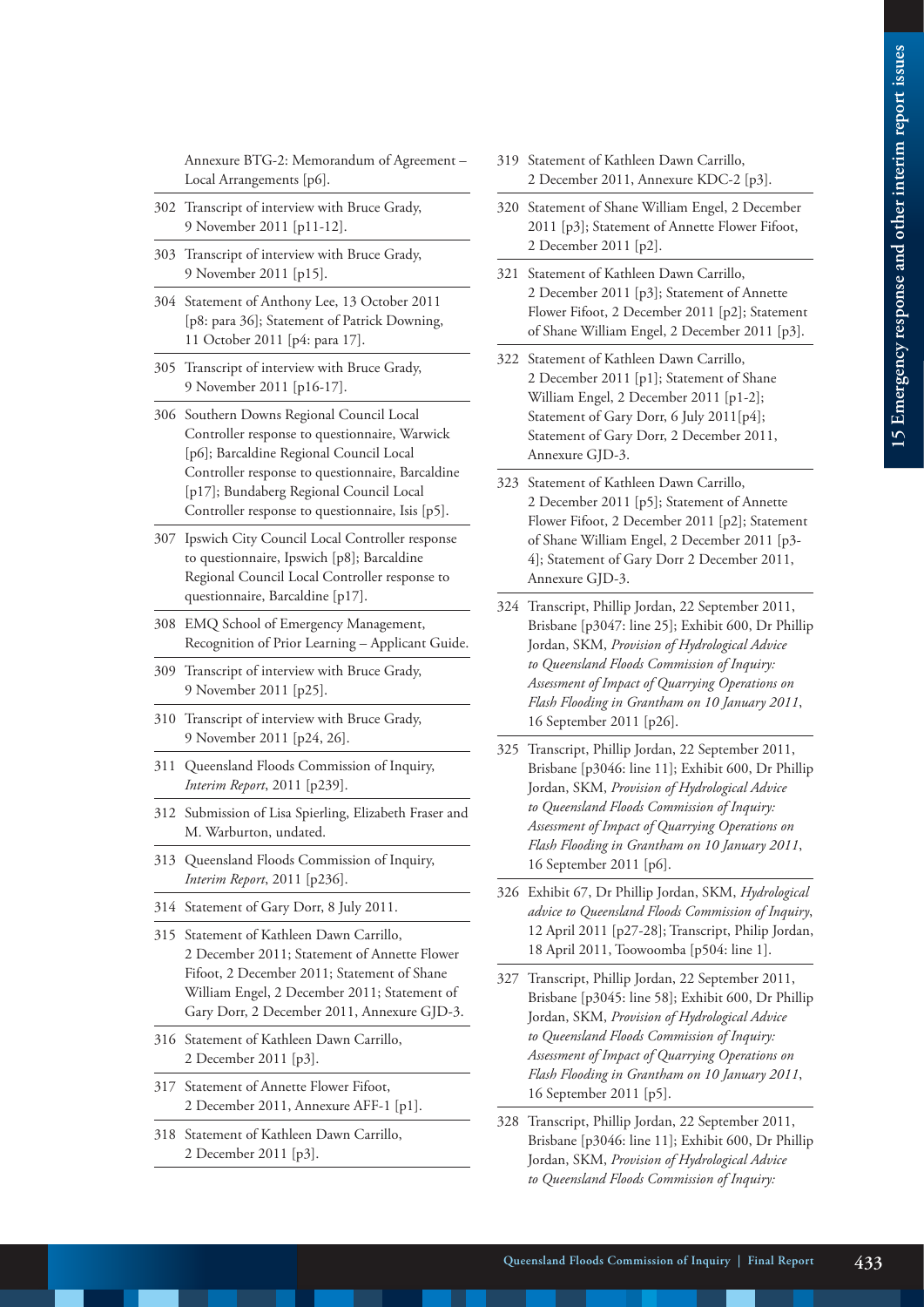Annexure BTG-2: Memorandum of Agreement – Local Arrangements [p6].

302 Transcript of interview with Bruce Grady, 9 November 2011 [p11-12].

303 Transcript of interview with Bruce Grady, 9 November 2011 [p15].

304 Statement of Anthony Lee, 13 October 2011 [p8: para 36]; Statement of Patrick Downing, 11 October 2011 [p4: para 17].

305 Transcript of interview with Bruce Grady, 9 November 2011 [p16-17].

306 Southern Downs Regional Council Local Controller response to questionnaire, Warwick [p6]; Barcaldine Regional Council Local Controller response to questionnaire, Barcaldine [p17]; Bundaberg Regional Council Local Controller response to questionnaire, Isis [p5].

307 Ipswich City Council Local Controller response to questionnaire, Ipswich [p8]; Barcaldine Regional Council Local Controller response to questionnaire, Barcaldine [p17].

308 EMQ School of Emergency Management, Recognition of Prior Learning – Applicant Guide.

309 Transcript of interview with Bruce Grady, 9 November 2011 [p25].

310 Transcript of interview with Bruce Grady, 9 November 2011 [p24, 26].

311 Queensland Floods Commission of Inquiry, *Interim Report*, 2011 [p239].

312 Submission of Lisa Spierling, Elizabeth Fraser and M. Warburton, undated.

313 Queensland Floods Commission of Inquiry, *Interim Report*, 2011 [p236].

314 Statement of Gary Dorr, 8 July 2011.

315 Statement of Kathleen Dawn Carrillo, 2 December 2011; Statement of Annette Flower Fifoot, 2 December 2011; Statement of Shane William Engel, 2 December 2011; Statement of Gary Dorr, 2 December 2011, Annexure GJD-3.

316 Statement of Kathleen Dawn Carrillo, 2 December 2011 [p3].

317 Statement of Annette Flower Fifoot, 2 December 2011, Annexure AFF-1 [p1].

318 Statement of Kathleen Dawn Carrillo, 2 December 2011 [p3].

319 Statement of Kathleen Dawn Carrillo, 2 December 2011, Annexure KDC-2 [p3].

320 Statement of Shane William Engel, 2 December 2011 [p3]; Statement of Annette Flower Fifoot, 2 December 2011 [p2].

321 Statement of Kathleen Dawn Carrillo, 2 December 2011 [p3]; Statement of Annette Flower Fifoot, 2 December 2011 [p2]; Statement of Shane William Engel, 2 December 2011 [p3].

322 Statement of Kathleen Dawn Carrillo, 2 December 2011 [p1]; Statement of Shane William Engel, 2 December 2011 [p1-2]; Statement of Gary Dorr, 6 July 2011[p4]; Statement of Gary Dorr, 2 December 2011, Annexure GJD-3.

323 Statement of Kathleen Dawn Carrillo, 2 December 2011 [p5]; Statement of Annette Flower Fifoot, 2 December 2011 [p2]; Statement of Shane William Engel, 2 December 2011 [p3-4]; Statement of Gary Dorr 2 December 2011, Annexure GJD-3.

324 Transcript, Phillip Jordan, 22 September 2011, Brisbane [p3047: line 25]; Exhibit 600, Dr Phillip Jordan, SKM, *Provision of Hydrological Advice to Queensland Floods Commission of Inquiry: Assessment of Impact of Quarrying Operations on Flash Flooding in Grantham on 10 January 2011*, 16 September 2011 [p26].

325 Transcript, Phillip Jordan, 22 September 2011, Brisbane [p3046: line 11]; Exhibit 600, Dr Phillip Jordan, SKM, *Provision of Hydrological Advice to Queensland Floods Commission of Inquiry: Assessment of Impact of Quarrying Operations on Flash Flooding in Grantham on 10 January 2011*, 16 September 2011 [p6].

326 Exhibit 67, Dr Phillip Jordan, SKM, *Hydrological advice to Queensland Floods Commission of Inquiry*, 12 April 2011 [p27-28]; Transcript, Philip Jordan, 18 April 2011, Toowoomba [p504: line 1].

327 Transcript, Phillip Jordan, 22 September 2011, Brisbane [p3045: line 58]; Exhibit 600, Dr Phillip Jordan, SKM, *Provision of Hydrological Advice to Queensland Floods Commission of Inquiry: Assessment of Impact of Quarrying Operations on Flash Flooding in Grantham on 10 January 2011*, 16 September 2011 [p5].

328 Transcript, Phillip Jordan, 22 September 2011, Brisbane [p3046: line 11]; Exhibit 600, Dr Phillip Jordan, SKM, *Provision of Hydrological Advice to Queensland Floods Commission of Inquiry:*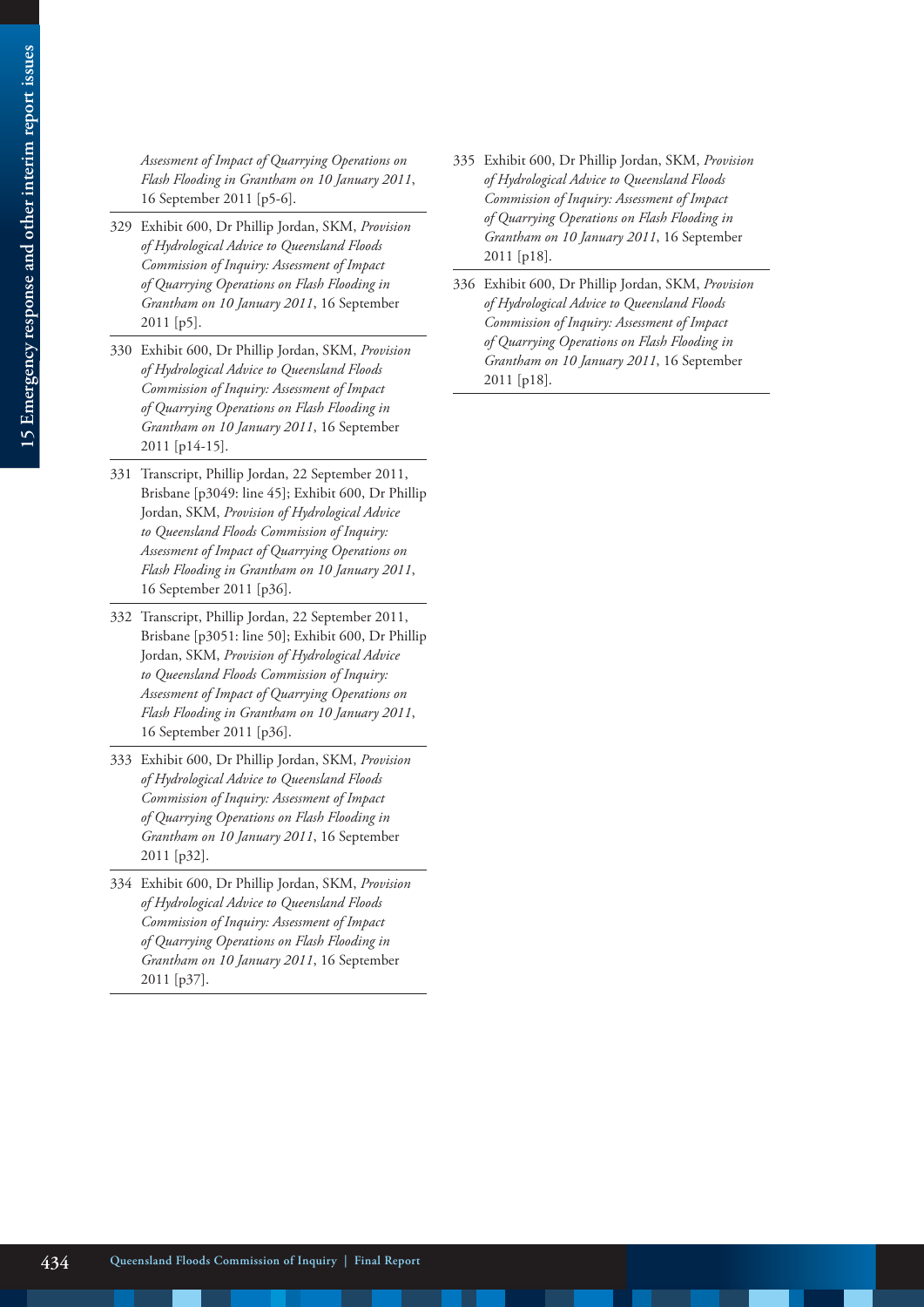*Assessment of Impact of Quarrying Operations on Flash Flooding in Grantham on 10 January 2011*, 16 September 2011 [p5-6].

329 Exhibit 600, Dr Phillip Jordan, SKM, *Provision of Hydrological Advice to Queensland Floods Commission of Inquiry: Assessment of Impact of Quarrying Operations on Flash Flooding in Grantham on 10 January 2011*, 16 September 2011 [p5].

330 Exhibit 600, Dr Phillip Jordan, SKM, *Provision of Hydrological Advice to Queensland Floods Commission of Inquiry: Assessment of Impact of Quarrying Operations on Flash Flooding in Grantham on 10 January 2011*, 16 September 2011 [p14-15].

331 Transcript, Phillip Jordan, 22 September 2011, Brisbane [p3049: line 45]; Exhibit 600, Dr Phillip Jordan, SKM, *Provision of Hydrological Advice to Queensland Floods Commission of Inquiry: Assessment of Impact of Quarrying Operations on Flash Flooding in Grantham on 10 January 2011*, 16 September 2011 [p36].

332 Transcript, Phillip Jordan, 22 September 2011, Brisbane [p3051: line 50]; Exhibit 600, Dr Phillip Jordan, SKM, *Provision of Hydrological Advice to Queensland Floods Commission of Inquiry: Assessment of Impact of Quarrying Operations on Flash Flooding in Grantham on 10 January 2011*, 16 September 2011 [p36].

333 Exhibit 600, Dr Phillip Jordan, SKM, *Provision of Hydrological Advice to Queensland Floods Commission of Inquiry: Assessment of Impact of Quarrying Operations on Flash Flooding in Grantham on 10 January 2011*, 16 September 2011 [p32].

334 Exhibit 600, Dr Phillip Jordan, SKM, *Provision of Hydrological Advice to Queensland Floods Commission of Inquiry: Assessment of Impact of Quarrying Operations on Flash Flooding in Grantham on 10 January 2011*, 16 September 2011 [p37].

335 Exhibit 600, Dr Phillip Jordan, SKM, *Provision of Hydrological Advice to Queensland Floods Commission of Inquiry: Assessment of Impact of Quarrying Operations on Flash Flooding in Grantham on 10 January 2011*, 16 September 2011 [p18].

336 Exhibit 600, Dr Phillip Jordan, SKM, *Provision of Hydrological Advice to Queensland Floods Commission of Inquiry: Assessment of Impact of Quarrying Operations on Flash Flooding in Grantham on 10 January 2011*, 16 September 2011 [p18].